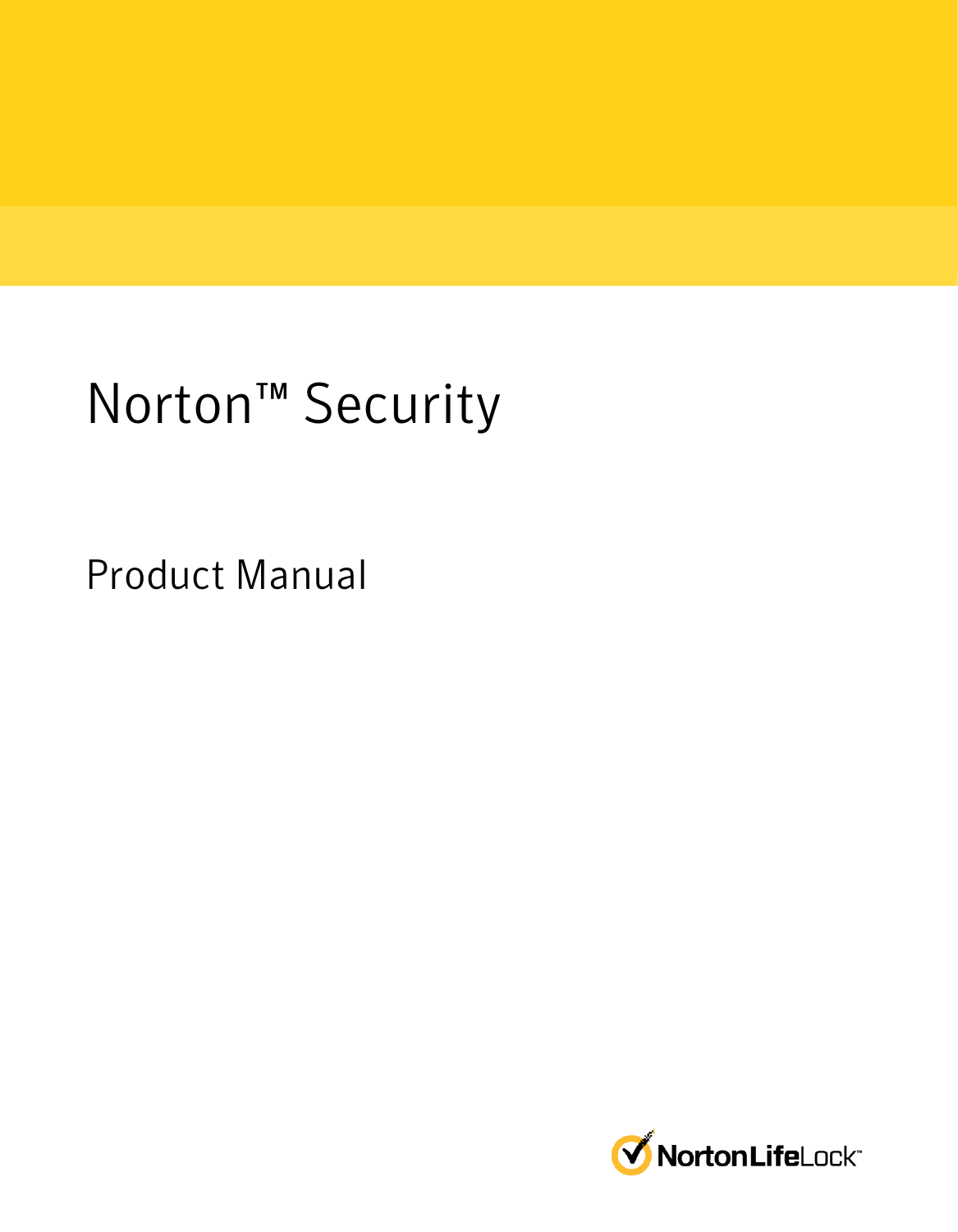# Norton™ Security

## Product Manual

NortonLifeLock™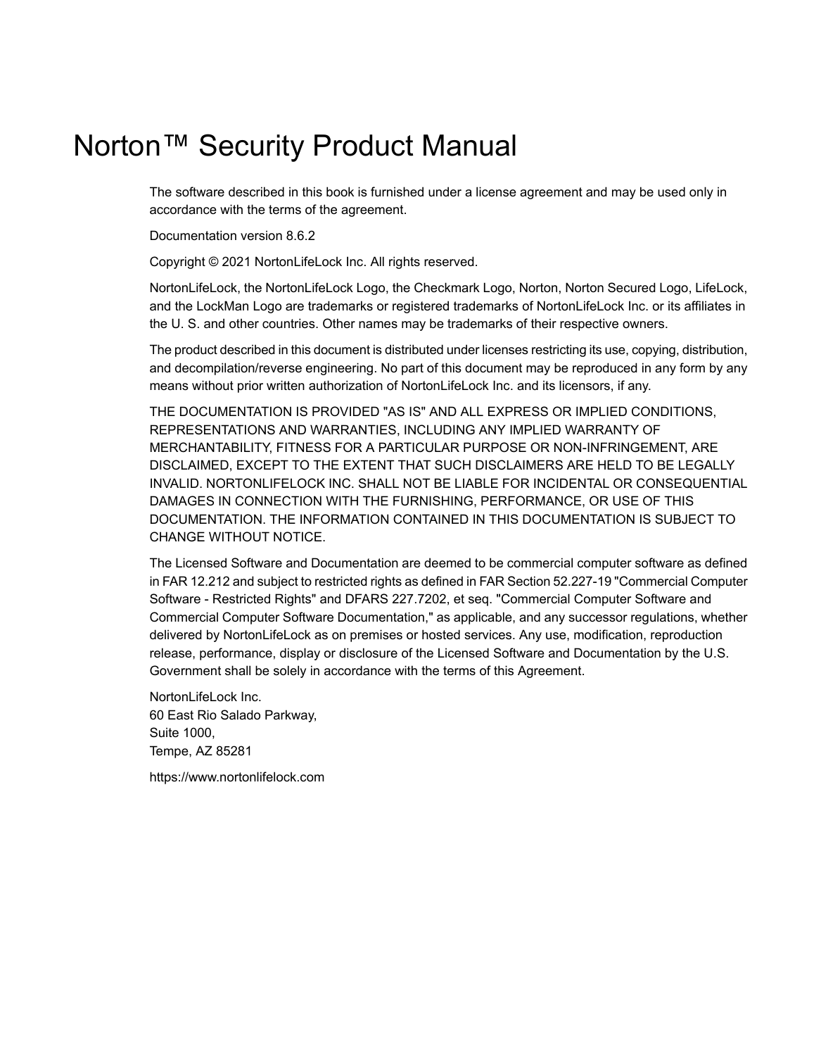# Norton™ Security Product Manual

The software described in this book is furnished under a license agreement and may be used only in accordance with the terms of the agreement.

Documentation version 8.6.2

Copyright © 2021 NortonLifeLock Inc. All rights reserved.

NortonLifeLock, the NortonLifeLock Logo, the Checkmark Logo, Norton, Norton Secured Logo, LifeLock, and the LockMan Logo are trademarks or registered trademarks of NortonLifeLock Inc. or its affiliates in the U. S. and other countries. Other names may be trademarks of their respective owners.

The product described in this document is distributed under licenses restricting its use, copying, distribution, and decompilation/reverse engineering. No part of this document may be reproduced in any form by any means without prior written authorization of NortonLifeLock Inc. and its licensors, if any.

THE DOCUMENTATION IS PROVIDED "AS IS" AND ALL EXPRESS OR IMPLIED CONDITIONS, REPRESENTATIONS AND WARRANTIES, INCLUDING ANY IMPLIED WARRANTY OF MERCHANTABILITY, FITNESS FOR A PARTICULAR PURPOSE OR NON-INFRINGEMENT, ARE DISCLAIMED, EXCEPT TO THE EXTENT THAT SUCH DISCLAIMERS ARE HELD TO BE LEGALLY INVALID. NORTONLIFELOCK INC. SHALL NOT BE LIABLE FOR INCIDENTAL OR CONSEQUENTIAL DAMAGES IN CONNECTION WITH THE FURNISHING, PERFORMANCE, OR USE OF THIS DOCUMENTATION. THE INFORMATION CONTAINED IN THIS DOCUMENTATION IS SUBJECT TO CHANGE WITHOUT NOTICE.

The Licensed Software and Documentation are deemed to be commercial computer software as defined in FAR 12.212 and subject to restricted rights as defined in FAR Section 52.227-19 "Commercial Computer Software - Restricted Rights" and DFARS 227.7202, et seq. "Commercial Computer Software and Commercial Computer Software Documentation," as applicable, and any successor regulations, whether delivered by NortonLifeLock as on premises or hosted services. Any use, modification, reproduction release, performance, display or disclosure of the Licensed Software and Documentation by the U.S. Government shall be solely in accordance with the terms of this Agreement.

NortonLifeLock Inc.
60 East Rio Salado Parkway,
Suite 1000,
Tempe, AZ 85281

https://www.nortonlifelock.com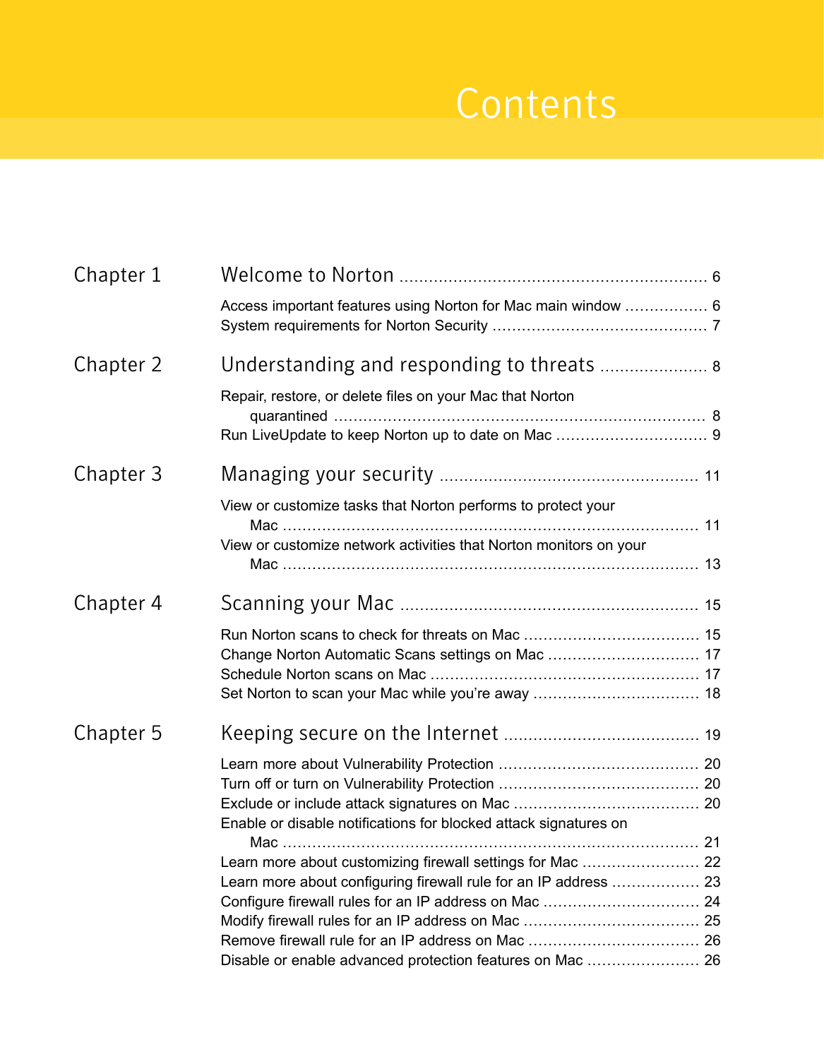# Contents

| | | |
|---|---|---|
| Chapter 1 | **Welcome to Norton** | 6 |
| | Access important features using Norton for Mac main window | 6 |
| | System requirements for Norton Security | 7 |
| Chapter 2 | **Understanding and responding to threats** | 8 |
| | Repair, restore, or delete files on your Mac that Norton quarantined | 8 |
| | Run LiveUpdate to keep Norton up to date on Mac | 9 |
| Chapter 3 | **Managing your security** | 11 |
| | View or customize tasks that Norton performs to protect your Mac | 11 |
| | View or customize network activities that Norton monitors on your Mac | 13 |
| Chapter 4 | **Scanning your Mac** | 15 |
| | Run Norton scans to check for threats on Mac | 15 |
| | Change Norton Automatic Scans settings on Mac | 17 |
| | Schedule Norton scans on Mac | 17 |
| | Set Norton to scan your Mac while you're away | 18 |
| Chapter 5 | **Keeping secure on the Internet** | 19 |
| | Learn more about Vulnerability Protection | 20 |
| | Turn off or turn on Vulnerability Protection | 20 |
| | Exclude or include attack signatures on Mac | 20 |
| | Enable or disable notifications for blocked attack signatures on Mac | 21 |
| | Learn more about customizing firewall settings for Mac | 22 |
| | Learn more about configuring firewall rule for an IP address | 23 |
| | Configure firewall rules for an IP address on Mac | 24 |
| | Modify firewall rules for an IP address on Mac | 25 |
| | Remove firewall rule for an IP address on Mac | 26 |
| | Disable or enable advanced protection features on Mac | 26 |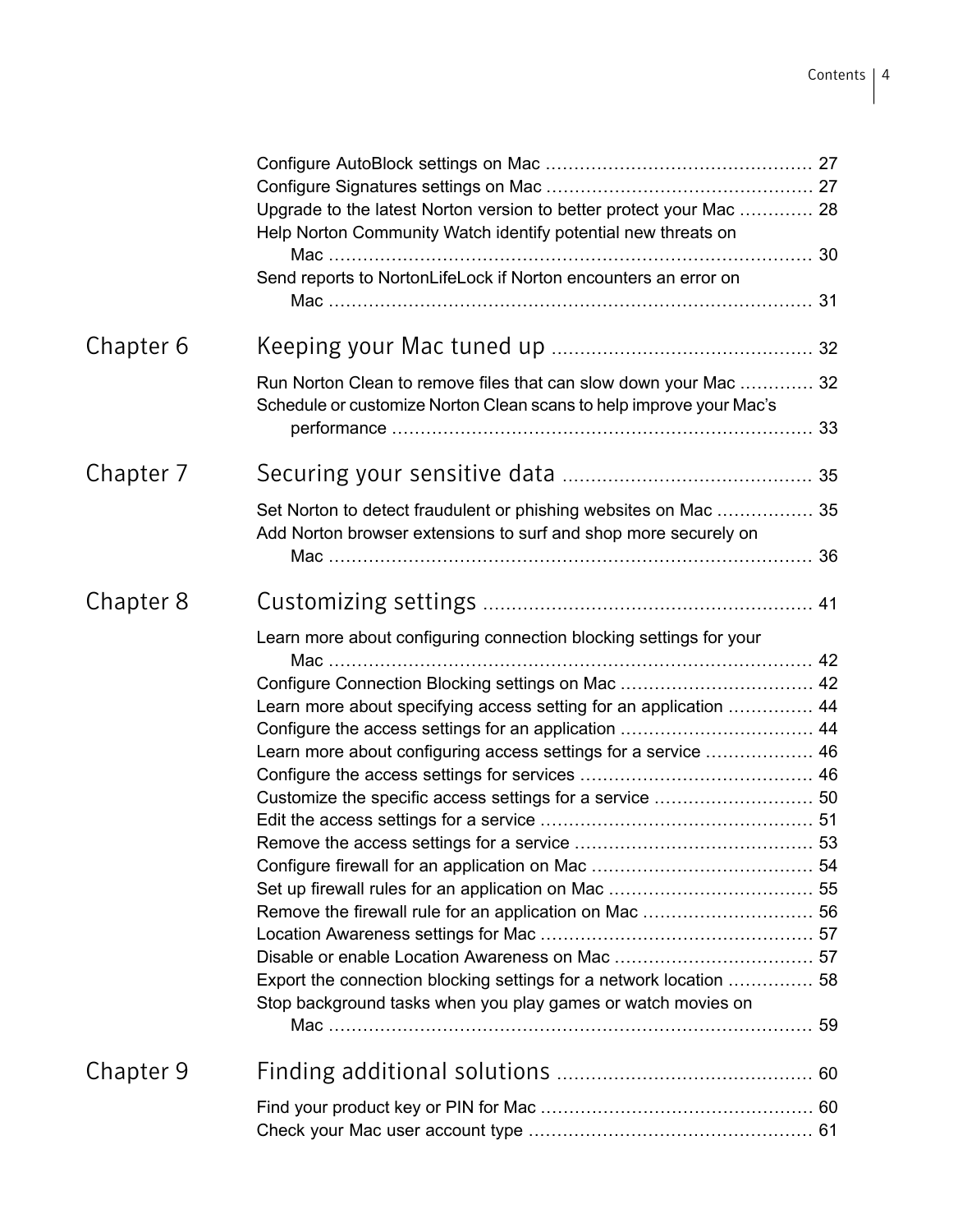Configure AutoBlock settings on Mac ..... 27
Configure Signatures settings on Mac ..... 27
Upgrade to the latest Norton version to better protect your Mac ..... 28
Help Norton Community Watch identify potential new threats on Mac ..... 30
Send reports to NortonLifeLock if Norton encounters an error on Mac ..... 31

Chapter 6 **Keeping your Mac tuned up** ..... 32

Run Norton Clean to remove files that can slow down your Mac ..... 32
Schedule or customize Norton Clean scans to help improve your Mac's performance ..... 33

Chapter 7 **Securing your sensitive data** ..... 35

Set Norton to detect fraudulent or phishing websites on Mac ..... 35
Add Norton browser extensions to surf and shop more securely on Mac ..... 36

Chapter 8 **Customizing settings** ..... 41

Learn more about configuring connection blocking settings for your Mac ..... 42
Configure Connection Blocking settings on Mac ..... 42
Learn more about specifying access setting for an application ..... 44
Configure the access settings for an application ..... 44
Learn more about configuring access settings for a service ..... 46
Configure the access settings for services ..... 46
Customize the specific access settings for a service ..... 50
Edit the access settings for a service ..... 51
Remove the access settings for a service ..... 53
Configure firewall for an application on Mac ..... 54
Set up firewall rules for an application on Mac ..... 55
Remove the firewall rule for an application on Mac ..... 56
Location Awareness settings for Mac ..... 57
Disable or enable Location Awareness on Mac ..... 57
Export the connection blocking settings for a network location ..... 58
Stop background tasks when you play games or watch movies on Mac ..... 59

Chapter 9 **Finding additional solutions** ..... 60

Find your product key or PIN for Mac ..... 60
Check your Mac user account type ..... 61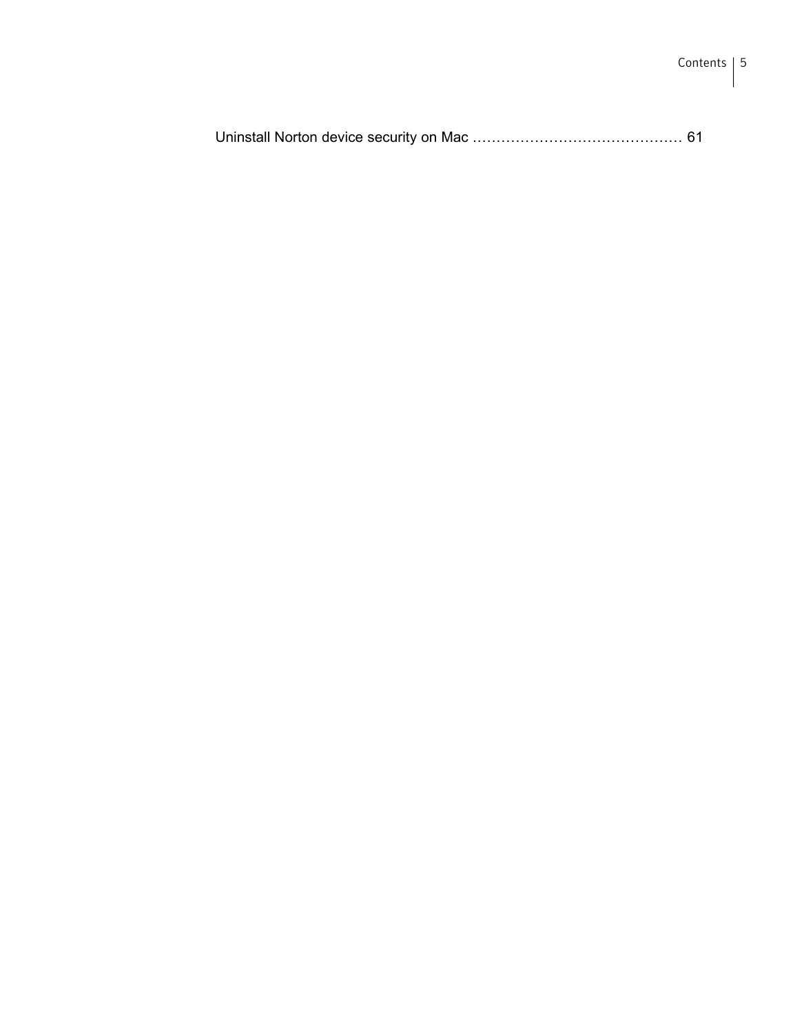Uninstall Norton device security on Mac .......................................... 61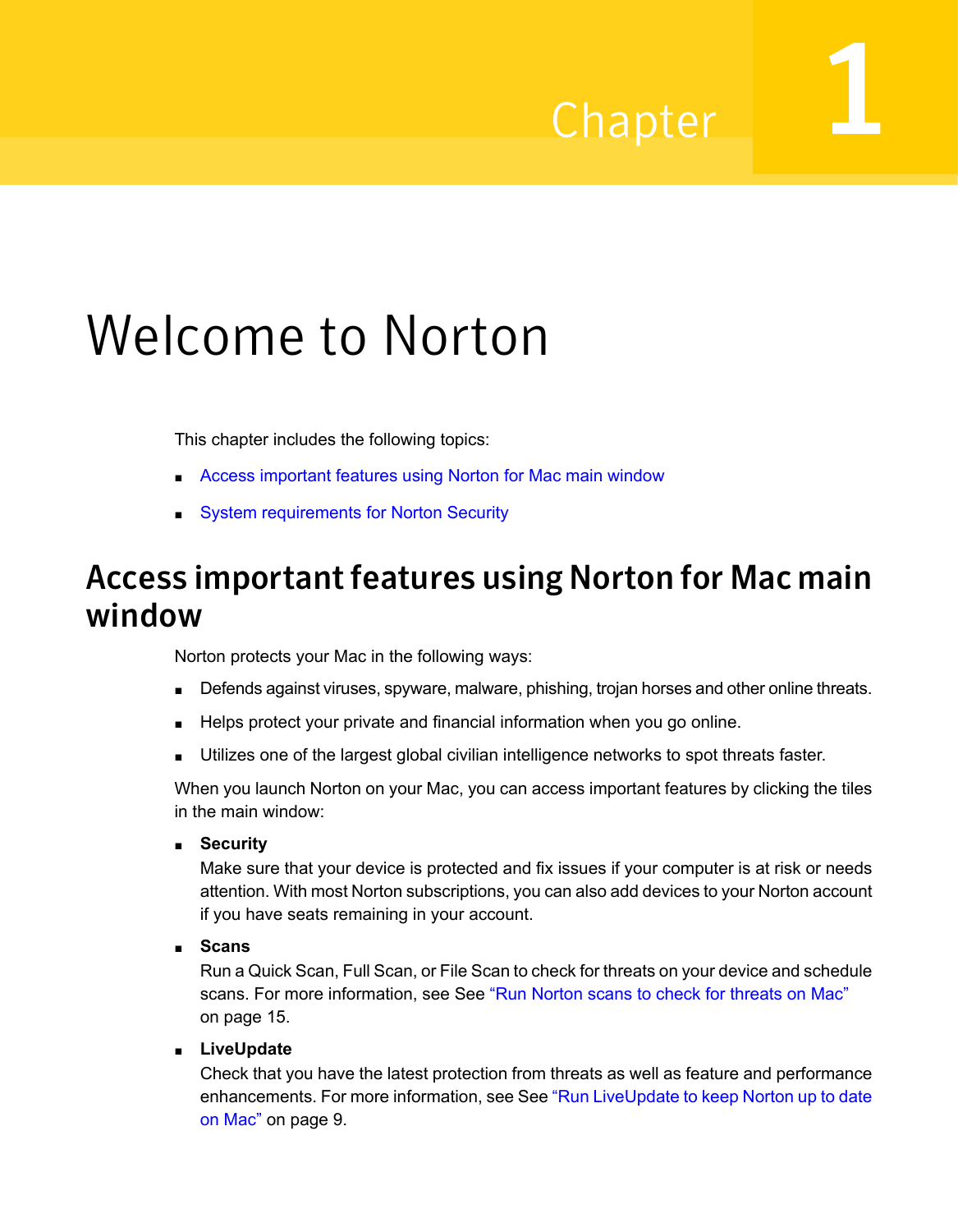Chapter 1

# Welcome to Norton

This chapter includes the following topics:

- Access important features using Norton for Mac main window
- System requirements for Norton Security

## Access important features using Norton for Mac main window

Norton protects your Mac in the following ways:

- Defends against viruses, spyware, malware, phishing, trojan horses and other online threats.
- Helps protect your private and financial information when you go online.
- Utilizes one of the largest global civilian intelligence networks to spot threats faster.

When you launch Norton on your Mac, you can access important features by clicking the tiles in the main window:

- **Security**
  Make sure that your device is protected and fix issues if your computer is at risk or needs attention. With most Norton subscriptions, you can also add devices to your Norton account if you have seats remaining in your account.
- **Scans**
  Run a Quick Scan, Full Scan, or File Scan to check for threats on your device and schedule scans. For more information, see See "Run Norton scans to check for threats on Mac" on page 15.
- **LiveUpdate**
  Check that you have the latest protection from threats as well as feature and performance enhancements. For more information, see See "Run LiveUpdate to keep Norton up to date on Mac" on page 9.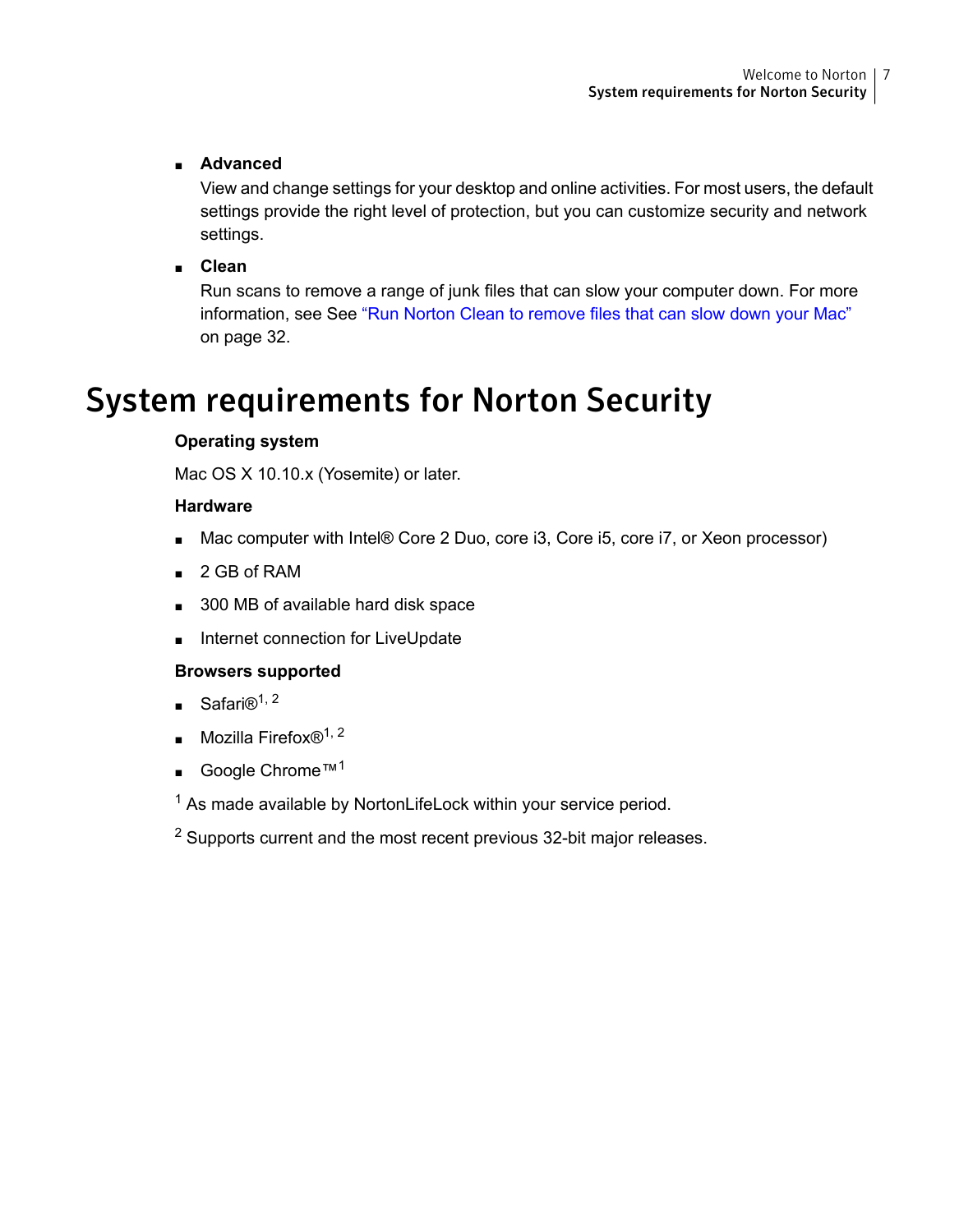- **Advanced**

  View and change settings for your desktop and online activities. For most users, the default settings provide the right level of protection, but you can customize security and network settings.

- **Clean**

  Run scans to remove a range of junk files that can slow your computer down. For more information, see See "Run Norton Clean to remove files that can slow down your Mac" on page 32.

# System requirements for Norton Security

**Operating system**

Mac OS X 10.10.x (Yosemite) or later.

**Hardware**

- Mac computer with Intel® Core 2 Duo, core i3, Core i5, core i7, or Xeon processor)
- 2 GB of RAM
- 300 MB of available hard disk space
- Internet connection for LiveUpdate

**Browsers supported**

- Safari®[1, 2]
- Mozilla Firefox®[1, 2]
- Google Chrome™[1]

[1] As made available by NortonLifeLock within your service period.

[2] Supports current and the most recent previous 32-bit major releases.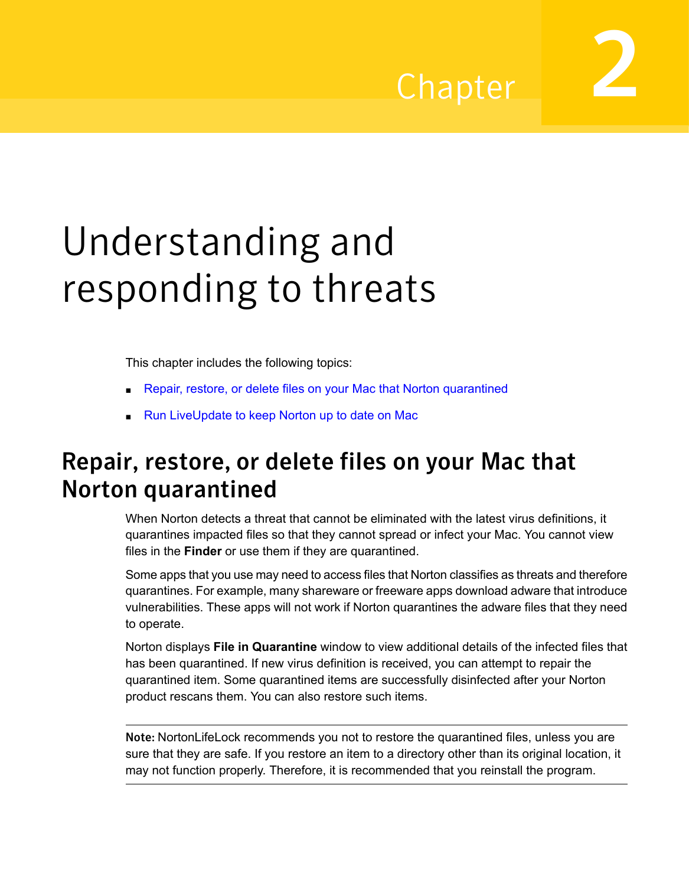# Chapter 2

# Understanding and responding to threats

This chapter includes the following topics:

- Repair, restore, or delete files on your Mac that Norton quarantined
- Run LiveUpdate to keep Norton up to date on Mac

## Repair, restore, or delete files on your Mac that Norton quarantined

When Norton detects a threat that cannot be eliminated with the latest virus definitions, it quarantines impacted files so that they cannot spread or infect your Mac. You cannot view files in the **Finder** or use them if they are quarantined.

Some apps that you use may need to access files that Norton classifies as threats and therefore quarantines. For example, many shareware or freeware apps download adware that introduce vulnerabilities. These apps will not work if Norton quarantines the adware files that they need to operate.

Norton displays **File in Quarantine** window to view additional details of the infected files that has been quarantined. If new virus definition is received, you can attempt to repair the quarantined item. Some quarantined items are successfully disinfected after your Norton product rescans them. You can also restore such items.

**Note:** NortonLifeLock recommends you not to restore the quarantined files, unless you are sure that they are safe. If you restore an item to a directory other than its original location, it may not function properly. Therefore, it is recommended that you reinstall the program.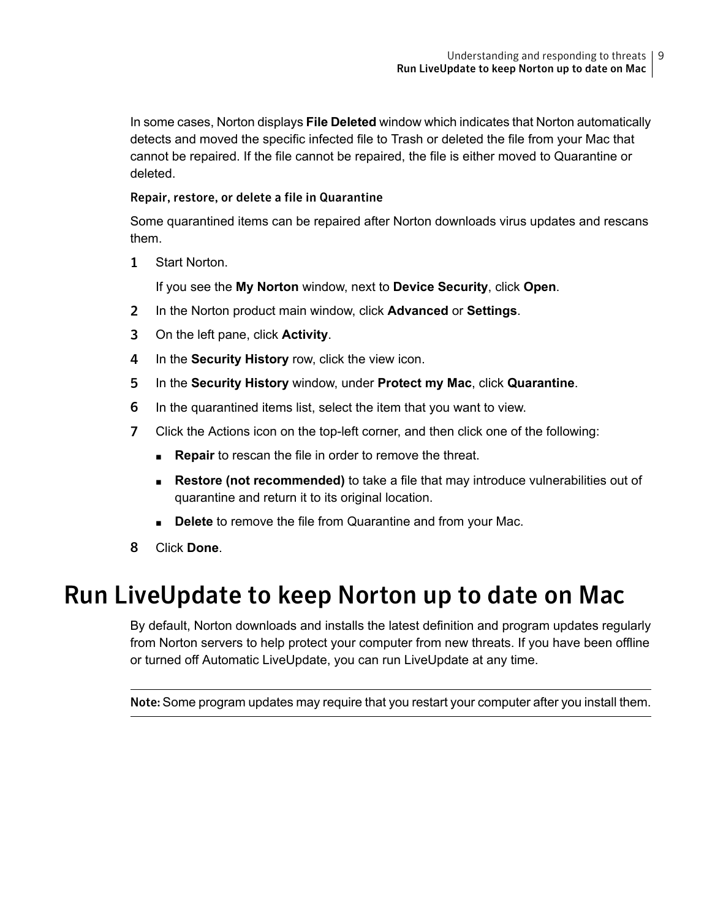In some cases, Norton displays **File Deleted** window which indicates that Norton automatically detects and moved the specific infected file to Trash or deleted the file from your Mac that cannot be repaired. If the file cannot be repaired, the file is either moved to Quarantine or deleted.

### Repair, restore, or delete a file in Quarantine

Some quarantined items can be repaired after Norton downloads virus updates and rescans them.

1. Start Norton.

   If you see the **My Norton** window, next to **Device Security**, click **Open**.
2. In the Norton product main window, click **Advanced** or **Settings**.
3. On the left pane, click **Activity**.
4. In the **Security History** row, click the view icon.
5. In the **Security History** window, under **Protect my Mac**, click **Quarantine**.
6. In the quarantined items list, select the item that you want to view.
7. Click the Actions icon on the top-left corner, and then click one of the following:
   - **Repair** to rescan the file in order to remove the threat.
   - **Restore (not recommended)** to take a file that may introduce vulnerabilities out of quarantine and return it to its original location.
   - **Delete** to remove the file from Quarantine and from your Mac.
8. Click **Done**.

# Run LiveUpdate to keep Norton up to date on Mac

By default, Norton downloads and installs the latest definition and program updates regularly from Norton servers to help protect your computer from new threats. If you have been offline or turned off Automatic LiveUpdate, you can run LiveUpdate at any time.

**Note:** Some program updates may require that you restart your computer after you install them.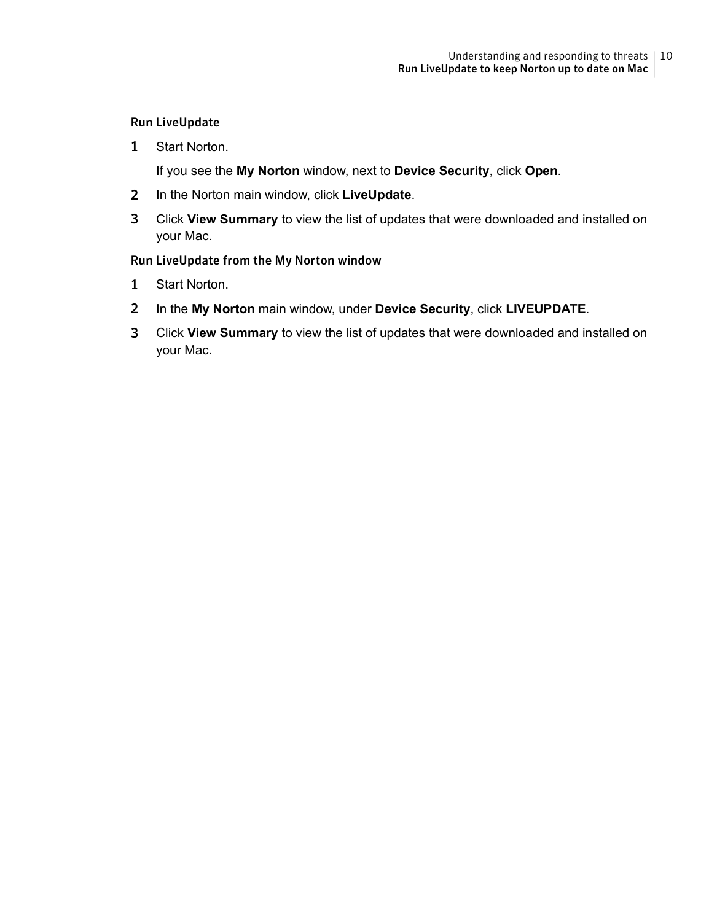### Run LiveUpdate

1. Start Norton.

   If you see the **My Norton** window, next to **Device Security**, click **Open**.

2. In the Norton main window, click **LiveUpdate**.
3. Click **View Summary** to view the list of updates that were downloaded and installed on your Mac.

### Run LiveUpdate from the My Norton window

1. Start Norton.
2. In the **My Norton** main window, under **Device Security**, click **LIVEUPDATE**.
3. Click **View Summary** to view the list of updates that were downloaded and installed on your Mac.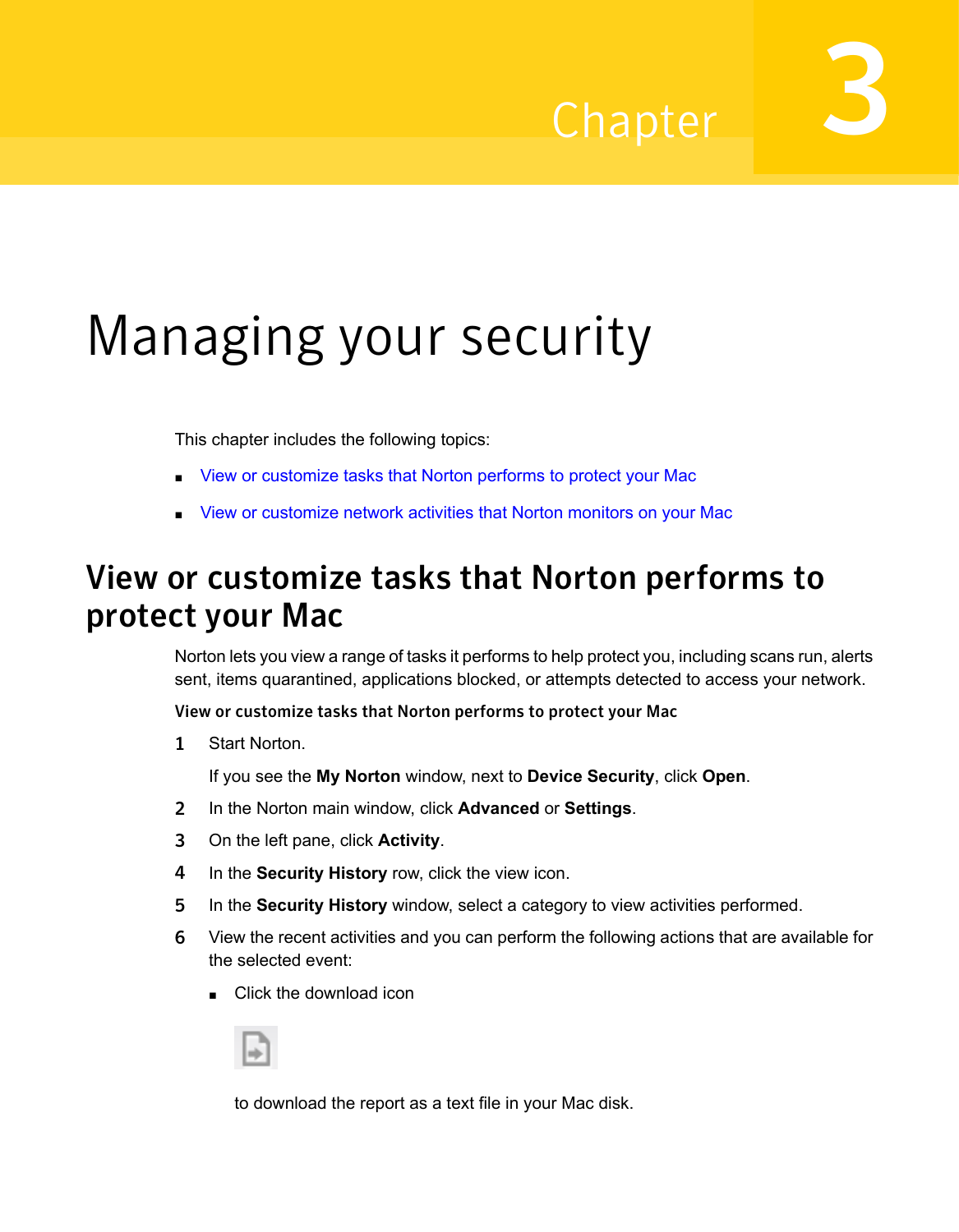# Chapter 3

# Managing your security

This chapter includes the following topics:

- View or customize tasks that Norton performs to protect your Mac
- View or customize network activities that Norton monitors on your Mac

## View or customize tasks that Norton performs to protect your Mac

Norton lets you view a range of tasks it performs to help protect you, including scans run, alerts sent, items quarantined, applications blocked, or attempts detected to access your network.

#### View or customize tasks that Norton performs to protect your Mac

1. Start Norton.

   If you see the **My Norton** window, next to **Device Security**, click **Open**.

2. In the Norton main window, click **Advanced** or **Settings**.
3. On the left pane, click **Activity**.
4. In the **Security History** row, click the view icon.
5. In the **Security History** window, select a category to view activities performed.
6. View the recent activities and you can perform the following actions that are available for the selected event:
   - Click the download icon

     to download the report as a text file in your Mac disk.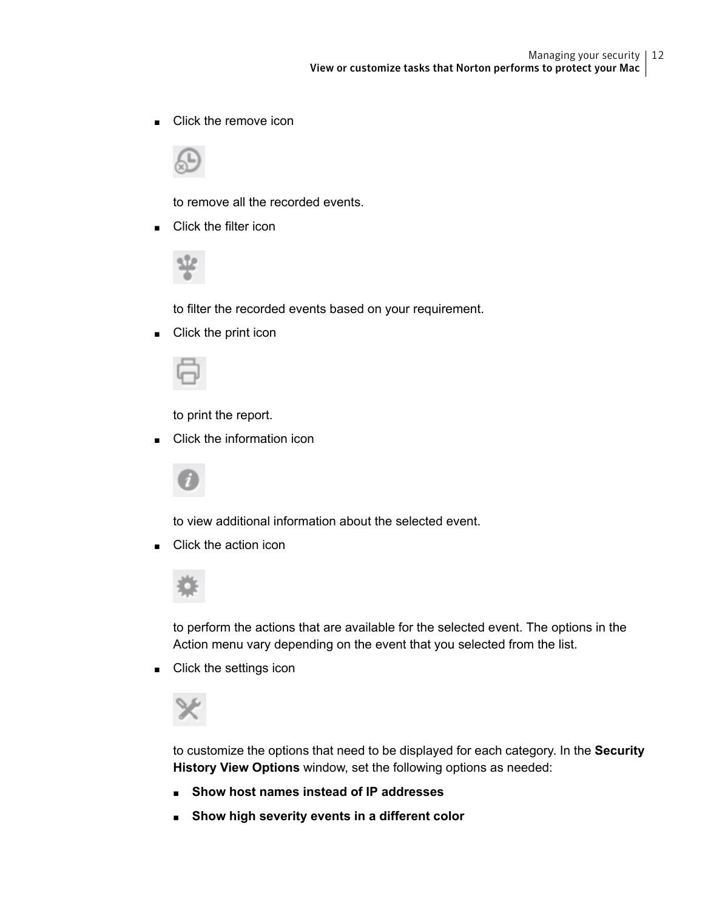- Click the remove icon

  to remove all the recorded events.
- Click the filter icon

  to filter the recorded events based on your requirement.
- Click the print icon

  to print the report.
- Click the information icon

  to view additional information about the selected event.
- Click the action icon

  to perform the actions that are available for the selected event. The options in the Action menu vary depending on the event that you selected from the list.
- Click the settings icon

  to customize the options that need to be displayed for each category. In the **Security History View Options** window, set the following options as needed:

  - **Show host names instead of IP addresses**
  - **Show high severity events in a different color**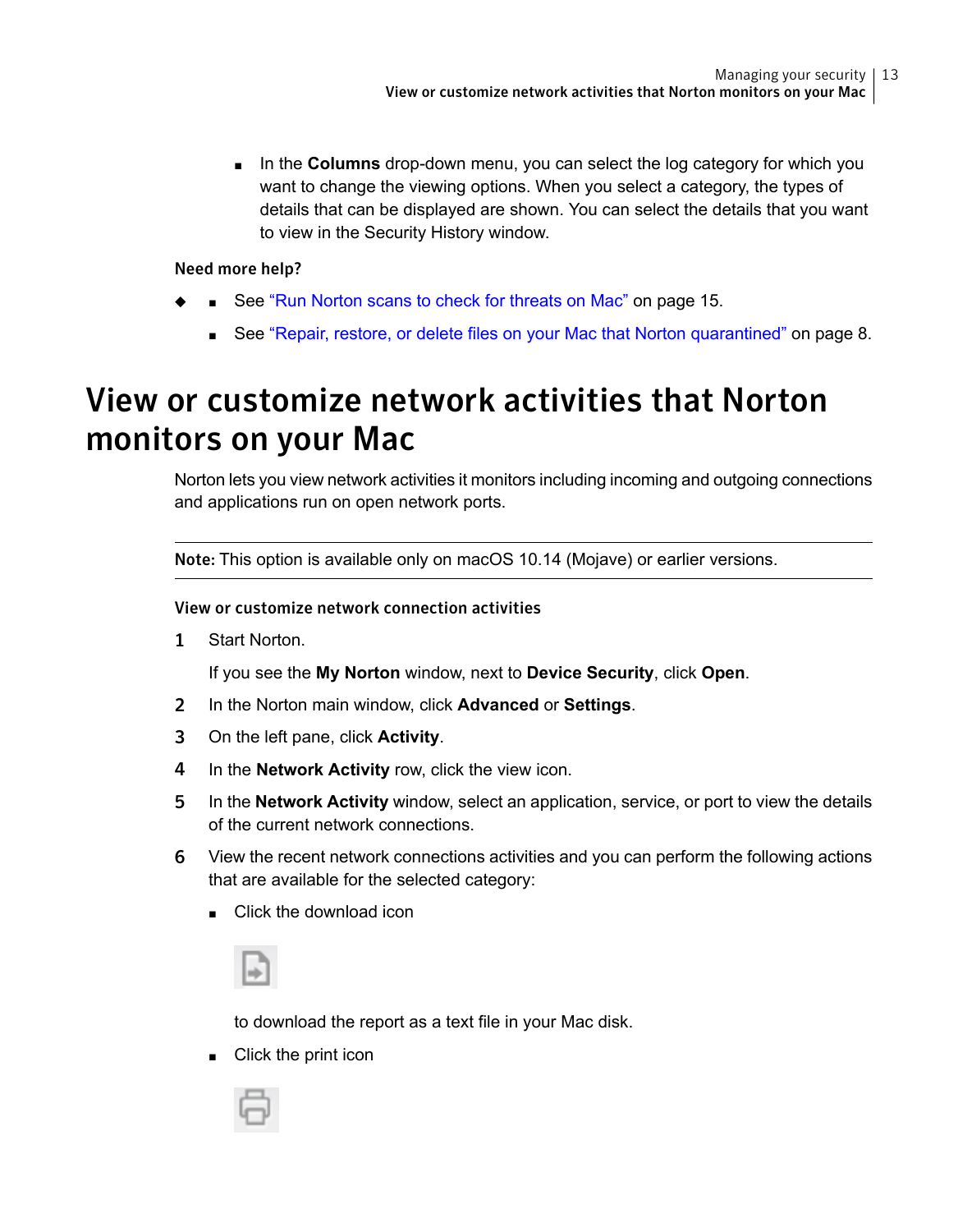- In the **Columns** drop-down menu, you can select the log category for which you want to change the viewing options. When you select a category, the types of details that can be displayed are shown. You can select the details that you want to view in the Security History window.

**Need more help?**

- See "Run Norton scans to check for threats on Mac" on page 15.
- See "Repair, restore, or delete files on your Mac that Norton quarantined" on page 8.

# View or customize network activities that Norton monitors on your Mac

Norton lets you view network activities it monitors including incoming and outgoing connections and applications run on open network ports.

---

**Note:** This option is available only on macOS 10.14 (Mojave) or earlier versions.

---

**View or customize network connection activities**

1. Start Norton.

   If you see the **My Norton** window, next to **Device Security**, click **Open**.

2. In the Norton main window, click **Advanced** or **Settings**.
3. On the left pane, click **Activity**.
4. In the **Network Activity** row, click the view icon.
5. In the **Network Activity** window, select an application, service, or port to view the details of the current network connections.
6. View the recent network connections activities and you can perform the following actions that are available for the selected category:
   - Click the download icon

     to download the report as a text file in your Mac disk.
   - Click the print icon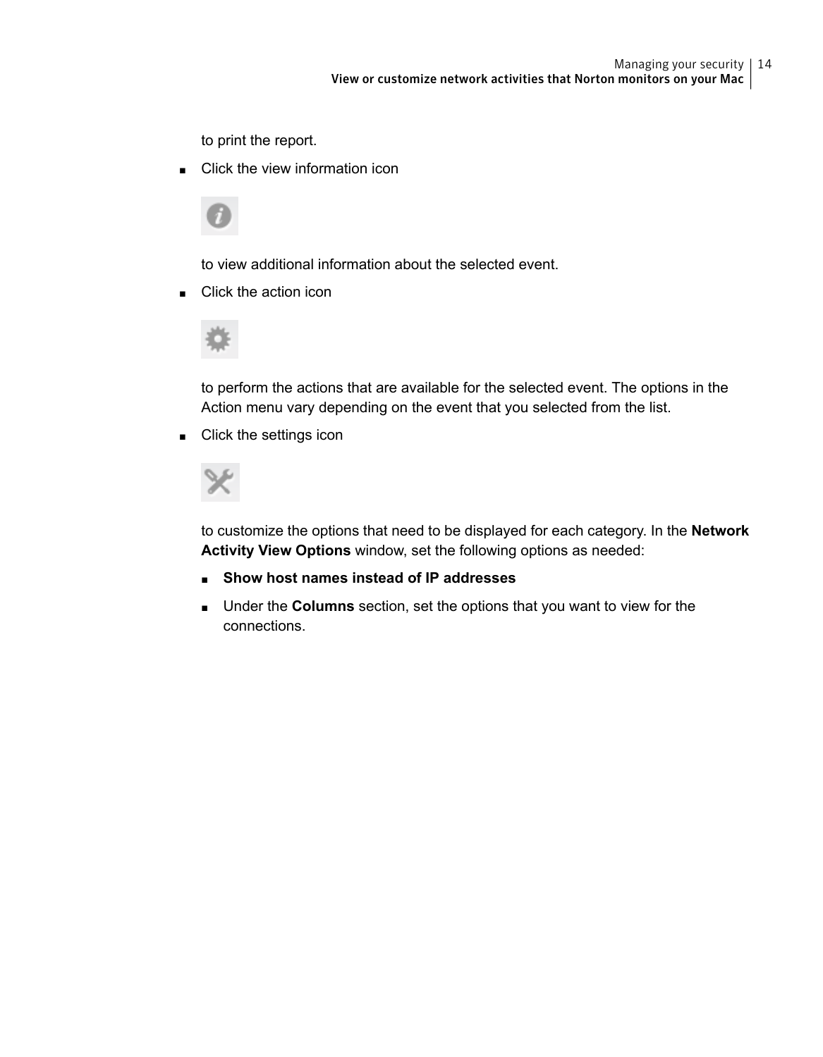to print the report.

- Click the view information icon

  to view additional information about the selected event.

- Click the action icon

  to perform the actions that are available for the selected event. The options in the Action menu vary depending on the event that you selected from the list.

- Click the settings icon

  to customize the options that need to be displayed for each category. In the **Network Activity View Options** window, set the following options as needed:

  - **Show host names instead of IP addresses**
  - Under the **Columns** section, set the options that you want to view for the connections.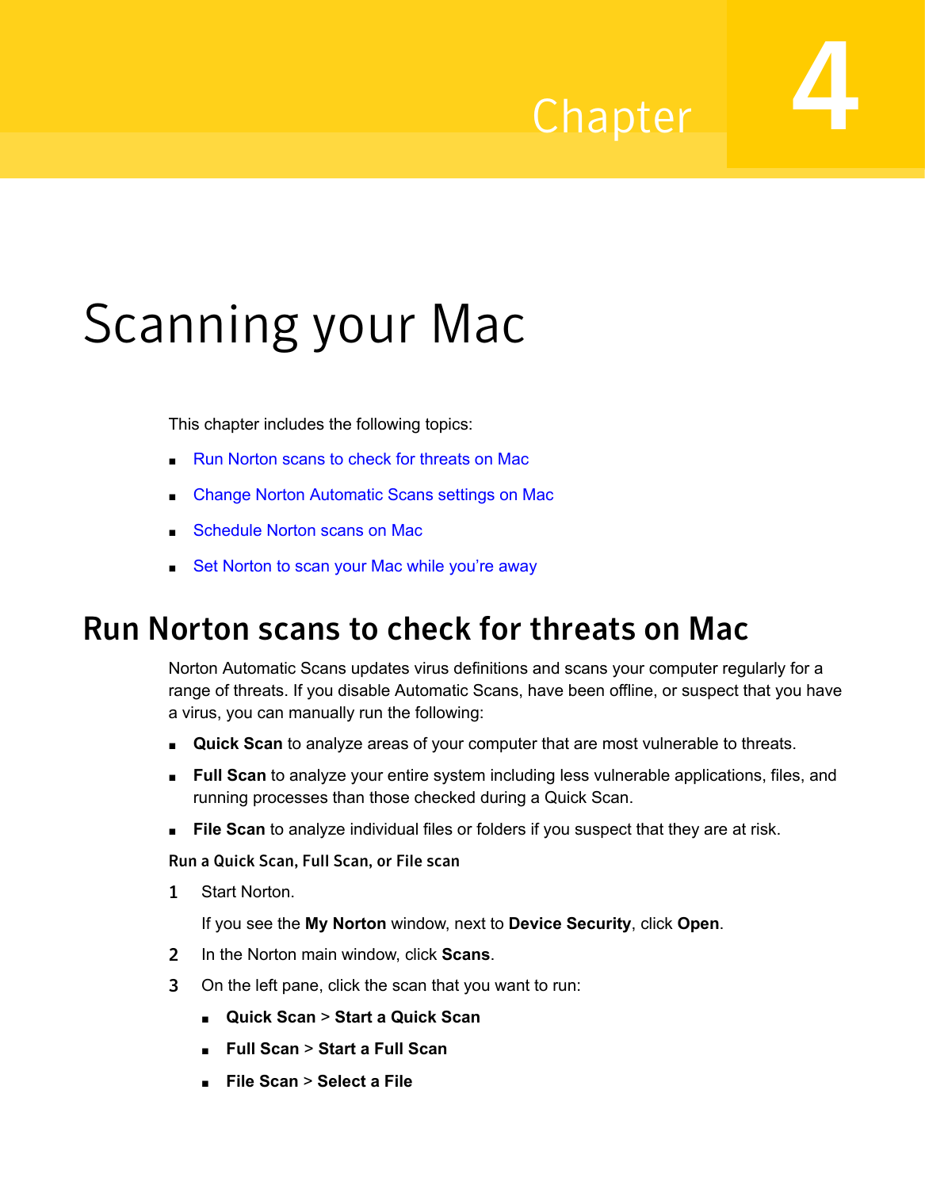Chapter 4

# Scanning your Mac

This chapter includes the following topics:

- Run Norton scans to check for threats on Mac
- Change Norton Automatic Scans settings on Mac
- Schedule Norton scans on Mac
- Set Norton to scan your Mac while you're away

## Run Norton scans to check for threats on Mac

Norton Automatic Scans updates virus definitions and scans your computer regularly for a range of threats. If you disable Automatic Scans, have been offline, or suspect that you have a virus, you can manually run the following:

- **Quick Scan** to analyze areas of your computer that are most vulnerable to threats.
- **Full Scan** to analyze your entire system including less vulnerable applications, files, and running processes than those checked during a Quick Scan.
- **File Scan** to analyze individual files or folders if you suspect that they are at risk.

**Run a Quick Scan, Full Scan, or File scan**

1. Start Norton.

   If you see the **My Norton** window, next to **Device Security**, click **Open**.

2. In the Norton main window, click **Scans**.
3. On the left pane, click the scan that you want to run:
   - **Quick Scan** > **Start a Quick Scan**
   - **Full Scan** > **Start a Full Scan**
   - **File Scan** > **Select a File**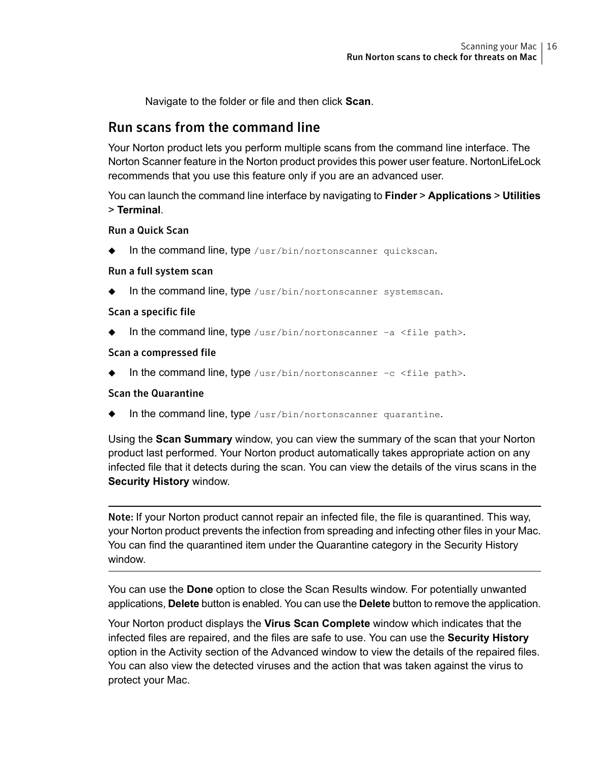Navigate to the folder or file and then click **Scan**.

## Run scans from the command line

Your Norton product lets you perform multiple scans from the command line interface. The Norton Scanner feature in the Norton product provides this power user feature. NortonLifeLock recommends that you use this feature only if you are an advanced user.

You can launch the command line interface by navigating to **Finder** > **Applications** > **Utilities** > **Terminal**.

### Run a Quick Scan

- In the command line, type `/usr/bin/nortonscanner quickscan`.

### Run a full system scan

- In the command line, type `/usr/bin/nortonscanner systemscan`.

### Scan a specific file

- In the command line, type `/usr/bin/nortonscanner -a <file path>`.

### Scan a compressed file

- In the command line, type `/usr/bin/nortonscanner -c <file path>`.

### Scan the Quarantine

- In the command line, type `/usr/bin/nortonscanner quarantine`.

Using the **Scan Summary** window, you can view the summary of the scan that your Norton product last performed. Your Norton product automatically takes appropriate action on any infected file that it detects during the scan. You can view the details of the virus scans in the **Security History** window.

---

**Note:** If your Norton product cannot repair an infected file, the file is quarantined. This way, your Norton product prevents the infection from spreading and infecting other files in your Mac. You can find the quarantined item under the Quarantine category in the Security History window.

---

You can use the **Done** option to close the Scan Results window. For potentially unwanted applications, **Delete** button is enabled. You can use the **Delete** button to remove the application.

Your Norton product displays the **Virus Scan Complete** window which indicates that the infected files are repaired, and the files are safe to use. You can use the **Security History** option in the Activity section of the Advanced window to view the details of the repaired files. You can also view the detected viruses and the action that was taken against the virus to protect your Mac.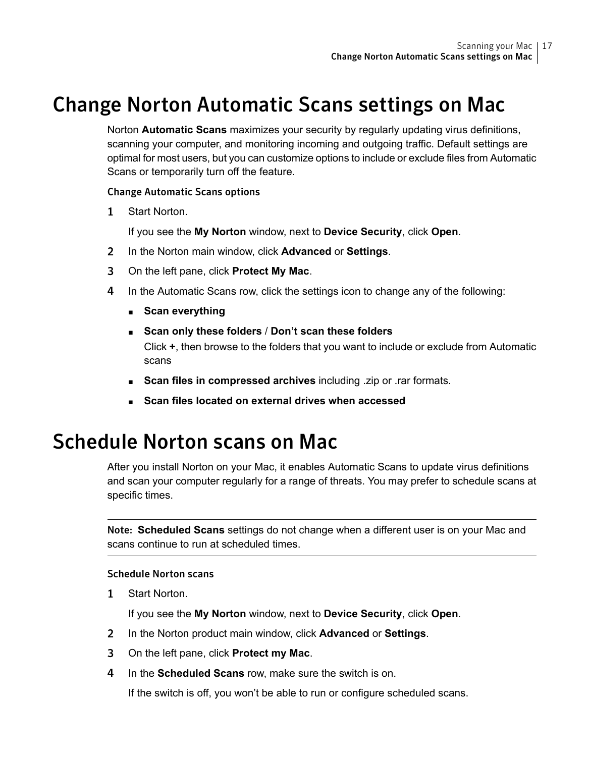# Change Norton Automatic Scans settings on Mac

Norton **Automatic Scans** maximizes your security by regularly updating virus definitions, scanning your computer, and monitoring incoming and outgoing traffic. Default settings are optimal for most users, but you can customize options to include or exclude files from Automatic Scans or temporarily turn off the feature.

### Change Automatic Scans options

1. Start Norton.

   If you see the **My Norton** window, next to **Device Security**, click **Open**.

2. In the Norton main window, click **Advanced** or **Settings**.
3. On the left pane, click **Protect My Mac**.
4. In the Automatic Scans row, click the settings icon to change any of the following:
   - **Scan everything**
   - **Scan only these folders** / **Don't scan these folders**

     Click **+**, then browse to the folders that you want to include or exclude from Automatic scans

   - **Scan files in compressed archives** including .zip or .rar formats.
   - **Scan files located on external drives when accessed**

# Schedule Norton scans on Mac

After you install Norton on your Mac, it enables Automatic Scans to update virus definitions and scan your computer regularly for a range of threats. You may prefer to schedule scans at specific times.

---

**Note:** **Scheduled Scans** settings do not change when a different user is on your Mac and scans continue to run at scheduled times.

---

### Schedule Norton scans

1. Start Norton.

   If you see the **My Norton** window, next to **Device Security**, click **Open**.

2. In the Norton product main window, click **Advanced** or **Settings**.
3. On the left pane, click **Protect my Mac**.
4. In the **Scheduled Scans** row, make sure the switch is on.

   If the switch is off, you won't be able to run or configure scheduled scans.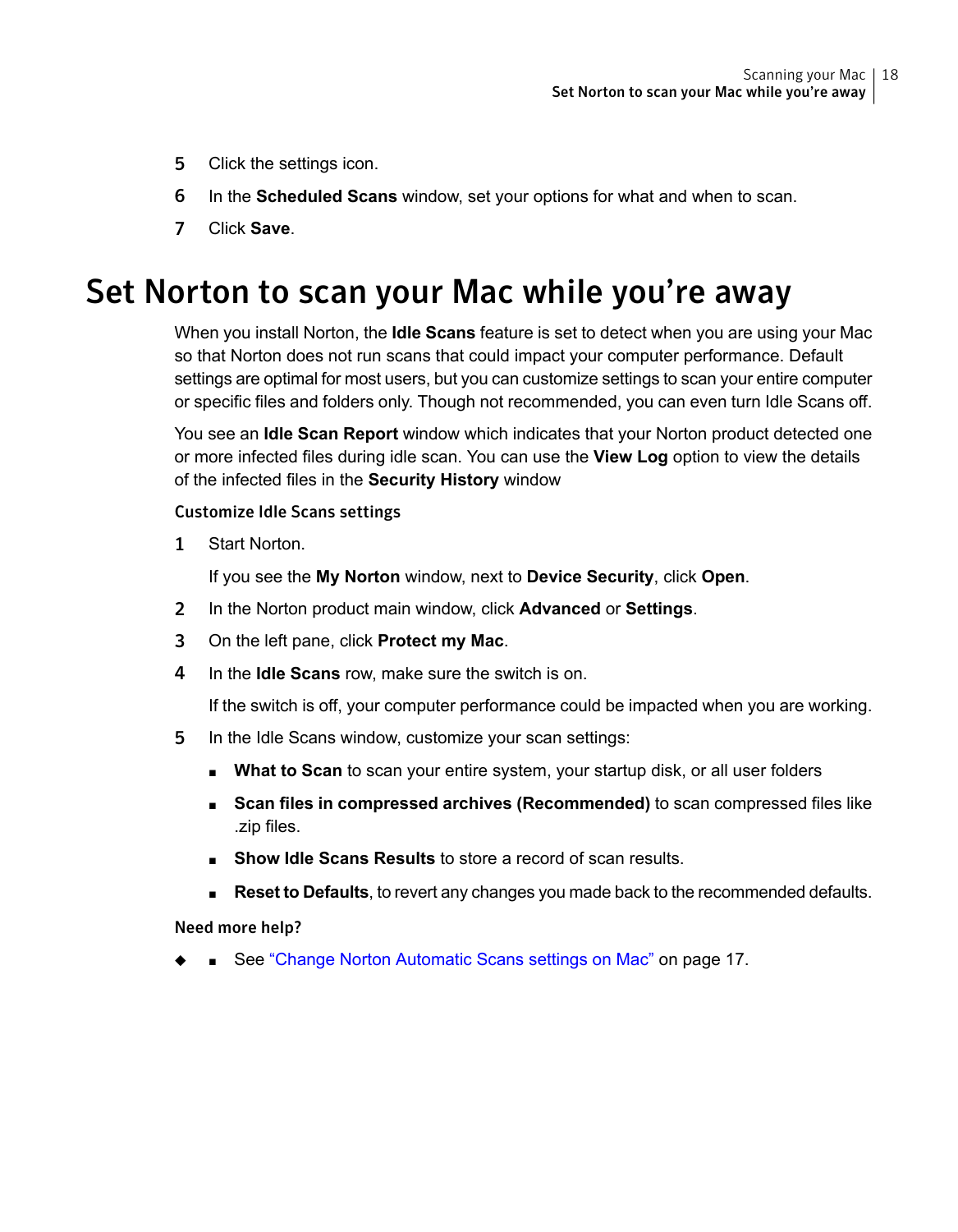5. Click the settings icon.
6. In the **Scheduled Scans** window, set your options for what and when to scan.
7. Click **Save**.

# Set Norton to scan your Mac while you're away

When you install Norton, the **Idle Scans** feature is set to detect when you are using your Mac so that Norton does not run scans that could impact your computer performance. Default settings are optimal for most users, but you can customize settings to scan your entire computer or specific files and folders only. Though not recommended, you can even turn Idle Scans off.

You see an **Idle Scan Report** window which indicates that your Norton product detected one or more infected files during idle scan. You can use the **View Log** option to view the details of the infected files in the **Security History** window

### Customize Idle Scans settings

1. Start Norton.

   If you see the **My Norton** window, next to **Device Security**, click **Open**.
2. In the Norton product main window, click **Advanced** or **Settings**.
3. On the left pane, click **Protect my Mac**.
4. In the **Idle Scans** row, make sure the switch is on.

   If the switch is off, your computer performance could be impacted when you are working.
5. In the Idle Scans window, customize your scan settings:
   - **What to Scan** to scan your entire system, your startup disk, or all user folders
   - **Scan files in compressed archives (Recommended)** to scan compressed files like .zip files.
   - **Show Idle Scans Results** to store a record of scan results.
   - **Reset to Defaults**, to revert any changes you made back to the recommended defaults.

### Need more help?

- See "Change Norton Automatic Scans settings on Mac" on page 17.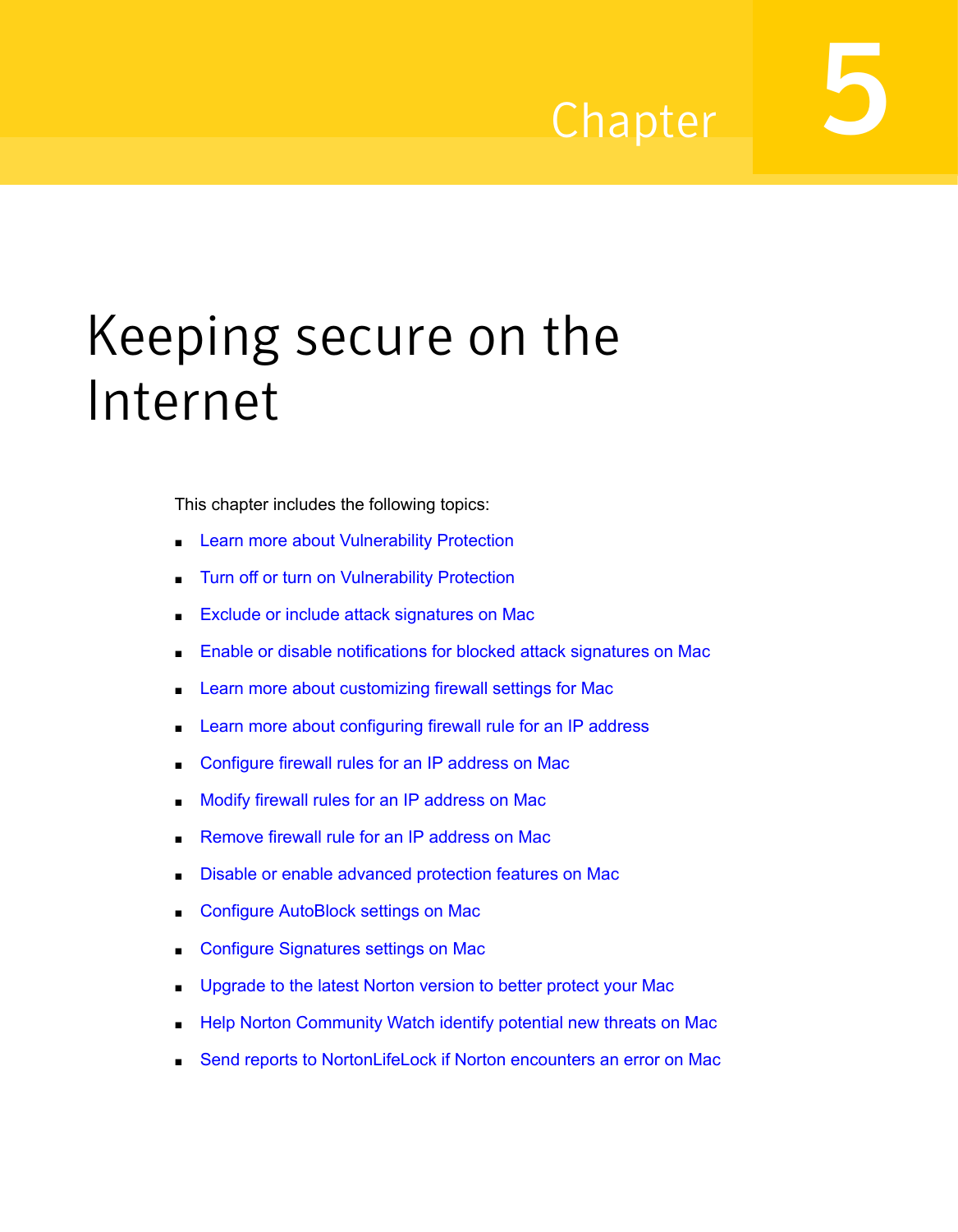Chapter 5

# Keeping secure on the Internet

This chapter includes the following topics:

- Learn more about Vulnerability Protection
- Turn off or turn on Vulnerability Protection
- Exclude or include attack signatures on Mac
- Enable or disable notifications for blocked attack signatures on Mac
- Learn more about customizing firewall settings for Mac
- Learn more about configuring firewall rule for an IP address
- Configure firewall rules for an IP address on Mac
- Modify firewall rules for an IP address on Mac
- Remove firewall rule for an IP address on Mac
- Disable or enable advanced protection features on Mac
- Configure AutoBlock settings on Mac
- Configure Signatures settings on Mac
- Upgrade to the latest Norton version to better protect your Mac
- Help Norton Community Watch identify potential new threats on Mac
- Send reports to NortonLifeLock if Norton encounters an error on Mac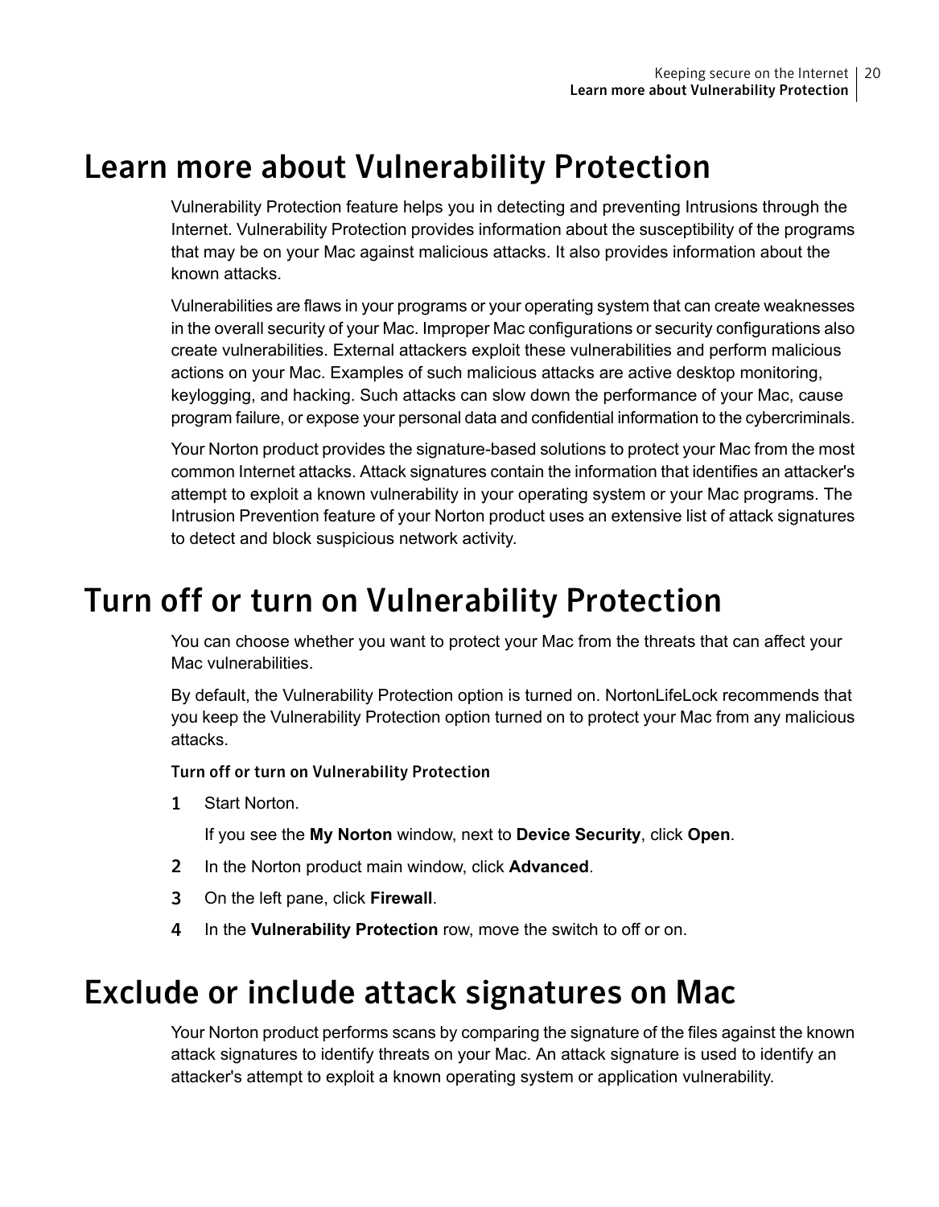# Learn more about Vulnerability Protection

Vulnerability Protection feature helps you in detecting and preventing Intrusions through the Internet. Vulnerability Protection provides information about the susceptibility of the programs that may be on your Mac against malicious attacks. It also provides information about the known attacks.

Vulnerabilities are flaws in your programs or your operating system that can create weaknesses in the overall security of your Mac. Improper Mac configurations or security configurations also create vulnerabilities. External attackers exploit these vulnerabilities and perform malicious actions on your Mac. Examples of such malicious attacks are active desktop monitoring, keylogging, and hacking. Such attacks can slow down the performance of your Mac, cause program failure, or expose your personal data and confidential information to the cybercriminals.

Your Norton product provides the signature-based solutions to protect your Mac from the most common Internet attacks. Attack signatures contain the information that identifies an attacker's attempt to exploit a known vulnerability in your operating system or your Mac programs. The Intrusion Prevention feature of your Norton product uses an extensive list of attack signatures to detect and block suspicious network activity.

# Turn off or turn on Vulnerability Protection

You can choose whether you want to protect your Mac from the threats that can affect your Mac vulnerabilities.

By default, the Vulnerability Protection option is turned on. NortonLifeLock recommends that you keep the Vulnerability Protection option turned on to protect your Mac from any malicious attacks.

### Turn off or turn on Vulnerability Protection

1. Start Norton.

   If you see the **My Norton** window, next to **Device Security**, click **Open**.
2. In the Norton product main window, click **Advanced**.
3. On the left pane, click **Firewall**.
4. In the **Vulnerability Protection** row, move the switch to off or on.

# Exclude or include attack signatures on Mac

Your Norton product performs scans by comparing the signature of the files against the known attack signatures to identify threats on your Mac. An attack signature is used to identify an attacker's attempt to exploit a known operating system or application vulnerability.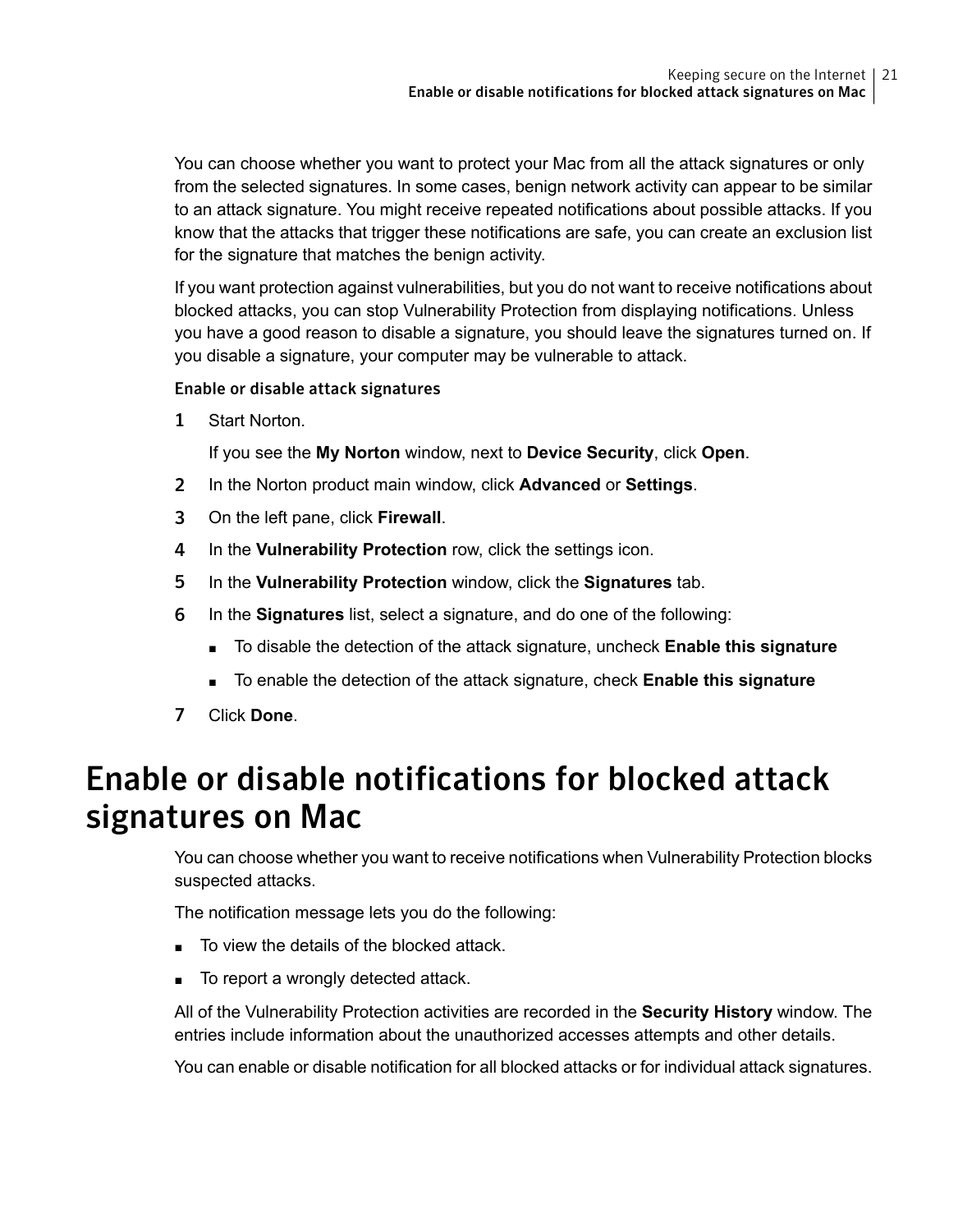You can choose whether you want to protect your Mac from all the attack signatures or only from the selected signatures. In some cases, benign network activity can appear to be similar to an attack signature. You might receive repeated notifications about possible attacks. If you know that the attacks that trigger these notifications are safe, you can create an exclusion list for the signature that matches the benign activity.

If you want protection against vulnerabilities, but you do not want to receive notifications about blocked attacks, you can stop Vulnerability Protection from displaying notifications. Unless you have a good reason to disable a signature, you should leave the signatures turned on. If you disable a signature, your computer may be vulnerable to attack.

### Enable or disable attack signatures

1. Start Norton.

   If you see the **My Norton** window, next to **Device Security**, click **Open**.

2. In the Norton product main window, click **Advanced** or **Settings**.
3. On the left pane, click **Firewall**.
4. In the **Vulnerability Protection** row, click the settings icon.
5. In the **Vulnerability Protection** window, click the **Signatures** tab.
6. In the **Signatures** list, select a signature, and do one of the following:
   - To disable the detection of the attack signature, uncheck **Enable this signature**
   - To enable the detection of the attack signature, check **Enable this signature**
7. Click **Done**.

## Enable or disable notifications for blocked attack signatures on Mac

You can choose whether you want to receive notifications when Vulnerability Protection blocks suspected attacks.

The notification message lets you do the following:

- To view the details of the blocked attack.
- To report a wrongly detected attack.

All of the Vulnerability Protection activities are recorded in the **Security History** window. The entries include information about the unauthorized accesses attempts and other details.

You can enable or disable notification for all blocked attacks or for individual attack signatures.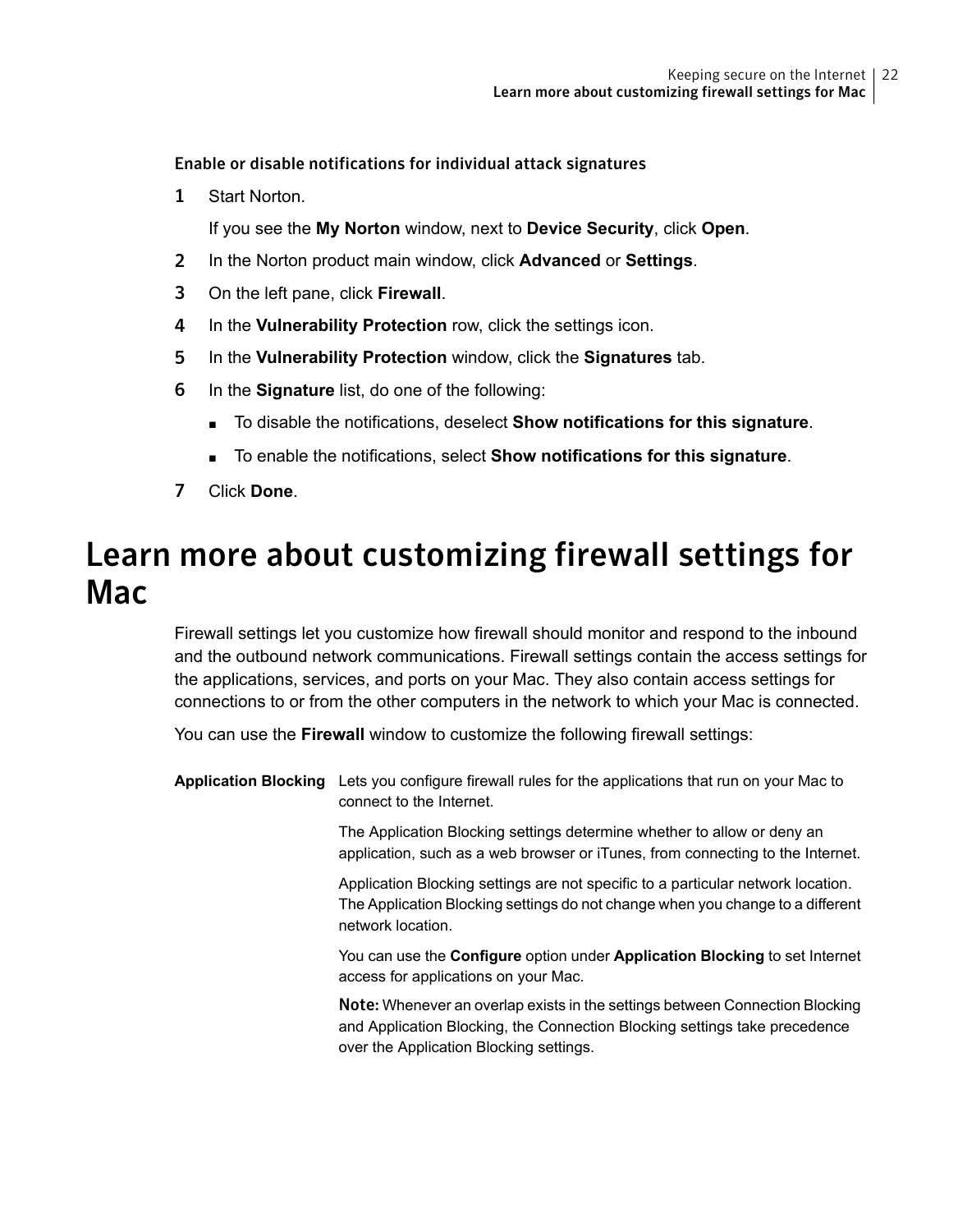### Enable or disable notifications for individual attack signatures

1. Start Norton.

   If you see the **My Norton** window, next to **Device Security**, click **Open**.

2. In the Norton product main window, click **Advanced** or **Settings**.
3. On the left pane, click **Firewall**.
4. In the **Vulnerability Protection** row, click the settings icon.
5. In the **Vulnerability Protection** window, click the **Signatures** tab.
6. In the **Signature** list, do one of the following:
   - To disable the notifications, deselect **Show notifications for this signature**.
   - To enable the notifications, select **Show notifications for this signature**.
7. Click **Done**.

# Learn more about customizing firewall settings for Mac

Firewall settings let you customize how firewall should monitor and respond to the inbound and the outbound network communications. Firewall settings contain the access settings for the applications, services, and ports on your Mac. They also contain access settings for connections to or from the other computers in the network to which your Mac is connected.

You can use the **Firewall** window to customize the following firewall settings:

**Application Blocking**

Lets you configure firewall rules for the applications that run on your Mac to connect to the Internet.

The Application Blocking settings determine whether to allow or deny an application, such as a web browser or iTunes, from connecting to the Internet.

Application Blocking settings are not specific to a particular network location. The Application Blocking settings do not change when you change to a different network location.

You can use the **Configure** option under **Application Blocking** to set Internet access for applications on your Mac.

**Note:** Whenever an overlap exists in the settings between Connection Blocking and Application Blocking, the Connection Blocking settings take precedence over the Application Blocking settings.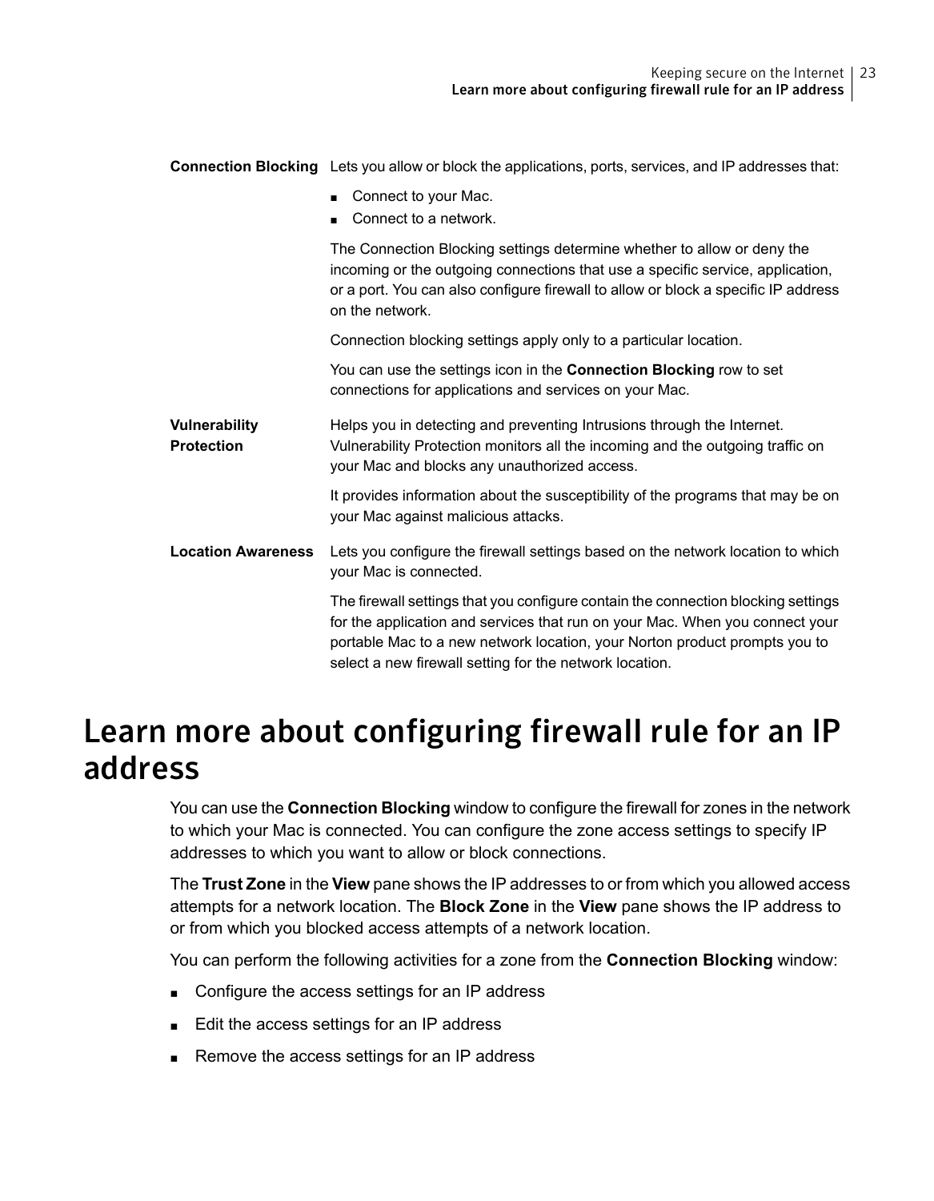| | |
|---|---|
| **Connection Blocking** | Lets you allow or block the applications, ports, services, and IP addresses that:<br>■ Connect to your Mac.<br>■ Connect to a network.<br>The Connection Blocking settings determine whether to allow or deny the incoming or the outgoing connections that use a specific service, application, or a port. You can also configure firewall to allow or block a specific IP address on the network.<br>Connection blocking settings apply only to a particular location.<br>You can use the settings icon in the **Connection Blocking** row to set connections for applications and services on your Mac. |
| **Vulnerability Protection** | Helps you in detecting and preventing Intrusions through the Internet. Vulnerability Protection monitors all the incoming and the outgoing traffic on your Mac and blocks any unauthorized access.<br>It provides information about the susceptibility of the programs that may be on your Mac against malicious attacks. |
| **Location Awareness** | Lets you configure the firewall settings based on the network location to which your Mac is connected.<br>The firewall settings that you configure contain the connection blocking settings for the application and services that run on your Mac. When you connect your portable Mac to a new network location, your Norton product prompts you to select a new firewall setting for the network location. |

# Learn more about configuring firewall rule for an IP address

You can use the **Connection Blocking** window to configure the firewall for zones in the network to which your Mac is connected. You can configure the zone access settings to specify IP addresses to which you want to allow or block connections.

The **Trust Zone** in the **View** pane shows the IP addresses to or from which you allowed access attempts for a network location. The **Block Zone** in the **View** pane shows the IP address to or from which you blocked access attempts of a network location.

You can perform the following activities for a zone from the **Connection Blocking** window:

- Configure the access settings for an IP address
- Edit the access settings for an IP address
- Remove the access settings for an IP address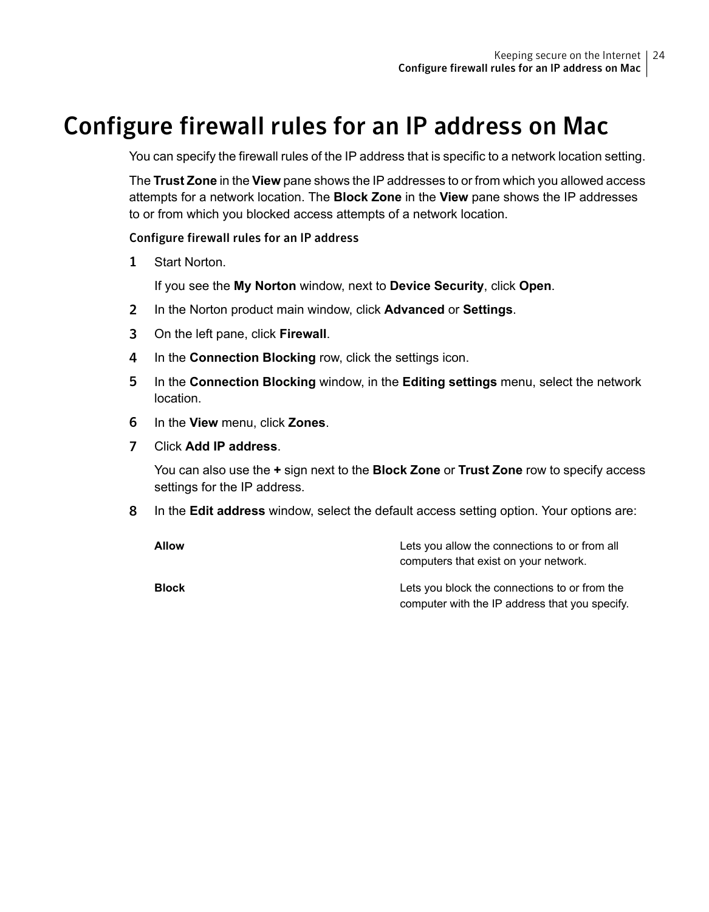# Configure firewall rules for an IP address on Mac

You can specify the firewall rules of the IP address that is specific to a network location setting.

The **Trust Zone** in the **View** pane shows the IP addresses to or from which you allowed access attempts for a network location. The **Block Zone** in the **View** pane shows the IP addresses to or from which you blocked access attempts of a network location.

### Configure firewall rules for an IP address

1. Start Norton.

   If you see the **My Norton** window, next to **Device Security**, click **Open**.
2. In the Norton product main window, click **Advanced** or **Settings**.
3. On the left pane, click **Firewall**.
4. In the **Connection Blocking** row, click the settings icon.
5. In the **Connection Blocking** window, in the **Editing settings** menu, select the network location.
6. In the **View** menu, click **Zones**.
7. Click **Add IP address**.

   You can also use the **+** sign next to the **Block Zone** or **Trust Zone** row to specify access settings for the IP address.
8. In the **Edit address** window, select the default access setting option. Your options are:

| | |
|---|---|
| **Allow** | Lets you allow the connections to or from all computers that exist on your network. |
| **Block** | Lets you block the connections to or from the computer with the IP address that you specify. |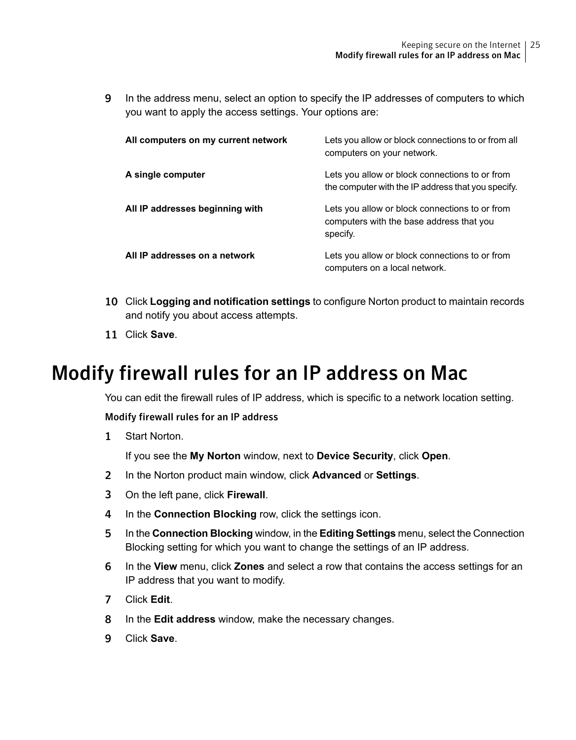9. In the address menu, select an option to specify the IP addresses of computers to which you want to apply the access settings. Your options are:

| | |
|---|---|
| **All computers on my current network** | Lets you allow or block connections to or from all computers on your network. |
| **A single computer** | Lets you allow or block connections to or from the computer with the IP address that you specify. |
| **All IP addresses beginning with** | Lets you allow or block connections to or from computers with the base address that you specify. |
| **All IP addresses on a network** | Lets you allow or block connections to or from computers on a local network. |

10. Click **Logging and notification settings** to configure Norton product to maintain records and notify you about access attempts.
11. Click **Save**.

# Modify firewall rules for an IP address on Mac

You can edit the firewall rules of IP address, which is specific to a network location setting.

### Modify firewall rules for an IP address

1. Start Norton.

   If you see the **My Norton** window, next to **Device Security**, click **Open**.
2. In the Norton product main window, click **Advanced** or **Settings**.
3. On the left pane, click **Firewall**.
4. In the **Connection Blocking** row, click the settings icon.
5. In the **Connection Blocking** window, in the **Editing Settings** menu, select the Connection Blocking setting for which you want to change the settings of an IP address.
6. In the **View** menu, click **Zones** and select a row that contains the access settings for an IP address that you want to modify.
7. Click **Edit**.
8. In the **Edit address** window, make the necessary changes.
9. Click **Save**.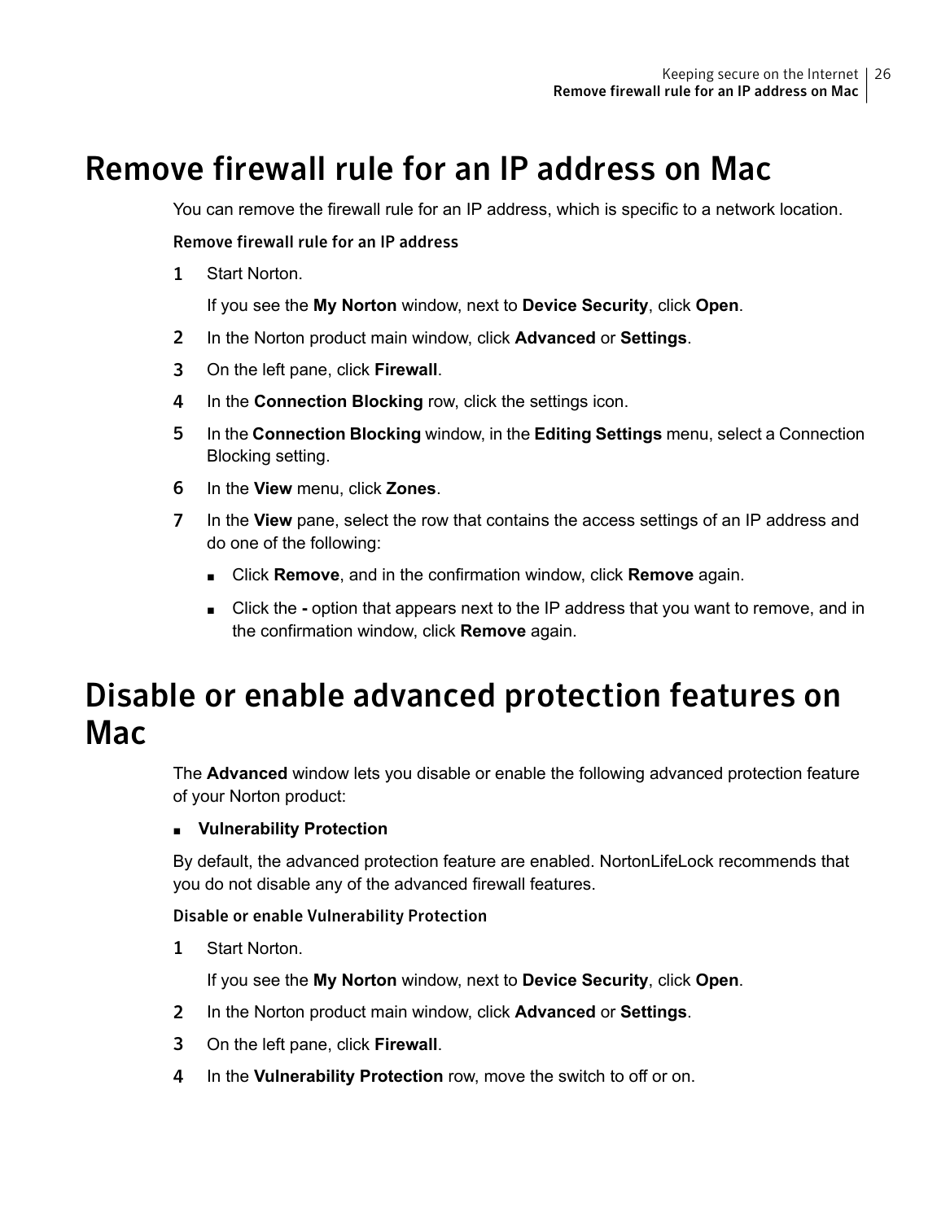# Remove firewall rule for an IP address on Mac

You can remove the firewall rule for an IP address, which is specific to a network location.

### Remove firewall rule for an IP address

1. Start Norton.

   If you see the **My Norton** window, next to **Device Security**, click **Open**.

2. In the Norton product main window, click **Advanced** or **Settings**.
3. On the left pane, click **Firewall**.
4. In the **Connection Blocking** row, click the settings icon.
5. In the **Connection Blocking** window, in the **Editing Settings** menu, select a Connection Blocking setting.
6. In the **View** menu, click **Zones**.
7. In the **View** pane, select the row that contains the access settings of an IP address and do one of the following:
   - Click **Remove**, and in the confirmation window, click **Remove** again.
   - Click the **-** option that appears next to the IP address that you want to remove, and in the confirmation window, click **Remove** again.

# Disable or enable advanced protection features on Mac

The **Advanced** window lets you disable or enable the following advanced protection feature of your Norton product:

- **Vulnerability Protection**

By default, the advanced protection feature are enabled. NortonLifeLock recommends that you do not disable any of the advanced firewall features.

### Disable or enable Vulnerability Protection

1. Start Norton.

   If you see the **My Norton** window, next to **Device Security**, click **Open**.

2. In the Norton product main window, click **Advanced** or **Settings**.
3. On the left pane, click **Firewall**.
4. In the **Vulnerability Protection** row, move the switch to off or on.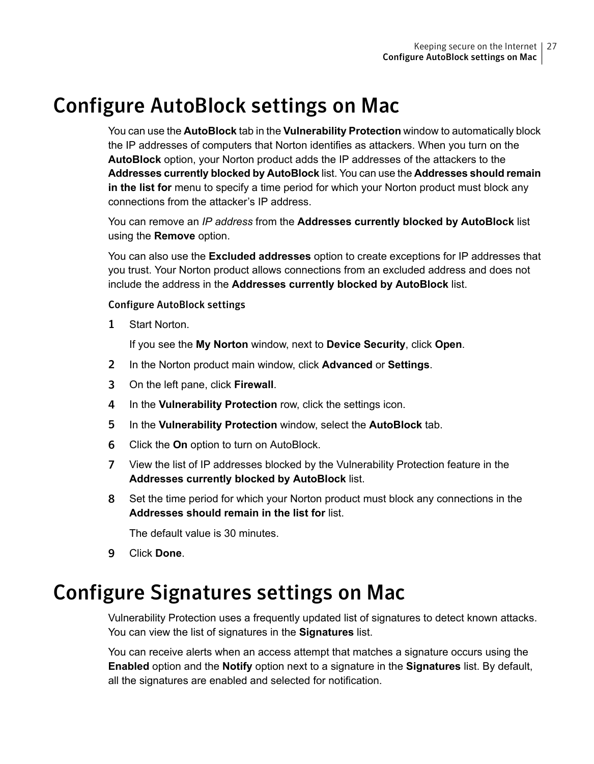# Configure AutoBlock settings on Mac

You can use the **AutoBlock** tab in the **Vulnerability Protection** window to automatically block the IP addresses of computers that Norton identifies as attackers. When you turn on the **AutoBlock** option, your Norton product adds the IP addresses of the attackers to the **Addresses currently blocked by AutoBlock** list. You can use the **Addresses should remain in the list for** menu to specify a time period for which your Norton product must block any connections from the attacker's IP address.

You can remove an *IP address* from the **Addresses currently blocked by AutoBlock** list using the **Remove** option.

You can also use the **Excluded addresses** option to create exceptions for IP addresses that you trust. Your Norton product allows connections from an excluded address and does not include the address in the **Addresses currently blocked by AutoBlock** list.

### Configure AutoBlock settings

1. Start Norton.

   If you see the **My Norton** window, next to **Device Security**, click **Open**.
2. In the Norton product main window, click **Advanced** or **Settings**.
3. On the left pane, click **Firewall**.
4. In the **Vulnerability Protection** row, click the settings icon.
5. In the **Vulnerability Protection** window, select the **AutoBlock** tab.
6. Click the **On** option to turn on AutoBlock.
7. View the list of IP addresses blocked by the Vulnerability Protection feature in the **Addresses currently blocked by AutoBlock** list.
8. Set the time period for which your Norton product must block any connections in the **Addresses should remain in the list for** list.

   The default value is 30 minutes.
9. Click **Done**.

# Configure Signatures settings on Mac

Vulnerability Protection uses a frequently updated list of signatures to detect known attacks. You can view the list of signatures in the **Signatures** list.

You can receive alerts when an access attempt that matches a signature occurs using the **Enabled** option and the **Notify** option next to a signature in the **Signatures** list. By default, all the signatures are enabled and selected for notification.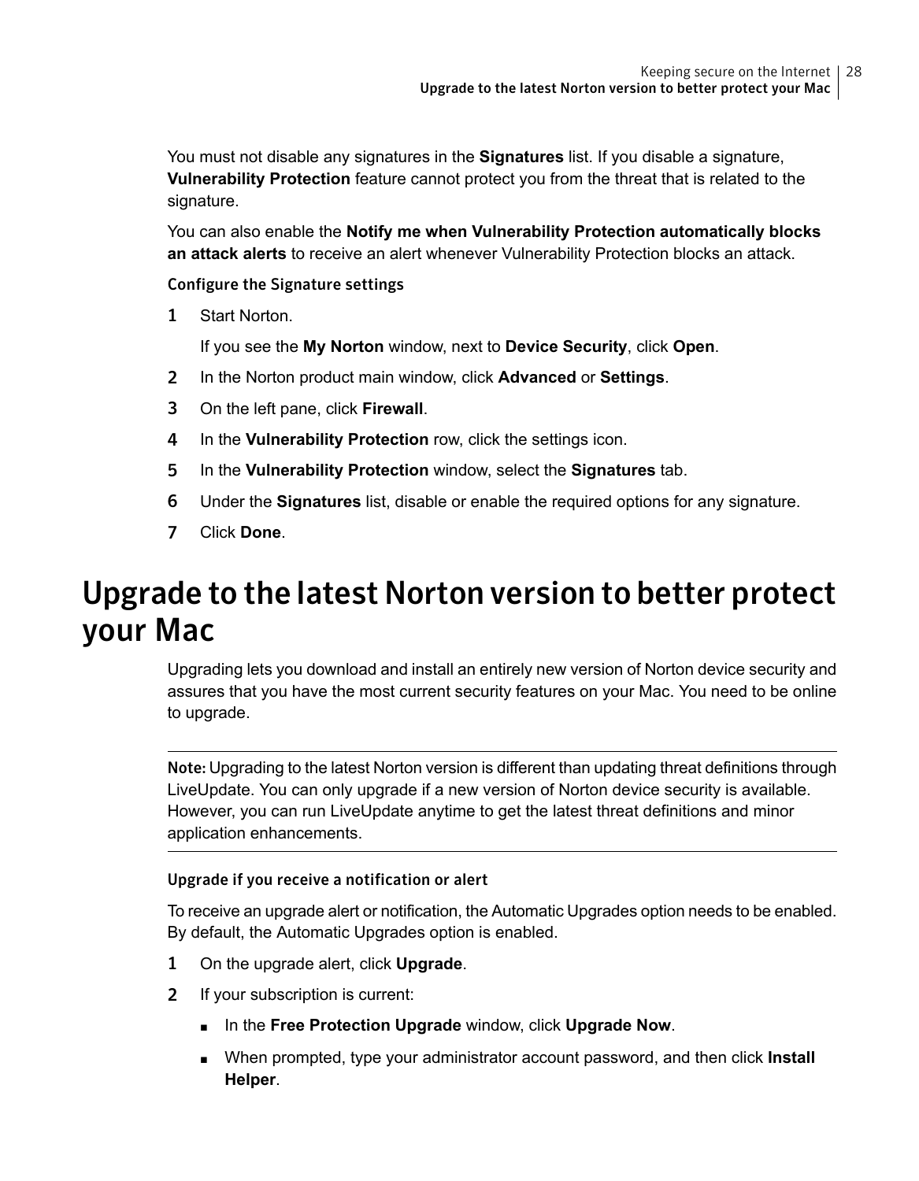You must not disable any signatures in the **Signatures** list. If you disable a signature, **Vulnerability Protection** feature cannot protect you from the threat that is related to the signature.

You can also enable the **Notify me when Vulnerability Protection automatically blocks an attack alerts** to receive an alert whenever Vulnerability Protection blocks an attack.

### Configure the Signature settings

1. Start Norton.

   If you see the **My Norton** window, next to **Device Security**, click **Open**.
2. In the Norton product main window, click **Advanced** or **Settings**.
3. On the left pane, click **Firewall**.
4. In the **Vulnerability Protection** row, click the settings icon.
5. In the **Vulnerability Protection** window, select the **Signatures** tab.
6. Under the **Signatures** list, disable or enable the required options for any signature.
7. Click **Done**.

# Upgrade to the latest Norton version to better protect your Mac

Upgrading lets you download and install an entirely new version of Norton device security and assures that you have the most current security features on your Mac. You need to be online to upgrade.

---

**Note:** Upgrading to the latest Norton version is different than updating threat definitions through LiveUpdate. You can only upgrade if a new version of Norton device security is available. However, you can run LiveUpdate anytime to get the latest threat definitions and minor application enhancements.

---

### Upgrade if you receive a notification or alert

To receive an upgrade alert or notification, the Automatic Upgrades option needs to be enabled. By default, the Automatic Upgrades option is enabled.

1. On the upgrade alert, click **Upgrade**.
2. If your subscription is current:
   - In the **Free Protection Upgrade** window, click **Upgrade Now**.
   - When prompted, type your administrator account password, and then click **Install Helper**.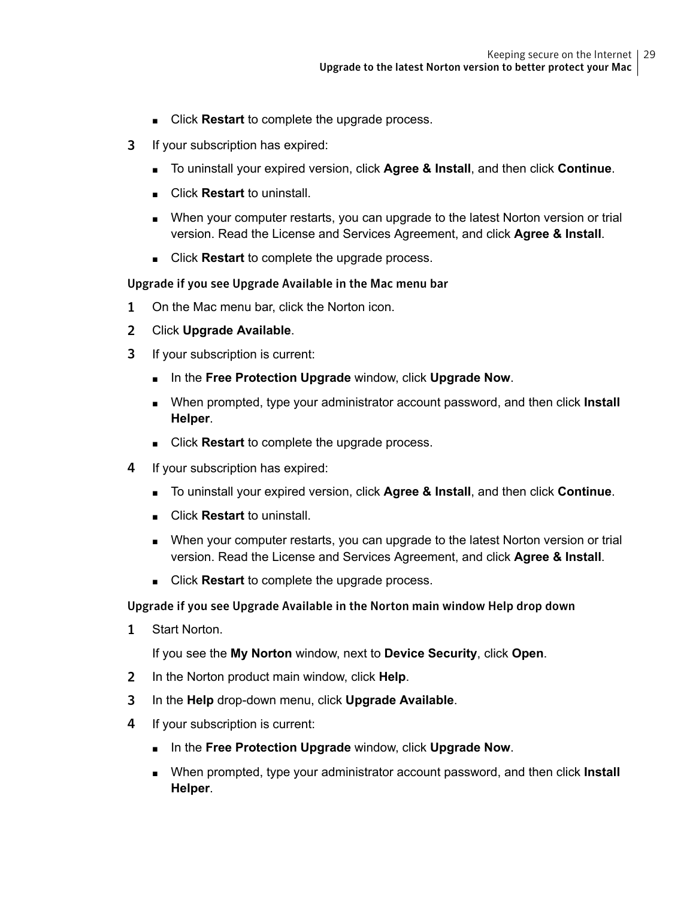- Click **Restart** to complete the upgrade process.

3. If your subscription has expired:
   - To uninstall your expired version, click **Agree & Install**, and then click **Continue**.
   - Click **Restart** to uninstall.
   - When your computer restarts, you can upgrade to the latest Norton version or trial version. Read the License and Services Agreement, and click **Agree & Install**.
   - Click **Restart** to complete the upgrade process.

### Upgrade if you see Upgrade Available in the Mac menu bar

1. On the Mac menu bar, click the Norton icon.
2. Click **Upgrade Available**.
3. If your subscription is current:
   - In the **Free Protection Upgrade** window, click **Upgrade Now**.
   - When prompted, type your administrator account password, and then click **Install Helper**.
   - Click **Restart** to complete the upgrade process.
4. If your subscription has expired:
   - To uninstall your expired version, click **Agree & Install**, and then click **Continue**.
   - Click **Restart** to uninstall.
   - When your computer restarts, you can upgrade to the latest Norton version or trial version. Read the License and Services Agreement, and click **Agree & Install**.
   - Click **Restart** to complete the upgrade process.

### Upgrade if you see Upgrade Available in the Norton main window Help drop down

1. Start Norton.

   If you see the **My Norton** window, next to **Device Security**, click **Open**.
2. In the Norton product main window, click **Help**.
3. In the **Help** drop-down menu, click **Upgrade Available**.
4. If your subscription is current:
   - In the **Free Protection Upgrade** window, click **Upgrade Now**.
   - When prompted, type your administrator account password, and then click **Install Helper**.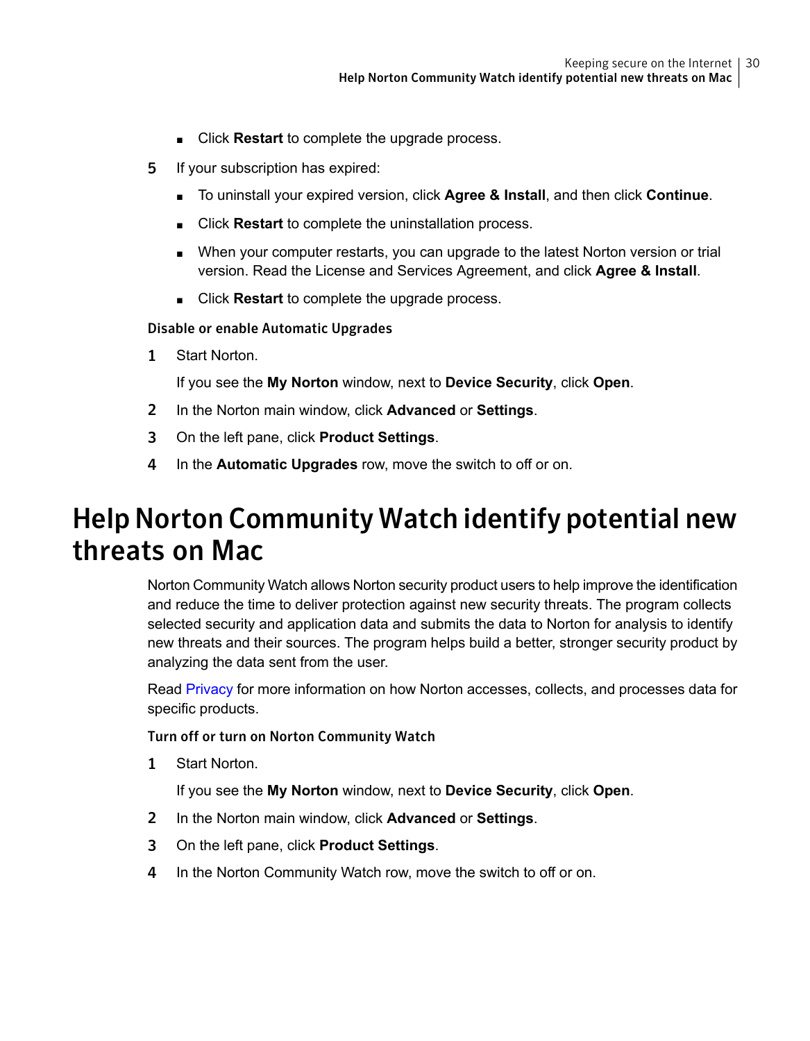- Click **Restart** to complete the upgrade process.

5. If your subscription has expired:
   - To uninstall your expired version, click **Agree & Install**, and then click **Continue**.
   - Click **Restart** to complete the uninstallation process.
   - When your computer restarts, you can upgrade to the latest Norton version or trial version. Read the License and Services Agreement, and click **Agree & Install**.
   - Click **Restart** to complete the upgrade process.

#### Disable or enable Automatic Upgrades

1. Start Norton.

   If you see the **My Norton** window, next to **Device Security**, click **Open**.
2. In the Norton main window, click **Advanced** or **Settings**.
3. On the left pane, click **Product Settings**.
4. In the **Automatic Upgrades** row, move the switch to off or on.

# Help Norton Community Watch identify potential new threats on Mac

Norton Community Watch allows Norton security product users to help improve the identification and reduce the time to deliver protection against new security threats. The program collects selected security and application data and submits the data to Norton for analysis to identify new threats and their sources. The program helps build a better, stronger security product by analyzing the data sent from the user.

Read Privacy for more information on how Norton accesses, collects, and processes data for specific products.

#### Turn off or turn on Norton Community Watch

1. Start Norton.

   If you see the **My Norton** window, next to **Device Security**, click **Open**.
2. In the Norton main window, click **Advanced** or **Settings**.
3. On the left pane, click **Product Settings**.
4. In the Norton Community Watch row, move the switch to off or on.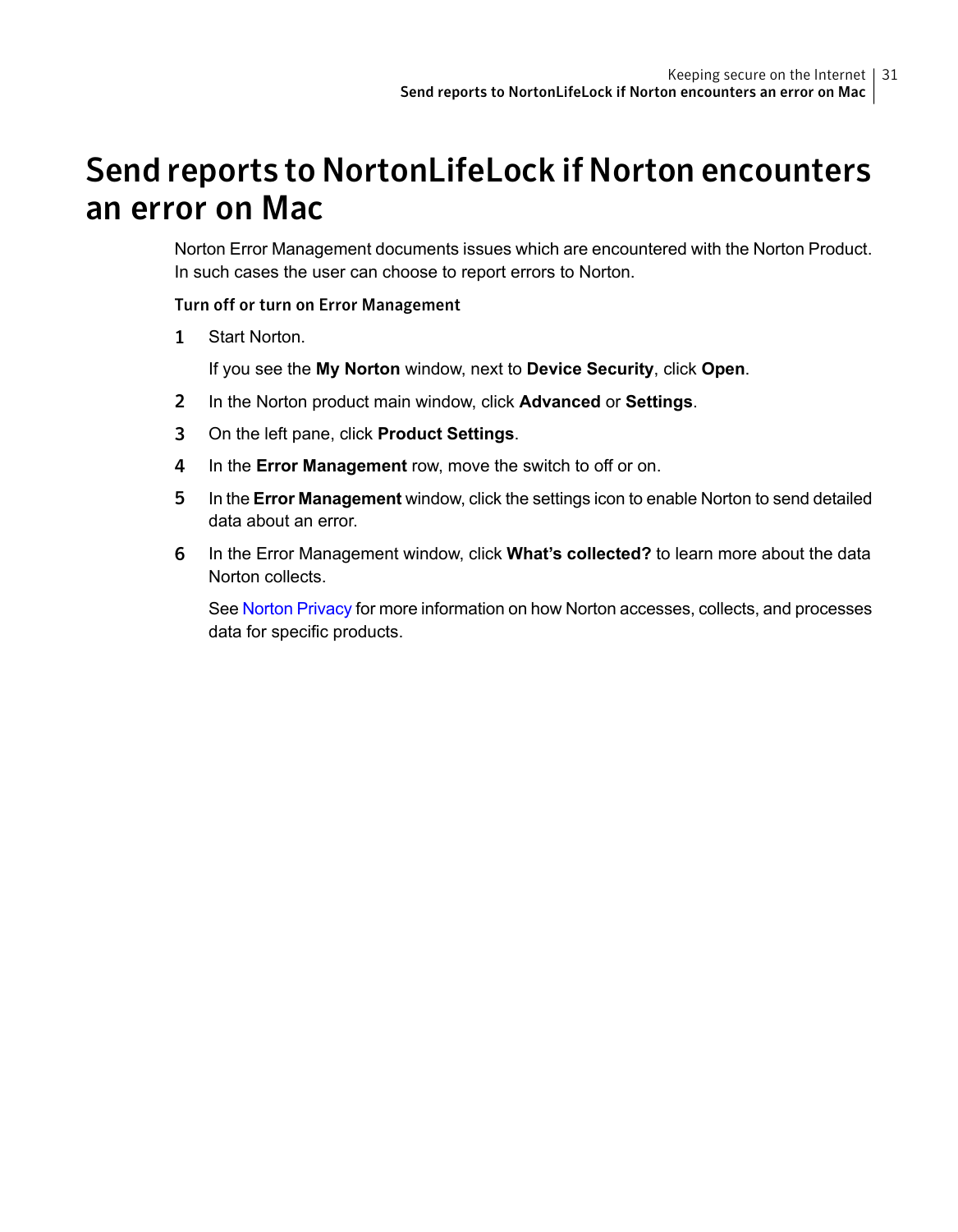# Send reports to NortonLifeLock if Norton encounters an error on Mac

Norton Error Management documents issues which are encountered with the Norton Product. In such cases the user can choose to report errors to Norton.

**Turn off or turn on Error Management**

1. Start Norton.

   If you see the **My Norton** window, next to **Device Security**, click **Open**.

2. In the Norton product main window, click **Advanced** or **Settings**.
3. On the left pane, click **Product Settings**.
4. In the **Error Management** row, move the switch to off or on.
5. In the **Error Management** window, click the settings icon to enable Norton to send detailed data about an error.
6. In the Error Management window, click **What's collected?** to learn more about the data Norton collects.

   See Norton Privacy for more information on how Norton accesses, collects, and processes data for specific products.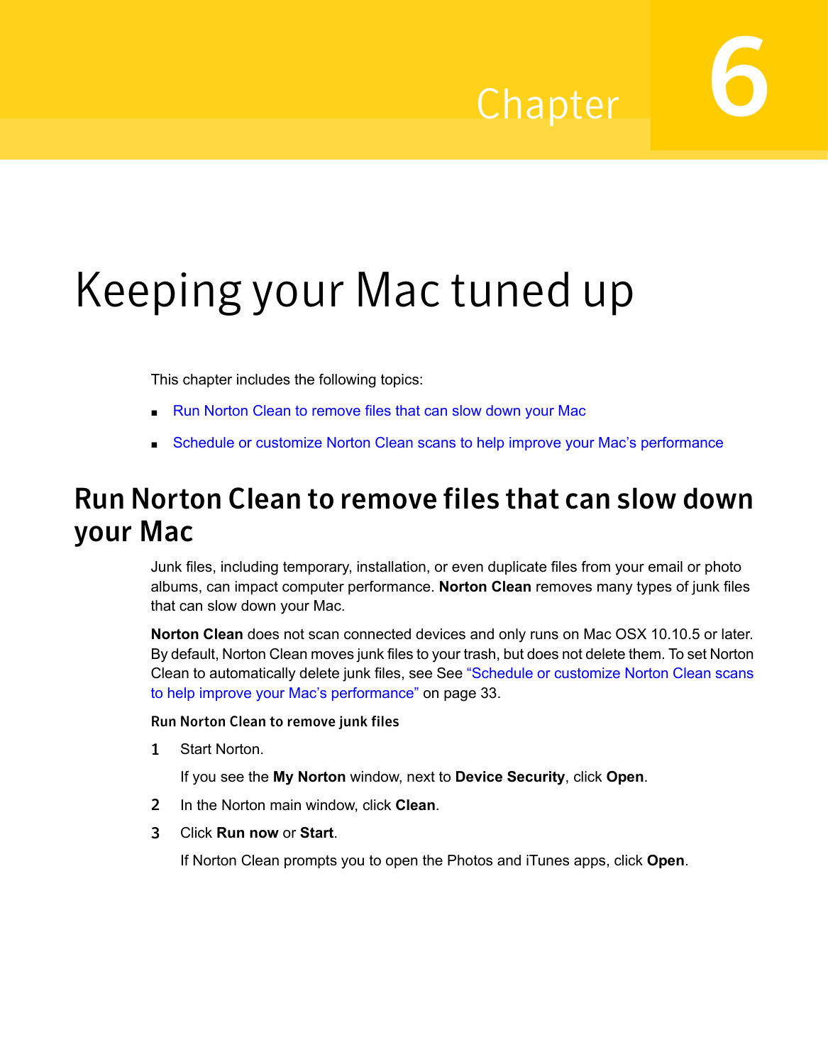Chapter 6

# Keeping your Mac tuned up

This chapter includes the following topics:

- Run Norton Clean to remove files that can slow down your Mac
- Schedule or customize Norton Clean scans to help improve your Mac's performance

## Run Norton Clean to remove files that can slow down your Mac

Junk files, including temporary, installation, or even duplicate files from your email or photo albums, can impact computer performance. **Norton Clean** removes many types of junk files that can slow down your Mac.

**Norton Clean** does not scan connected devices and only runs on Mac OSX 10.10.5 or later. By default, Norton Clean moves junk files to your trash, but does not delete them. To set Norton Clean to automatically delete junk files, see See "Schedule or customize Norton Clean scans to help improve your Mac's performance" on page 33.

**Run Norton Clean to remove junk files**

1. Start Norton.

   If you see the **My Norton** window, next to **Device Security**, click **Open**.

2. In the Norton main window, click **Clean**.
3. Click **Run now** or **Start**.

   If Norton Clean prompts you to open the Photos and iTunes apps, click **Open**.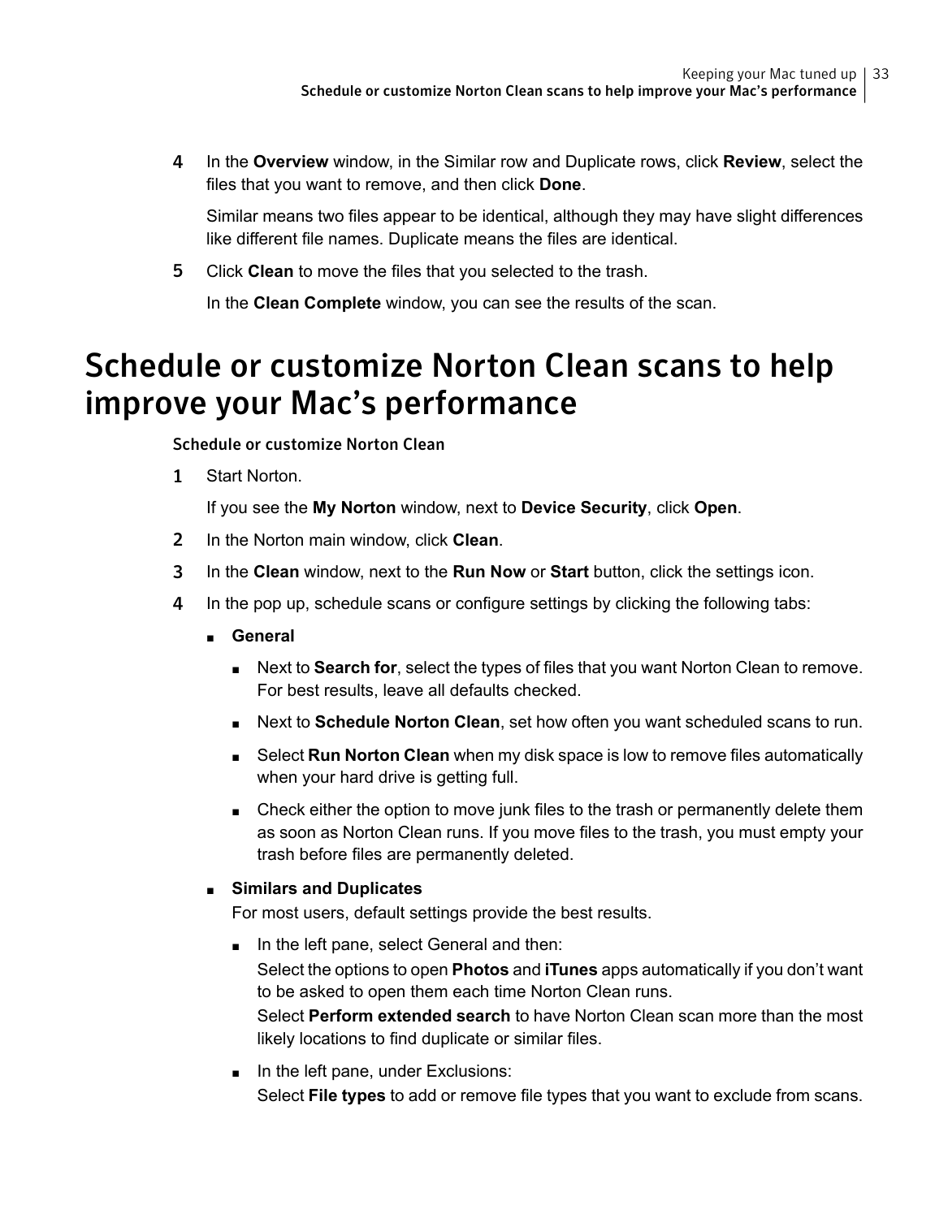4. In the **Overview** window, in the Similar row and Duplicate rows, click **Review**, select the files that you want to remove, and then click **Done**.

   Similar means two files appear to be identical, although they may have slight differences like different file names. Duplicate means the files are identical.

5. Click **Clean** to move the files that you selected to the trash.

   In the **Clean Complete** window, you can see the results of the scan.

# Schedule or customize Norton Clean scans to help improve your Mac's performance

### Schedule or customize Norton Clean

1. Start Norton.

   If you see the **My Norton** window, next to **Device Security**, click **Open**.

2. In the Norton main window, click **Clean**.
3. In the **Clean** window, next to the **Run Now** or **Start** button, click the settings icon.
4. In the pop up, schedule scans or configure settings by clicking the following tabs:
   - **General**
     - Next to **Search for**, select the types of files that you want Norton Clean to remove. For best results, leave all defaults checked.
     - Next to **Schedule Norton Clean**, set how often you want scheduled scans to run.
     - Select **Run Norton Clean** when my disk space is low to remove files automatically when your hard drive is getting full.
     - Check either the option to move junk files to the trash or permanently delete them as soon as Norton Clean runs. If you move files to the trash, you must empty your trash before files are permanently deleted.
   - **Similars and Duplicates**

     For most users, default settings provide the best results.
     - In the left pane, select General and then:

       Select the options to open **Photos** and **iTunes** apps automatically if you don't want to be asked to open them each time Norton Clean runs.

       Select **Perform extended search** to have Norton Clean scan more than the most likely locations to find duplicate or similar files.
     - In the left pane, under Exclusions:

       Select **File types** to add or remove file types that you want to exclude from scans.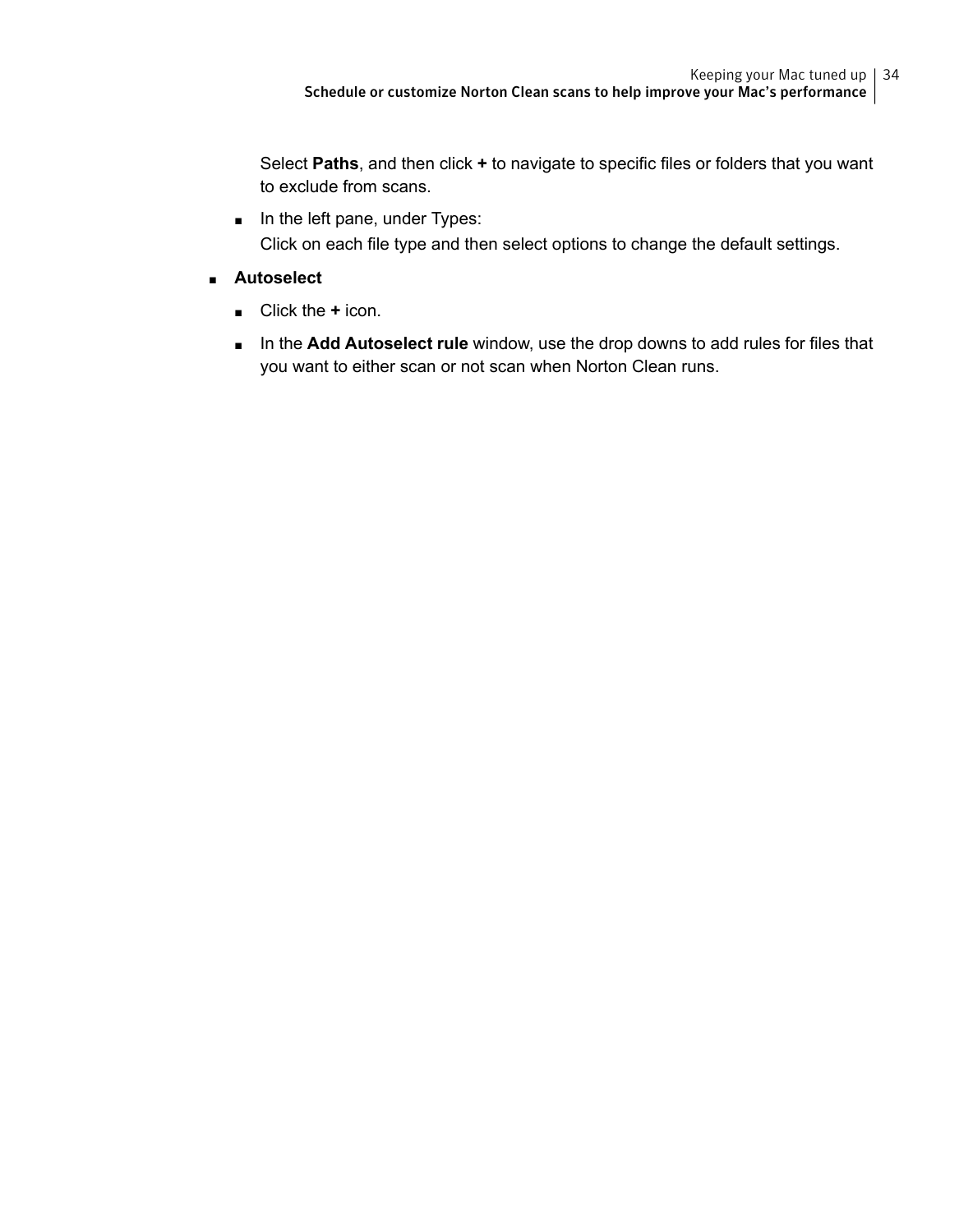Select **Paths**, and then click **+** to navigate to specific files or folders that you want to exclude from scans.

  - In the left pane, under Types:

    Click on each file type and then select options to change the default settings.

- **Autoselect**
  - Click the **+** icon.
  - In the **Add Autoselect rule** window, use the drop downs to add rules for files that you want to either scan or not scan when Norton Clean runs.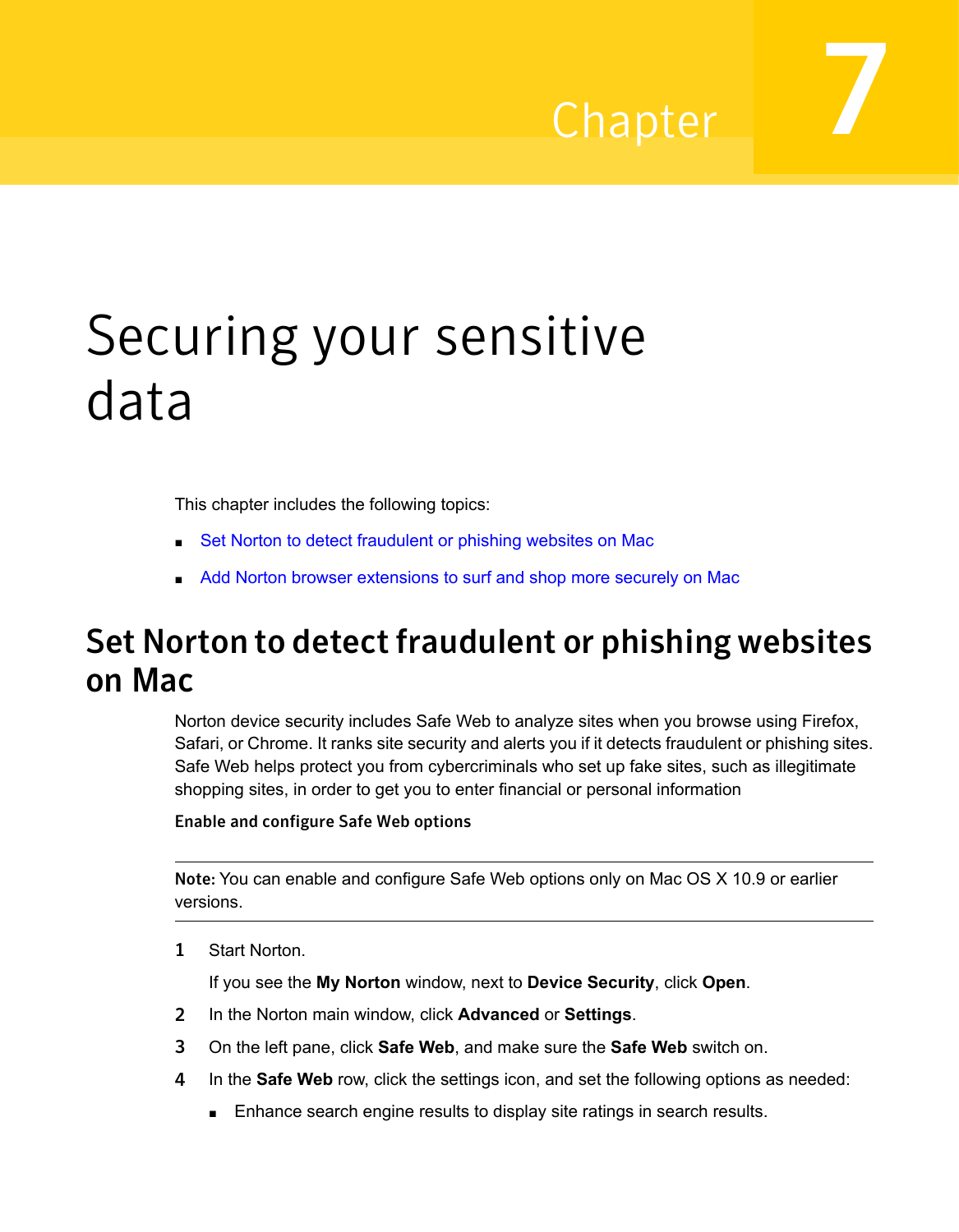# Chapter 7

# Securing your sensitive data

This chapter includes the following topics:

- Set Norton to detect fraudulent or phishing websites on Mac
- Add Norton browser extensions to surf and shop more securely on Mac

## Set Norton to detect fraudulent or phishing websites on Mac

Norton device security includes Safe Web to analyze sites when you browse using Firefox, Safari, or Chrome. It ranks site security and alerts you if it detects fraudulent or phishing sites. Safe Web helps protect you from cybercriminals who set up fake sites, such as illegitimate shopping sites, in order to get you to enter financial or personal information

**Enable and configure Safe Web options**

---

**Note:** You can enable and configure Safe Web options only on Mac OS X 10.9 or earlier versions.

---

1. Start Norton.

   If you see the **My Norton** window, next to **Device Security**, click **Open**.
2. In the Norton main window, click **Advanced** or **Settings**.
3. On the left pane, click **Safe Web**, and make sure the **Safe Web** switch on.
4. In the **Safe Web** row, click the settings icon, and set the following options as needed:
   - Enhance search engine results to display site ratings in search results.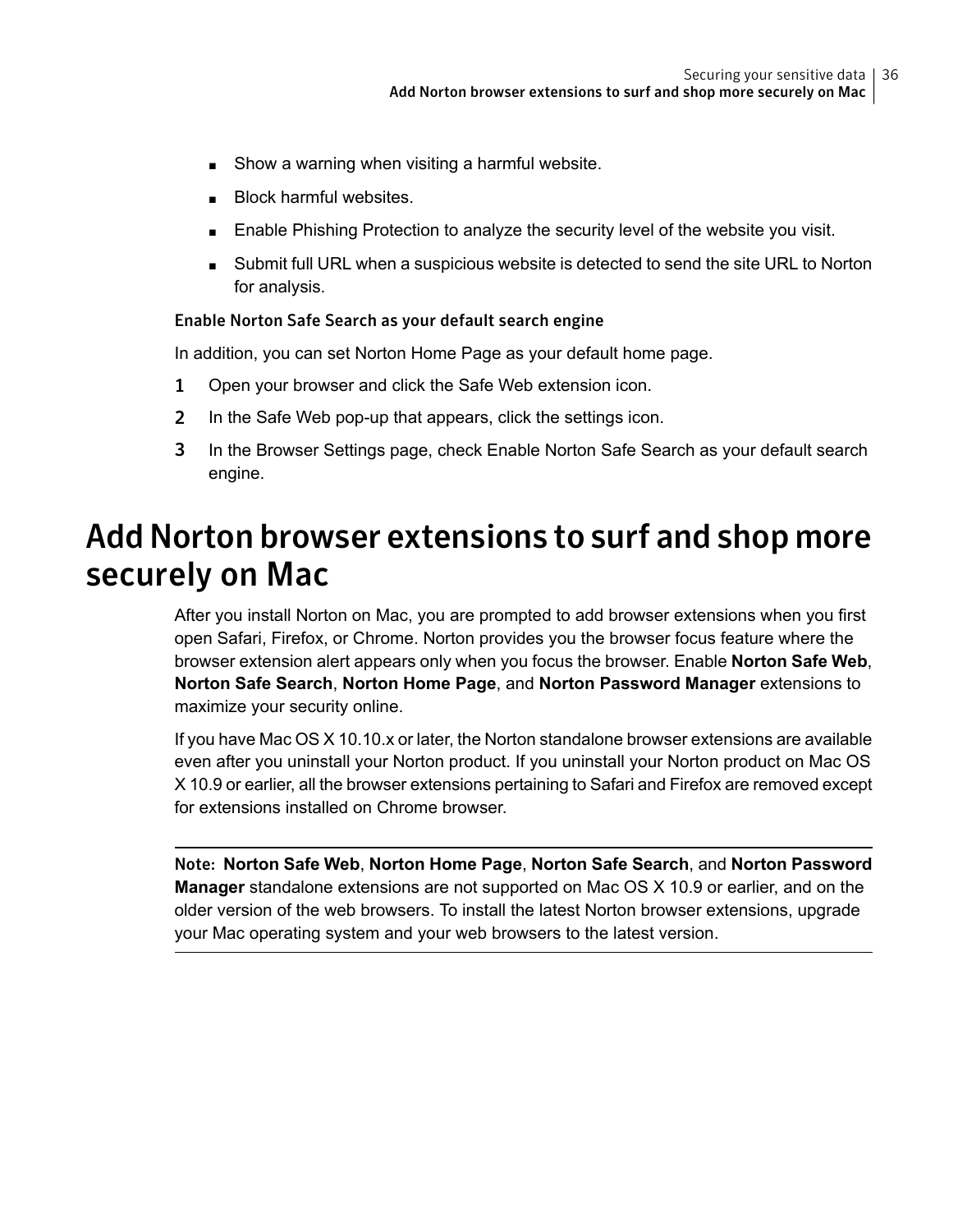- Show a warning when visiting a harmful website.
- Block harmful websites.
- Enable Phishing Protection to analyze the security level of the website you visit.
- Submit full URL when a suspicious website is detected to send the site URL to Norton for analysis.

### Enable Norton Safe Search as your default search engine

In addition, you can set Norton Home Page as your default home page.

1. Open your browser and click the Safe Web extension icon.
2. In the Safe Web pop-up that appears, click the settings icon.
3. In the Browser Settings page, check Enable Norton Safe Search as your default search engine.

## Add Norton browser extensions to surf and shop more securely on Mac

After you install Norton on Mac, you are prompted to add browser extensions when you first open Safari, Firefox, or Chrome. Norton provides you the browser focus feature where the browser extension alert appears only when you focus the browser. Enable **Norton Safe Web**, **Norton Safe Search**, **Norton Home Page**, and **Norton Password Manager** extensions to maximize your security online.

If you have Mac OS X 10.10.x or later, the Norton standalone browser extensions are available even after you uninstall your Norton product. If you uninstall your Norton product on Mac OS X 10.9 or earlier, all the browser extensions pertaining to Safari and Firefox are removed except for extensions installed on Chrome browser.

---

**Note:** **Norton Safe Web**, **Norton Home Page**, **Norton Safe Search**, and **Norton Password Manager** standalone extensions are not supported on Mac OS X 10.9 or earlier, and on the older version of the web browsers. To install the latest Norton browser extensions, upgrade your Mac operating system and your web browsers to the latest version.

---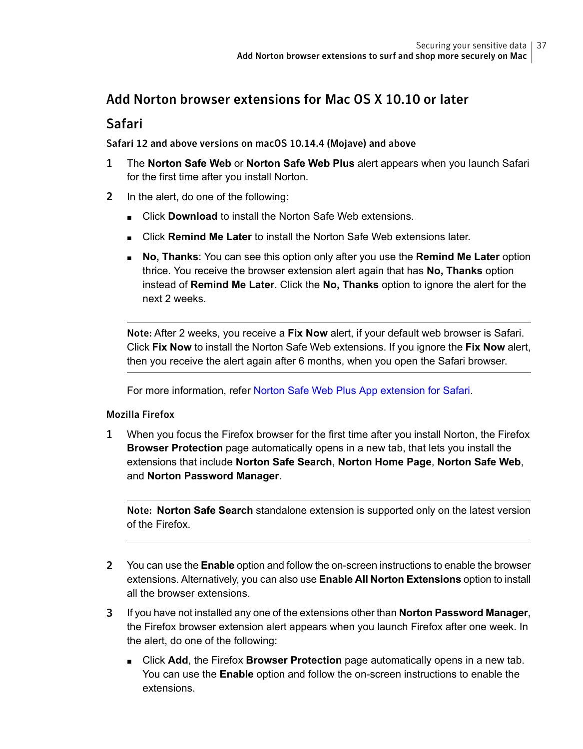## Add Norton browser extensions for Mac OS X 10.10 or later

### Safari

#### Safari 12 and above versions on macOS 10.14.4 (Mojave) and above

1. The **Norton Safe Web** or **Norton Safe Web Plus** alert appears when you launch Safari for the first time after you install Norton.
2. In the alert, do one of the following:
   - Click **Download** to install the Norton Safe Web extensions.
   - Click **Remind Me Later** to install the Norton Safe Web extensions later.
   - **No, Thanks**: You can see this option only after you use the **Remind Me Later** option thrice. You receive the browser extension alert again that has **No, Thanks** option instead of **Remind Me Later**. Click the **No, Thanks** option to ignore the alert for the next 2 weeks.

   ---

   **Note:** After 2 weeks, you receive a **Fix Now** alert, if your default web browser is Safari. Click **Fix Now** to install the Norton Safe Web extensions. If you ignore the **Fix Now** alert, then you receive the alert again after 6 months, when you open the Safari browser.

   ---

   For more information, refer Norton Safe Web Plus App extension for Safari.

#### Mozilla Firefox

1. When you focus the Firefox browser for the first time after you install Norton, the Firefox **Browser Protection** page automatically opens in a new tab, that lets you install the extensions that include **Norton Safe Search**, **Norton Home Page**, **Norton Safe Web**, and **Norton Password Manager**.

   ---

   **Note:** **Norton Safe Search** standalone extension is supported only on the latest version of the Firefox.

   ---

2. You can use the **Enable** option and follow the on-screen instructions to enable the browser extensions. Alternatively, you can also use **Enable All Norton Extensions** option to install all the browser extensions.
3. If you have not installed any one of the extensions other than **Norton Password Manager**, the Firefox browser extension alert appears when you launch Firefox after one week. In the alert, do one of the following:
   - Click **Add**, the Firefox **Browser Protection** page automatically opens in a new tab. You can use the **Enable** option and follow the on-screen instructions to enable the extensions.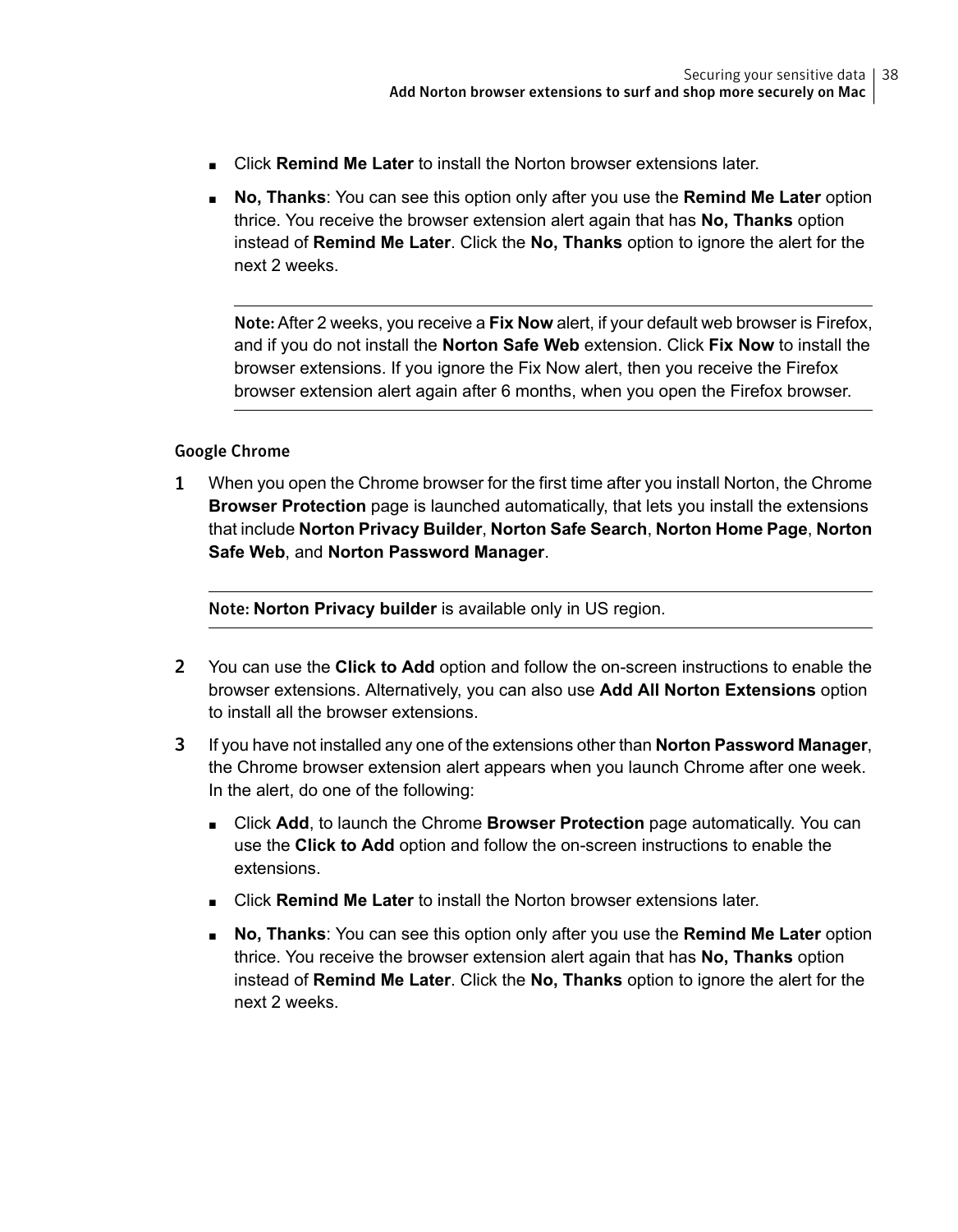- Click **Remind Me Later** to install the Norton browser extensions later.
- **No, Thanks**: You can see this option only after you use the **Remind Me Later** option thrice. You receive the browser extension alert again that has **No, Thanks** option instead of **Remind Me Later**. Click the **No, Thanks** option to ignore the alert for the next 2 weeks.

---

**Note:** After 2 weeks, you receive a **Fix Now** alert, if your default web browser is Firefox, and if you do not install the **Norton Safe Web** extension. Click **Fix Now** to install the browser extensions. If you ignore the Fix Now alert, then you receive the Firefox browser extension alert again after 6 months, when you open the Firefox browser.

---

### Google Chrome

1. When you open the Chrome browser for the first time after you install Norton, the Chrome **Browser Protection** page is launched automatically, that lets you install the extensions that include **Norton Privacy Builder**, **Norton Safe Search**, **Norton Home Page**, **Norton Safe Web**, and **Norton Password Manager**.

   ---

   **Note:** **Norton Privacy builder** is available only in US region.

   ---

2. You can use the **Click to Add** option and follow the on-screen instructions to enable the browser extensions. Alternatively, you can also use **Add All Norton Extensions** option to install all the browser extensions.
3. If you have not installed any one of the extensions other than **Norton Password Manager**, the Chrome browser extension alert appears when you launch Chrome after one week. In the alert, do one of the following:
   - Click **Add**, to launch the Chrome **Browser Protection** page automatically. You can use the **Click to Add** option and follow the on-screen instructions to enable the extensions.
   - Click **Remind Me Later** to install the Norton browser extensions later.
   - **No, Thanks**: You can see this option only after you use the **Remind Me Later** option thrice. You receive the browser extension alert again that has **No, Thanks** option instead of **Remind Me Later**. Click the **No, Thanks** option to ignore the alert for the next 2 weeks.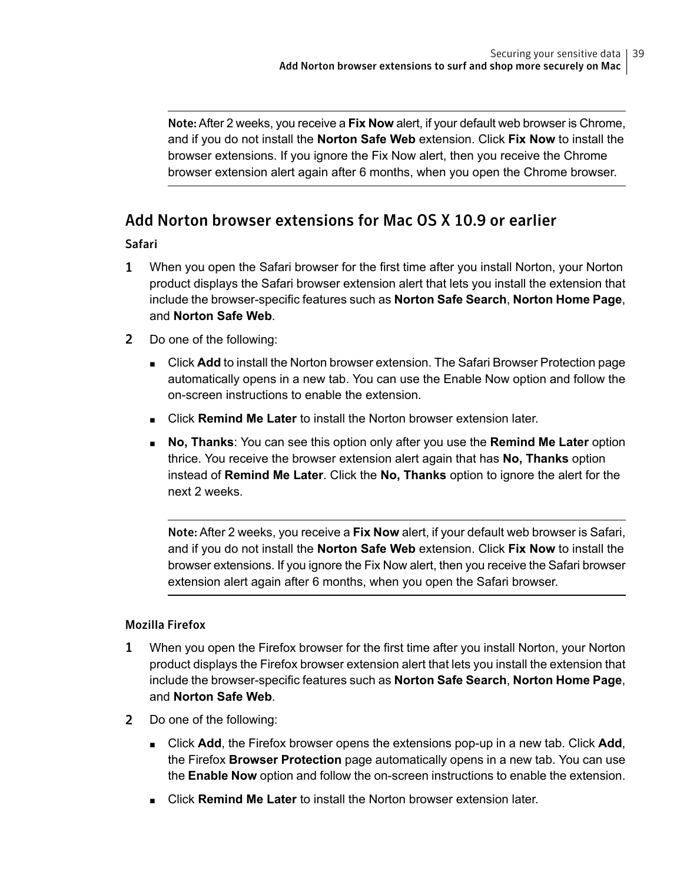**Note:** After 2 weeks, you receive a **Fix Now** alert, if your default web browser is Chrome, and if you do not install the **Norton Safe Web** extension. Click **Fix Now** to install the browser extensions. If you ignore the Fix Now alert, then you receive the Chrome browser extension alert again after 6 months, when you open the Chrome browser.

## Add Norton browser extensions for Mac OS X 10.9 or earlier

### Safari

1. When you open the Safari browser for the first time after you install Norton, your Norton product displays the Safari browser extension alert that lets you install the extension that include the browser-specific features such as **Norton Safe Search**, **Norton Home Page**, and **Norton Safe Web**.

2. Do one of the following:

   - Click **Add** to install the Norton browser extension. The Safari Browser Protection page automatically opens in a new tab. You can use the Enable Now option and follow the on-screen instructions to enable the extension.
   - Click **Remind Me Later** to install the Norton browser extension later.
   - **No, Thanks**: You can see this option only after you use the **Remind Me Later** option thrice. You receive the browser extension alert again that has **No, Thanks** option instead of **Remind Me Later**. Click the **No, Thanks** option to ignore the alert for the next 2 weeks.

   **Note:** After 2 weeks, you receive a **Fix Now** alert, if your default web browser is Safari, and if you do not install the **Norton Safe Web** extension. Click **Fix Now** to install the browser extensions. If you ignore the Fix Now alert, then you receive the Safari browser extension alert again after 6 months, when you open the Safari browser.

### Mozilla Firefox

1. When you open the Firefox browser for the first time after you install Norton, your Norton product displays the Firefox browser extension alert that lets you install the extension that include the browser-specific features such as **Norton Safe Search**, **Norton Home Page**, and **Norton Safe Web**.

2. Do one of the following:

   - Click **Add**, the Firefox browser opens the extensions pop-up in a new tab. Click **Add**, the Firefox **Browser Protection** page automatically opens in a new tab. You can use the **Enable Now** option and follow the on-screen instructions to enable the extension.
   - Click **Remind Me Later** to install the Norton browser extension later.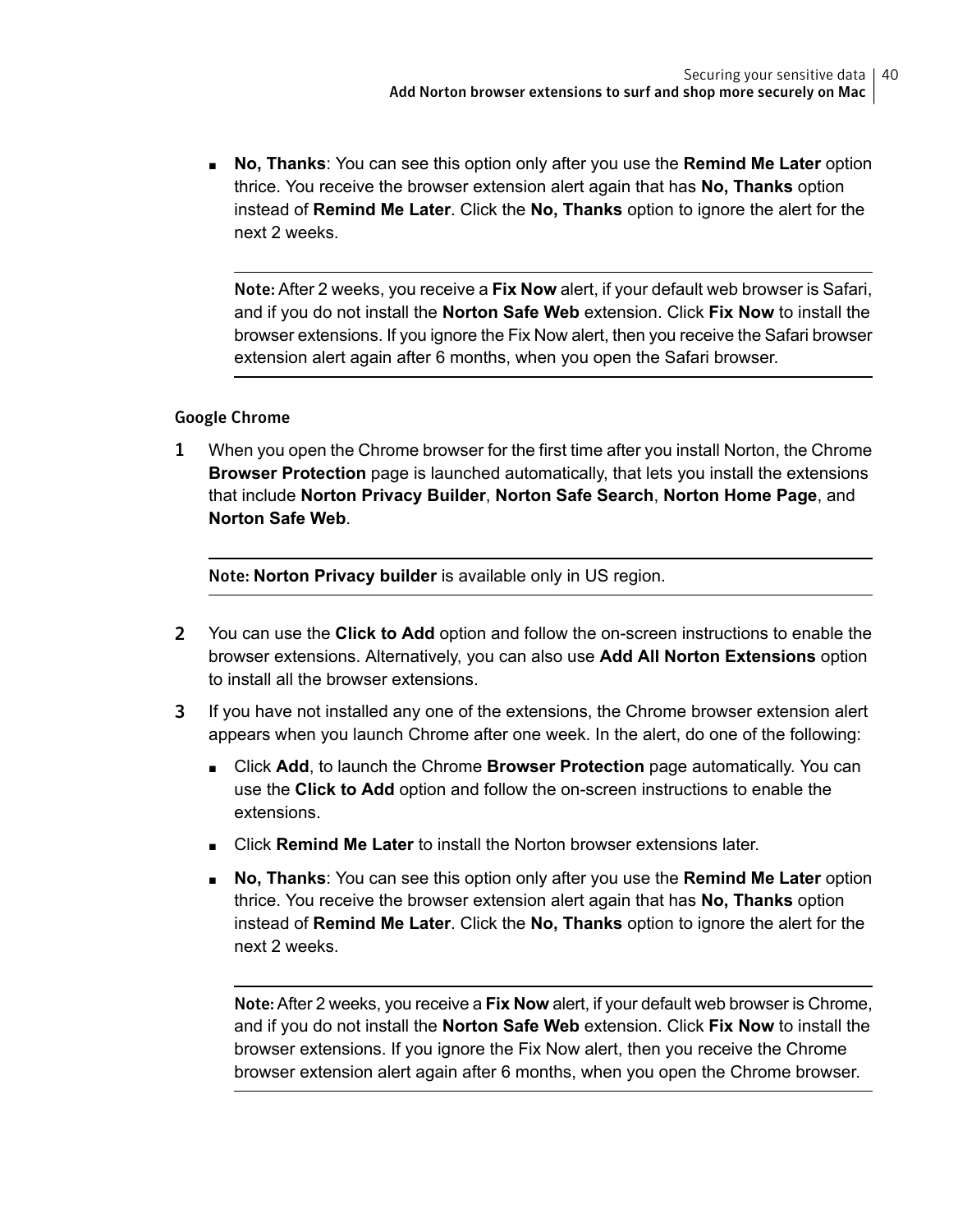- **No, Thanks**: You can see this option only after you use the **Remind Me Later** option thrice. You receive the browser extension alert again that has **No, Thanks** option instead of **Remind Me Later**. Click the **No, Thanks** option to ignore the alert for the next 2 weeks.

  **Note:** After 2 weeks, you receive a **Fix Now** alert, if your default web browser is Safari, and if you do not install the **Norton Safe Web** extension. Click **Fix Now** to install the browser extensions. If you ignore the Fix Now alert, then you receive the Safari browser extension alert again after 6 months, when you open the Safari browser.

### Google Chrome

1. When you open the Chrome browser for the first time after you install Norton, the Chrome **Browser Protection** page is launched automatically, that lets you install the extensions that include **Norton Privacy Builder**, **Norton Safe Search**, **Norton Home Page**, and **Norton Safe Web**.

   **Note:** **Norton Privacy builder** is available only in US region.

2. You can use the **Click to Add** option and follow the on-screen instructions to enable the browser extensions. Alternatively, you can also use **Add All Norton Extensions** option to install all the browser extensions.
3. If you have not installed any one of the extensions, the Chrome browser extension alert appears when you launch Chrome after one week. In the alert, do one of the following:
   - Click **Add**, to launch the Chrome **Browser Protection** page automatically. You can use the **Click to Add** option and follow the on-screen instructions to enable the extensions.
   - Click **Remind Me Later** to install the Norton browser extensions later.
   - **No, Thanks**: You can see this option only after you use the **Remind Me Later** option thrice. You receive the browser extension alert again that has **No, Thanks** option instead of **Remind Me Later**. Click the **No, Thanks** option to ignore the alert for the next 2 weeks.

     **Note:** After 2 weeks, you receive a **Fix Now** alert, if your default web browser is Chrome, and if you do not install the **Norton Safe Web** extension. Click **Fix Now** to install the browser extensions. If you ignore the Fix Now alert, then you receive the Chrome browser extension alert again after 6 months, when you open the Chrome browser.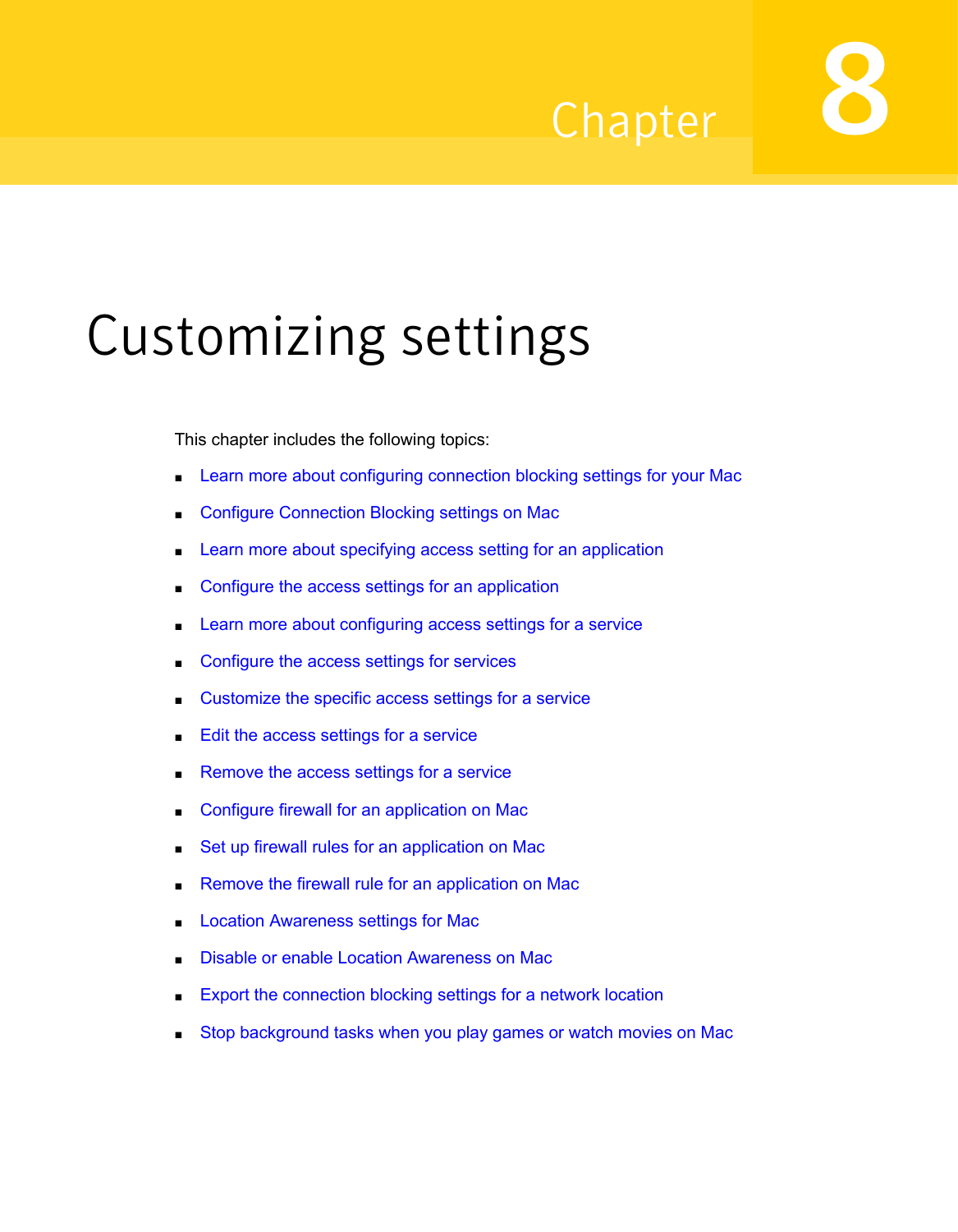# Chapter 8

# Customizing settings

This chapter includes the following topics:

- Learn more about configuring connection blocking settings for your Mac
- Configure Connection Blocking settings on Mac
- Learn more about specifying access setting for an application
- Configure the access settings for an application
- Learn more about configuring access settings for a service
- Configure the access settings for services
- Customize the specific access settings for a service
- Edit the access settings for a service
- Remove the access settings for a service
- Configure firewall for an application on Mac
- Set up firewall rules for an application on Mac
- Remove the firewall rule for an application on Mac
- Location Awareness settings for Mac
- Disable or enable Location Awareness on Mac
- Export the connection blocking settings for a network location
- Stop background tasks when you play games or watch movies on Mac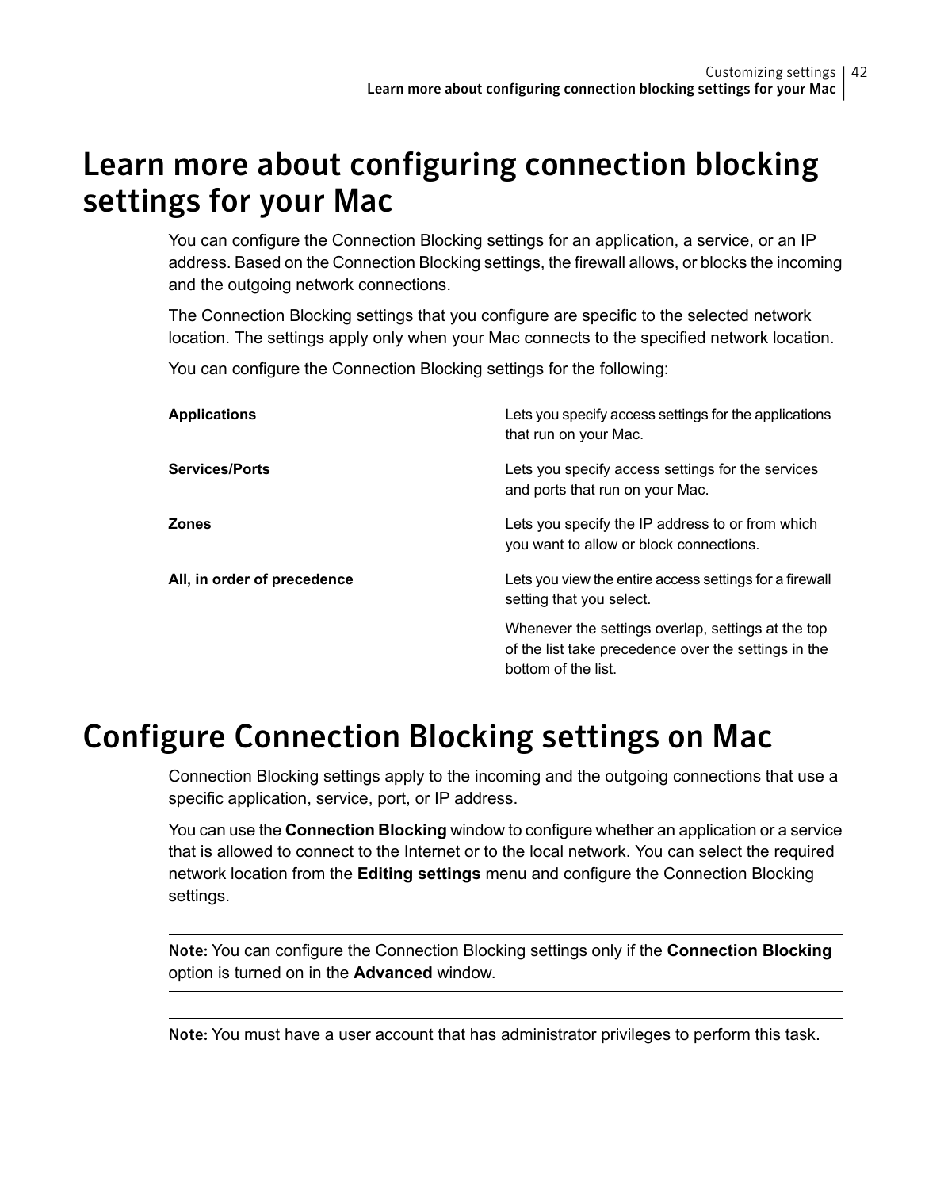# Learn more about configuring connection blocking settings for your Mac

You can configure the Connection Blocking settings for an application, a service, or an IP address. Based on the Connection Blocking settings, the firewall allows, or blocks the incoming and the outgoing network connections.

The Connection Blocking settings that you configure are specific to the selected network location. The settings apply only when your Mac connects to the specified network location.

You can configure the Connection Blocking settings for the following:

| | |
|---|---|
| **Applications** | Lets you specify access settings for the applications that run on your Mac. |
| **Services/Ports** | Lets you specify access settings for the services and ports that run on your Mac. |
| **Zones** | Lets you specify the IP address to or from which you want to allow or block connections. |
| **All, in order of precedence** | Lets you view the entire access settings for a firewall setting that you select.<br><br>Whenever the settings overlap, settings at the top of the list take precedence over the settings in the bottom of the list. |

# Configure Connection Blocking settings on Mac

Connection Blocking settings apply to the incoming and the outgoing connections that use a specific application, service, port, or IP address.

You can use the **Connection Blocking** window to configure whether an application or a service that is allowed to connect to the Internet or to the local network. You can select the required network location from the **Editing settings** menu and configure the Connection Blocking settings.

**Note:** You can configure the Connection Blocking settings only if the **Connection Blocking** option is turned on in the **Advanced** window.

**Note:** You must have a user account that has administrator privileges to perform this task.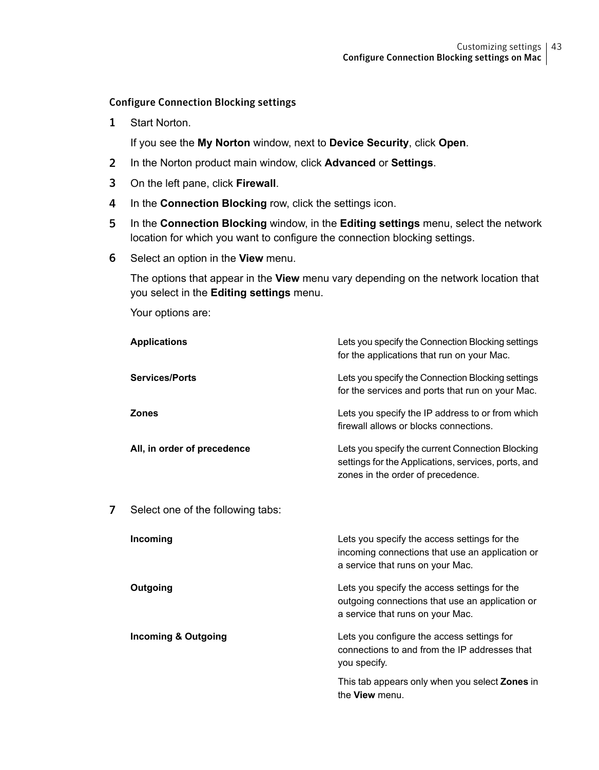### Configure Connection Blocking settings

1. Start Norton.

   If you see the **My Norton** window, next to **Device Security**, click **Open**.

2. In the Norton product main window, click **Advanced** or **Settings**.
3. On the left pane, click **Firewall**.
4. In the **Connection Blocking** row, click the settings icon.
5. In the **Connection Blocking** window, in the **Editing settings** menu, select the network location for which you want to configure the connection blocking settings.
6. Select an option in the **View** menu.

   The options that appear in the **View** menu vary depending on the network location that you select in the **Editing settings** menu.

   Your options are:

   | | |
   |---|---|
   | **Applications** | Lets you specify the Connection Blocking settings for the applications that run on your Mac. |
   | **Services/Ports** | Lets you specify the Connection Blocking settings for the services and ports that run on your Mac. |
   | **Zones** | Lets you specify the IP address to or from which firewall allows or blocks connections. |
   | **All, in order of precedence** | Lets you specify the current Connection Blocking settings for the Applications, services, ports, and zones in the order of precedence. |

7. Select one of the following tabs:

   | | |
   |---|---|
   | **Incoming** | Lets you specify the access settings for the incoming connections that use an application or a service that runs on your Mac. |
   | **Outgoing** | Lets you specify the access settings for the outgoing connections that use an application or a service that runs on your Mac. |
   | **Incoming & Outgoing** | Lets you configure the access settings for connections to and from the IP addresses that you specify.<br><br>This tab appears only when you select **Zones** in the **View** menu. |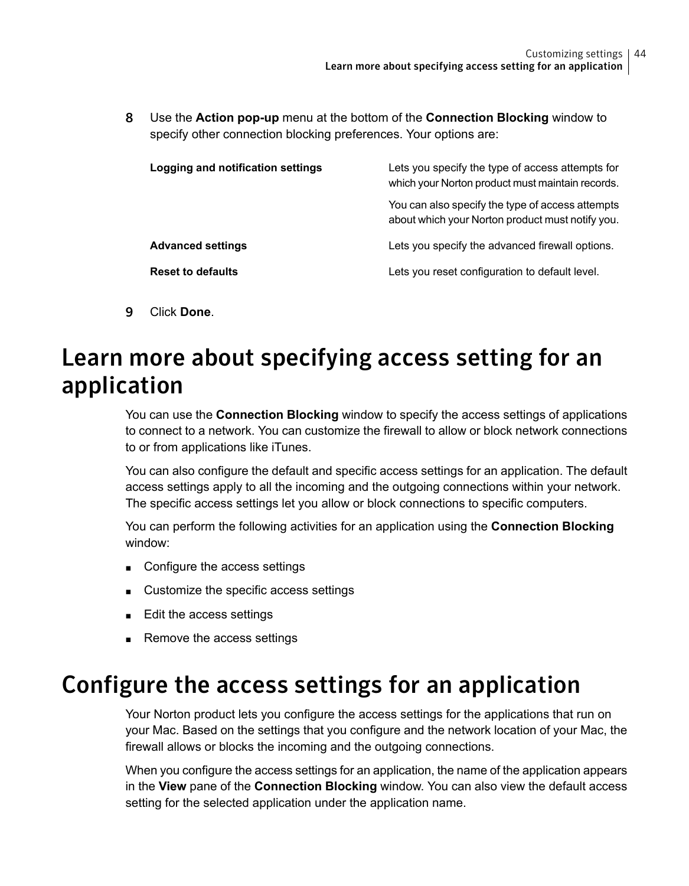8. Use the **Action pop-up** menu at the bottom of the **Connection Blocking** window to specify other connection blocking preferences. Your options are:

| | |
|---|---|
| **Logging and notification settings** | Lets you specify the type of access attempts for which your Norton product must maintain records.<br>You can also specify the type of access attempts about which your Norton product must notify you. |
| **Advanced settings** | Lets you specify the advanced firewall options. |
| **Reset to defaults** | Lets you reset configuration to default level. |

9. Click **Done**.

# Learn more about specifying access setting for an application

You can use the **Connection Blocking** window to specify the access settings of applications to connect to a network. You can customize the firewall to allow or block network connections to or from applications like iTunes.

You can also configure the default and specific access settings for an application. The default access settings apply to all the incoming and the outgoing connections within your network. The specific access settings let you allow or block connections to specific computers.

You can perform the following activities for an application using the **Connection Blocking** window:

- Configure the access settings
- Customize the specific access settings
- Edit the access settings
- Remove the access settings

# Configure the access settings for an application

Your Norton product lets you configure the access settings for the applications that run on your Mac. Based on the settings that you configure and the network location of your Mac, the firewall allows or blocks the incoming and the outgoing connections.

When you configure the access settings for an application, the name of the application appears in the **View** pane of the **Connection Blocking** window. You can also view the default access setting for the selected application under the application name.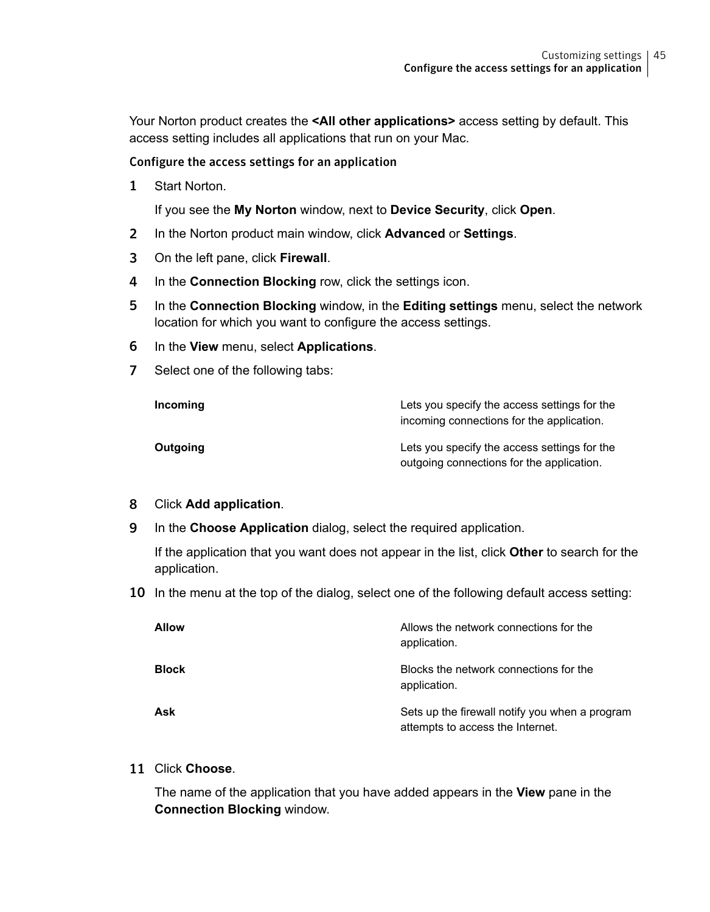Your Norton product creates the **<All other applications>** access setting by default. This access setting includes all applications that run on your Mac.

### Configure the access settings for an application

1. Start Norton.

   If you see the **My Norton** window, next to **Device Security**, click **Open**.

2. In the Norton product main window, click **Advanced** or **Settings**.
3. On the left pane, click **Firewall**.
4. In the **Connection Blocking** row, click the settings icon.
5. In the **Connection Blocking** window, in the **Editing settings** menu, select the network location for which you want to configure the access settings.
6. In the **View** menu, select **Applications**.
7. Select one of the following tabs:

   | | |
   |---|---|
   | **Incoming** | Lets you specify the access settings for the incoming connections for the application. |
   | **Outgoing** | Lets you specify the access settings for the outgoing connections for the application. |

8. Click **Add application**.
9. In the **Choose Application** dialog, select the required application.

   If the application that you want does not appear in the list, click **Other** to search for the application.

10. In the menu at the top of the dialog, select one of the following default access setting:

    | | |
    |---|---|
    | **Allow** | Allows the network connections for the application. |
    | **Block** | Blocks the network connections for the application. |
    | **Ask** | Sets up the firewall notify you when a program attempts to access the Internet. |

11. Click **Choose**.

    The name of the application that you have added appears in the **View** pane in the **Connection Blocking** window.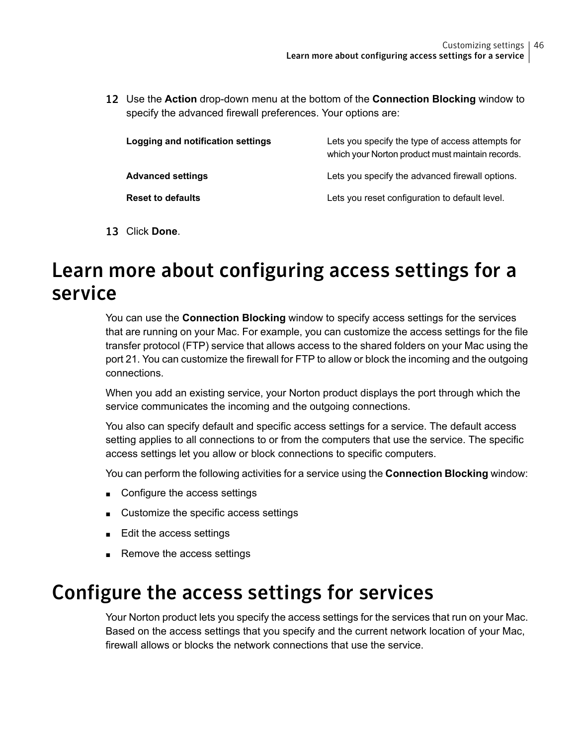12 Use the **Action** drop-down menu at the bottom of the **Connection Blocking** window to specify the advanced firewall preferences. Your options are:

| | |
|---|---|
| **Logging and notification settings** | Lets you specify the type of access attempts for which your Norton product must maintain records. |
| **Advanced settings** | Lets you specify the advanced firewall options. |
| **Reset to defaults** | Lets you reset configuration to default level. |

13 Click **Done**.

# Learn more about configuring access settings for a service

You can use the **Connection Blocking** window to specify access settings for the services that are running on your Mac. For example, you can customize the access settings for the file transfer protocol (FTP) service that allows access to the shared folders on your Mac using the port 21. You can customize the firewall for FTP to allow or block the incoming and the outgoing connections.

When you add an existing service, your Norton product displays the port through which the service communicates the incoming and the outgoing connections.

You also can specify default and specific access settings for a service. The default access setting applies to all connections to or from the computers that use the service. The specific access settings let you allow or block connections to specific computers.

You can perform the following activities for a service using the **Connection Blocking** window:

- Configure the access settings
- Customize the specific access settings
- Edit the access settings
- Remove the access settings

# Configure the access settings for services

Your Norton product lets you specify the access settings for the services that run on your Mac. Based on the access settings that you specify and the current network location of your Mac, firewall allows or blocks the network connections that use the service.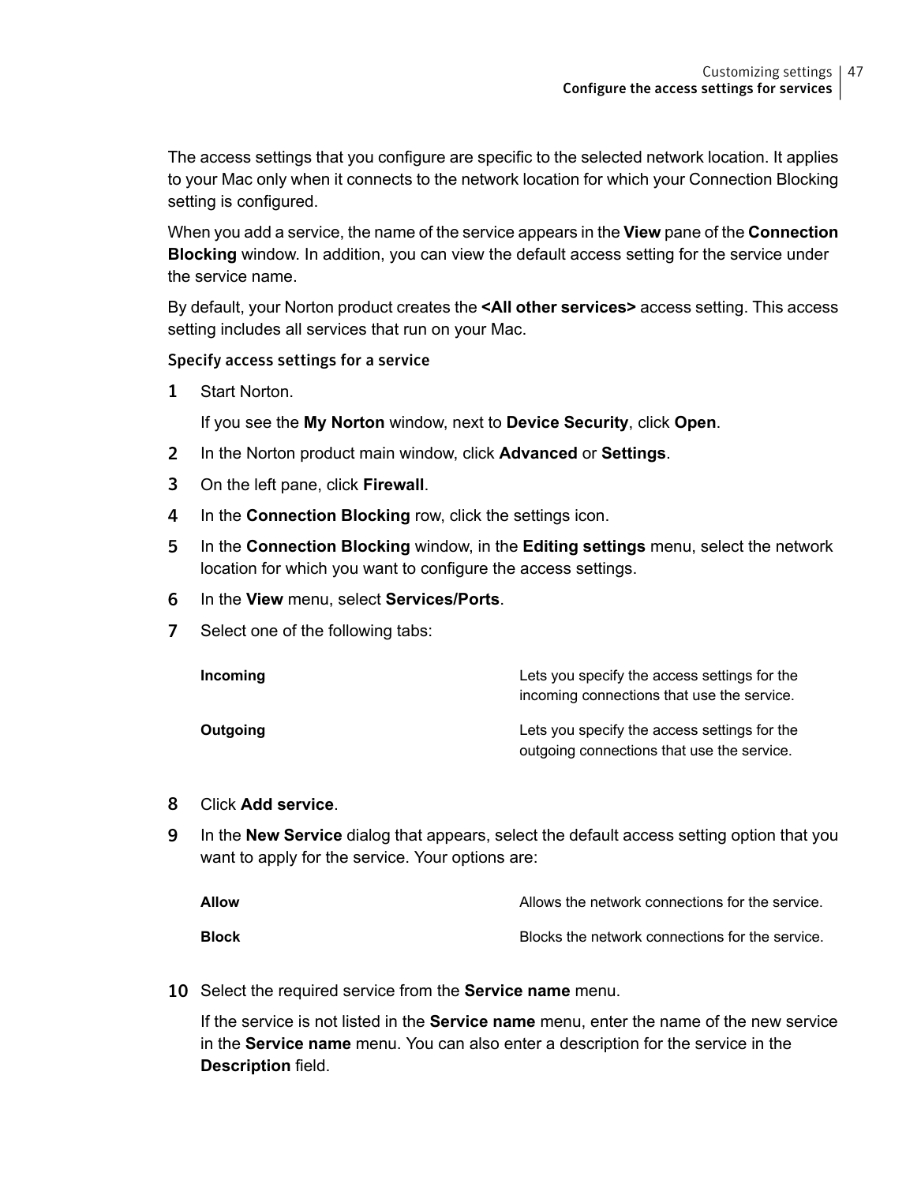The access settings that you configure are specific to the selected network location. It applies to your Mac only when it connects to the network location for which your Connection Blocking setting is configured.

When you add a service, the name of the service appears in the **View** pane of the **Connection Blocking** window. In addition, you can view the default access setting for the service under the service name.

By default, your Norton product creates the **<All other services>** access setting. This access setting includes all services that run on your Mac.

#### Specify access settings for a service

1. Start Norton.

   If you see the **My Norton** window, next to **Device Security**, click **Open**.

2. In the Norton product main window, click **Advanced** or **Settings**.
3. On the left pane, click **Firewall**.
4. In the **Connection Blocking** row, click the settings icon.
5. In the **Connection Blocking** window, in the **Editing settings** menu, select the network location for which you want to configure the access settings.
6. In the **View** menu, select **Services/Ports**.
7. Select one of the following tabs:

   | | |
   |---|---|
   | **Incoming** | Lets you specify the access settings for the incoming connections that use the service. |
   | **Outgoing** | Lets you specify the access settings for the outgoing connections that use the service. |

8. Click **Add service**.
9. In the **New Service** dialog that appears, select the default access setting option that you want to apply for the service. Your options are:

   | | |
   |---|---|
   | **Allow** | Allows the network connections for the service. |
   | **Block** | Blocks the network connections for the service. |

10. Select the required service from the **Service name** menu.

    If the service is not listed in the **Service name** menu, enter the name of the new service in the **Service name** menu. You can also enter a description for the service in the **Description** field.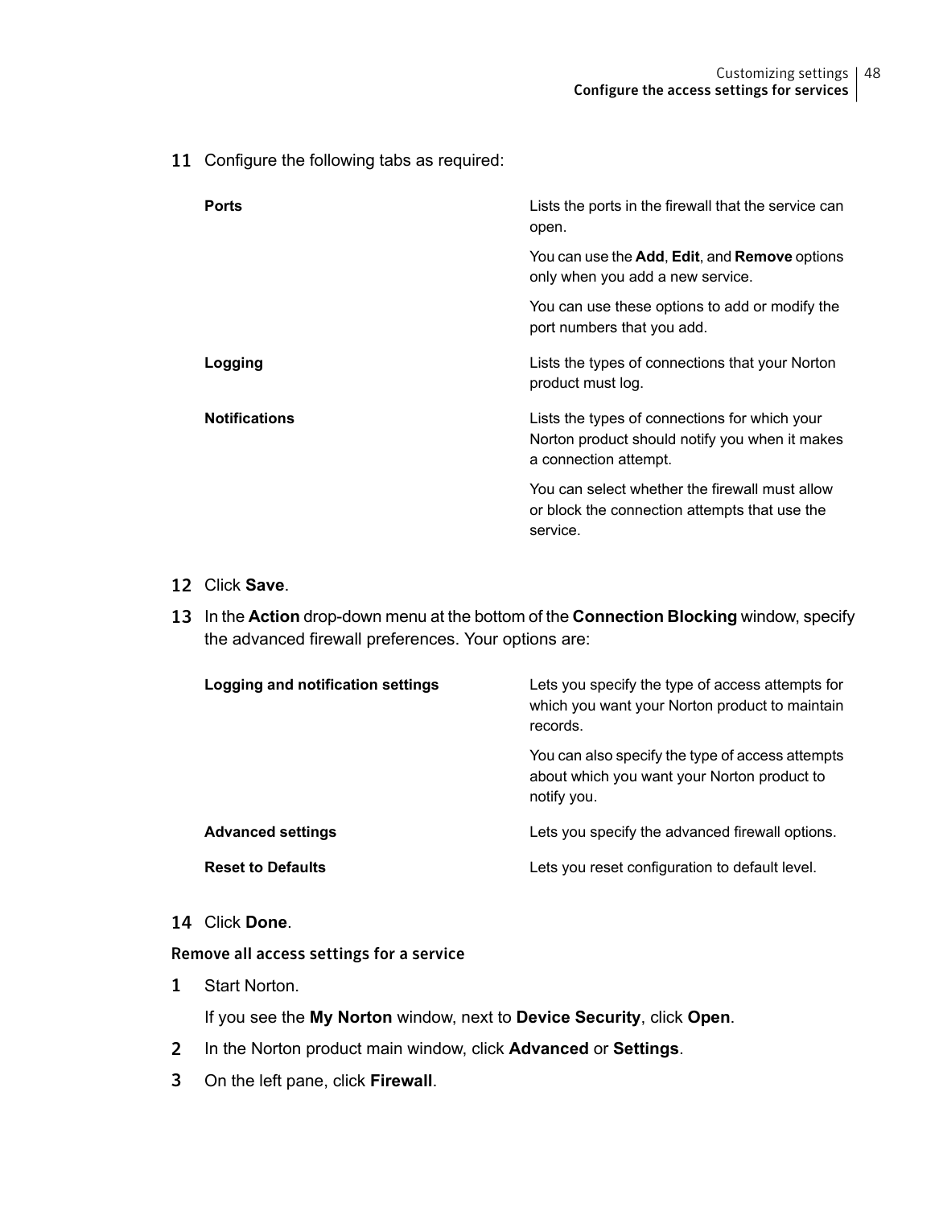11. Configure the following tabs as required:

| | |
|---|---|
| **Ports** | Lists the ports in the firewall that the service can open.<br><br>You can use the **Add**, **Edit**, and **Remove** options only when you add a new service.<br><br>You can use these options to add or modify the port numbers that you add. |
| **Logging** | Lists the types of connections that your Norton product must log. |
| **Notifications** | Lists the types of connections for which your Norton product should notify you when it makes a connection attempt.<br><br>You can select whether the firewall must allow or block the connection attempts that use the service. |

12. Click **Save**.
13. In the **Action** drop-down menu at the bottom of the **Connection Blocking** window, specify the advanced firewall preferences. Your options are:

| | |
|---|---|
| **Logging and notification settings** | Lets you specify the type of access attempts for which you want your Norton product to maintain records.<br><br>You can also specify the type of access attempts about which you want your Norton product to notify you. |
| **Advanced settings** | Lets you specify the advanced firewall options. |
| **Reset to Defaults** | Lets you reset configuration to default level. |

14. Click **Done**.

### Remove all access settings for a service

1. Start Norton.

   If you see the **My Norton** window, next to **Device Security**, click **Open**.
2. In the Norton product main window, click **Advanced** or **Settings**.
3. On the left pane, click **Firewall**.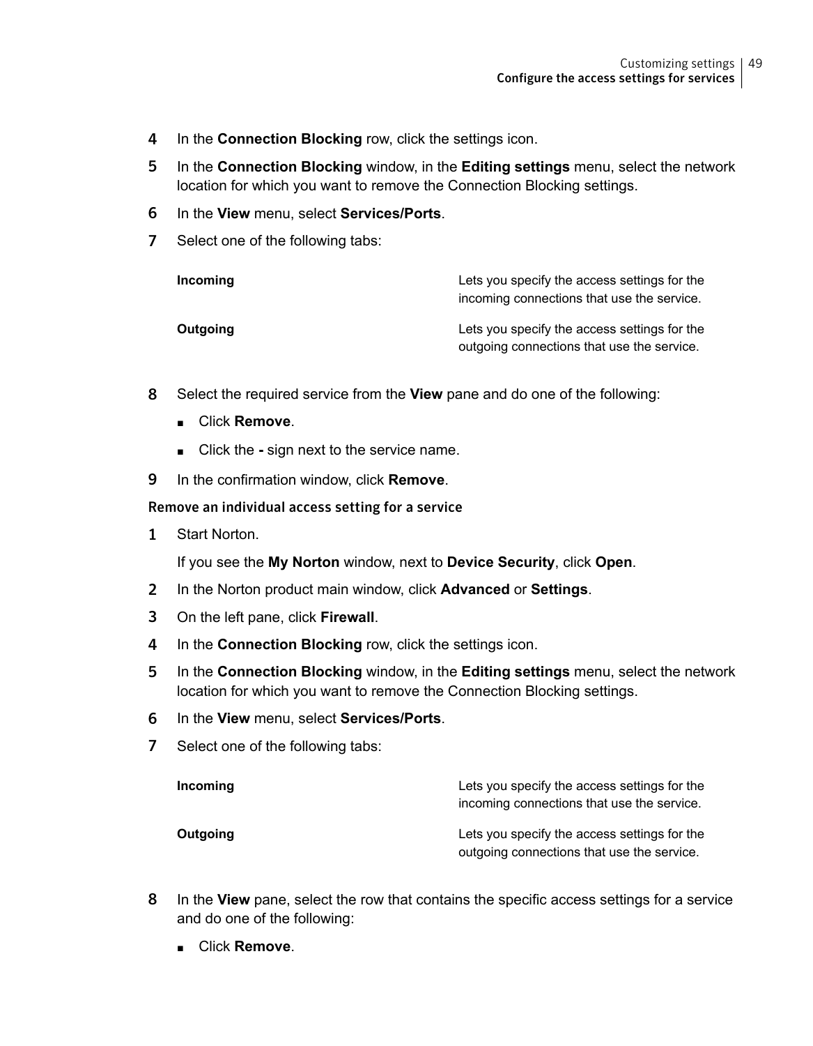4. In the **Connection Blocking** row, click the settings icon.
5. In the **Connection Blocking** window, in the **Editing settings** menu, select the network location for which you want to remove the Connection Blocking settings.
6. In the **View** menu, select **Services/Ports**.
7. Select one of the following tabs:

| | |
|---|---|
| **Incoming** | Lets you specify the access settings for the incoming connections that use the service. |
| **Outgoing** | Lets you specify the access settings for the outgoing connections that use the service. |

8. Select the required service from the **View** pane and do one of the following:
   - Click **Remove**.
   - Click the **-** sign next to the service name.
9. In the confirmation window, click **Remove**.

#### Remove an individual access setting for a service

1. Start Norton.

   If you see the **My Norton** window, next to **Device Security**, click **Open**.
2. In the Norton product main window, click **Advanced** or **Settings**.
3. On the left pane, click **Firewall**.
4. In the **Connection Blocking** row, click the settings icon.
5. In the **Connection Blocking** window, in the **Editing settings** menu, select the network location for which you want to remove the Connection Blocking settings.
6. In the **View** menu, select **Services/Ports**.
7. Select one of the following tabs:

| | |
|---|---|
| **Incoming** | Lets you specify the access settings for the incoming connections that use the service. |
| **Outgoing** | Lets you specify the access settings for the outgoing connections that use the service. |

8. In the **View** pane, select the row that contains the specific access settings for a service and do one of the following:
   - Click **Remove**.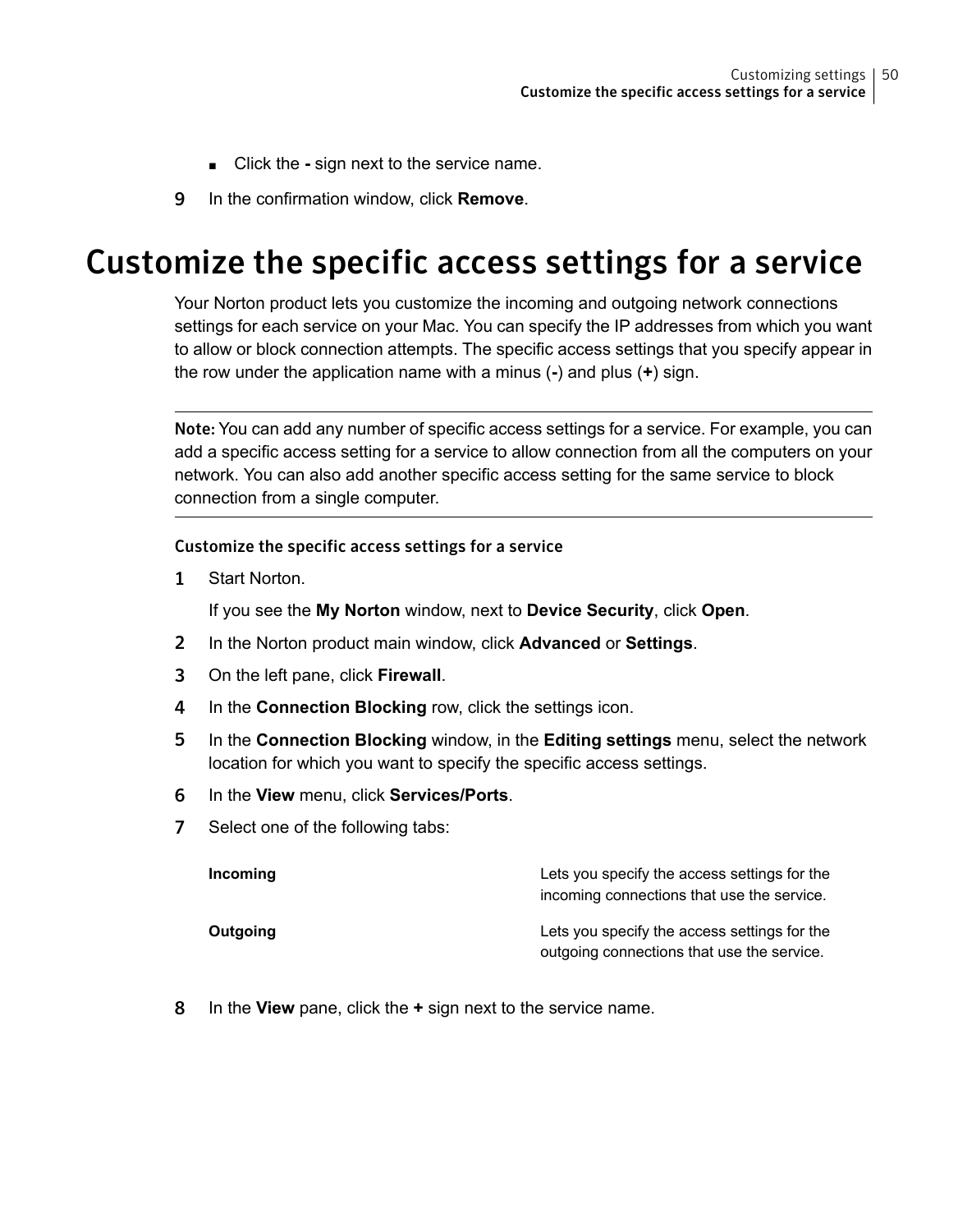- Click the **-** sign next to the service name.

9. In the confirmation window, click **Remove**.

# Customize the specific access settings for a service

Your Norton product lets you customize the incoming and outgoing network connections settings for each service on your Mac. You can specify the IP addresses from which you want to allow or block connection attempts. The specific access settings that you specify appear in the row under the application name with a minus (**-**) and plus (**+**) sign.

---

**Note:** You can add any number of specific access settings for a service. For example, you can add a specific access setting for a service to allow connection from all the computers on your network. You can also add another specific access setting for the same service to block connection from a single computer.

---

### Customize the specific access settings for a service

1. Start Norton.

   If you see the **My Norton** window, next to **Device Security**, click **Open**.

2. In the Norton product main window, click **Advanced** or **Settings**.
3. On the left pane, click **Firewall**.
4. In the **Connection Blocking** row, click the settings icon.
5. In the **Connection Blocking** window, in the **Editing settings** menu, select the network location for which you want to specify the specific access settings.
6. In the **View** menu, click **Services/Ports**.
7. Select one of the following tabs:

   | | |
   |---|---|
   | **Incoming** | Lets you specify the access settings for the incoming connections that use the service. |
   | **Outgoing** | Lets you specify the access settings for the outgoing connections that use the service. |

8. In the **View** pane, click the **+** sign next to the service name.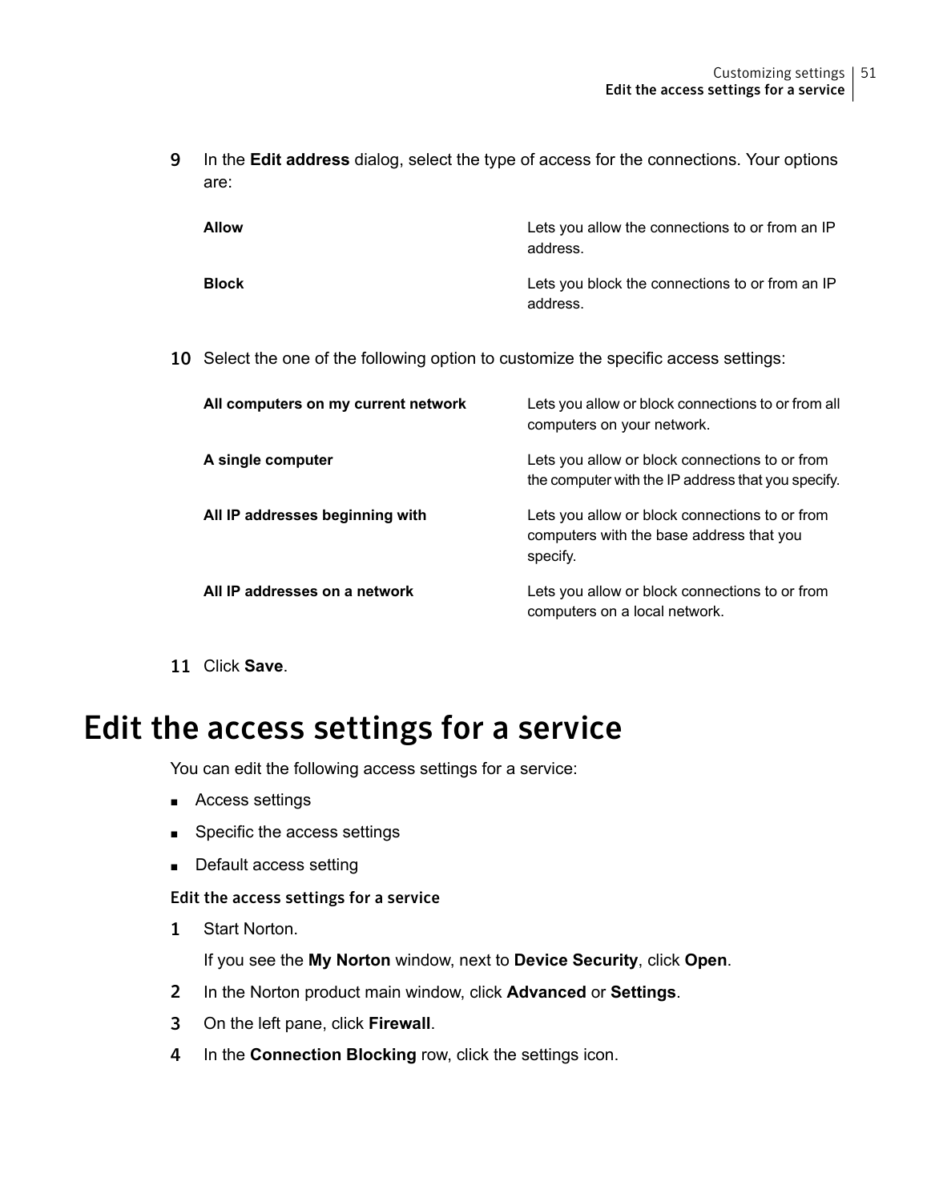9 In the **Edit address** dialog, select the type of access for the connections. Your options are:

| | |
|---|---|
| **Allow** | Lets you allow the connections to or from an IP address. |
| **Block** | Lets you block the connections to or from an IP address. |

10 Select the one of the following option to customize the specific access settings:

| | |
|---|---|
| **All computers on my current network** | Lets you allow or block connections to or from all computers on your network. |
| **A single computer** | Lets you allow or block connections to or from the computer with the IP address that you specify. |
| **All IP addresses beginning with** | Lets you allow or block connections to or from computers with the base address that you specify. |
| **All IP addresses on a network** | Lets you allow or block connections to or from computers on a local network. |

11 Click **Save**.

# Edit the access settings for a service

You can edit the following access settings for a service:

- Access settings
- Specific the access settings
- Default access setting

### Edit the access settings for a service

1 Start Norton.

If you see the **My Norton** window, next to **Device Security**, click **Open**.

2 In the Norton product main window, click **Advanced** or **Settings**.

3 On the left pane, click **Firewall**.

4 In the **Connection Blocking** row, click the settings icon.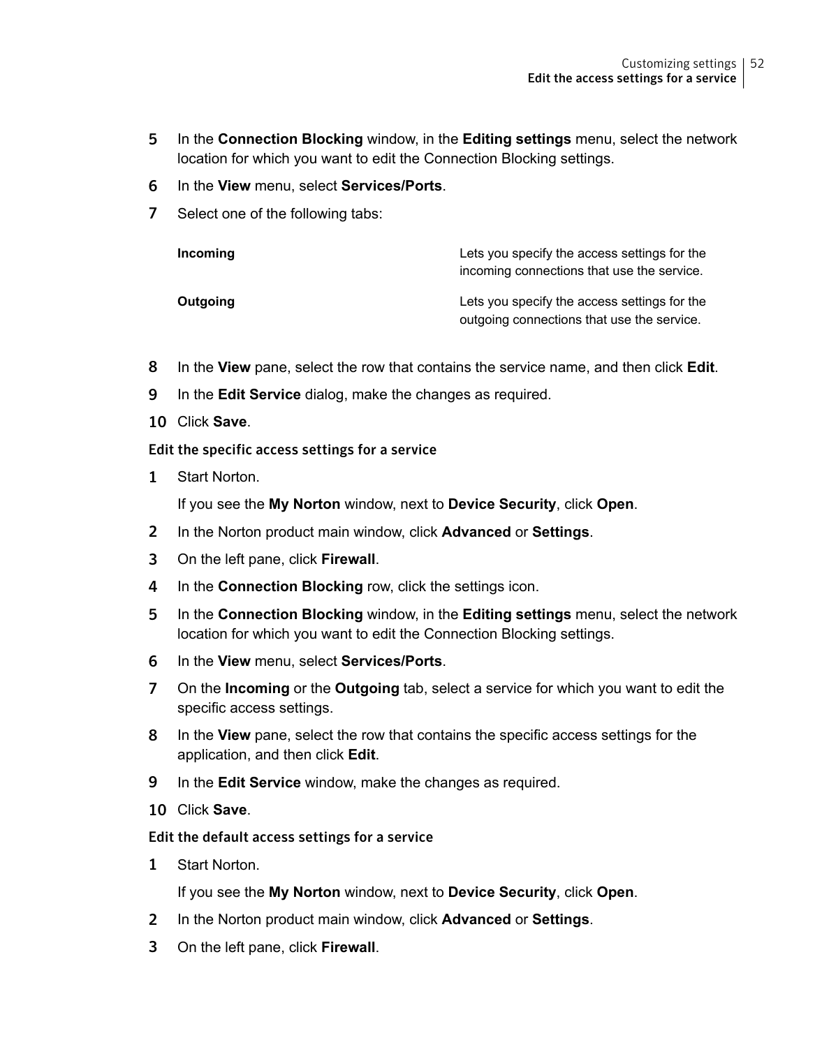5. In the **Connection Blocking** window, in the **Editing settings** menu, select the network location for which you want to edit the Connection Blocking settings.
6. In the **View** menu, select **Services/Ports**.
7. Select one of the following tabs:

   | | |
   |---|---|
   | **Incoming** | Lets you specify the access settings for the incoming connections that use the service. |
   | **Outgoing** | Lets you specify the access settings for the outgoing connections that use the service. |

8. In the **View** pane, select the row that contains the service name, and then click **Edit**.
9. In the **Edit Service** dialog, make the changes as required.
10. Click **Save**.

### Edit the specific access settings for a service

1. Start Norton.

   If you see the **My Norton** window, next to **Device Security**, click **Open**.
2. In the Norton product main window, click **Advanced** or **Settings**.
3. On the left pane, click **Firewall**.
4. In the **Connection Blocking** row, click the settings icon.
5. In the **Connection Blocking** window, in the **Editing settings** menu, select the network location for which you want to edit the Connection Blocking settings.
6. In the **View** menu, select **Services/Ports**.
7. On the **Incoming** or the **Outgoing** tab, select a service for which you want to edit the specific access settings.
8. In the **View** pane, select the row that contains the specific access settings for the application, and then click **Edit**.
9. In the **Edit Service** window, make the changes as required.
10. Click **Save**.

### Edit the default access settings for a service

1. Start Norton.

   If you see the **My Norton** window, next to **Device Security**, click **Open**.
2. In the Norton product main window, click **Advanced** or **Settings**.
3. On the left pane, click **Firewall**.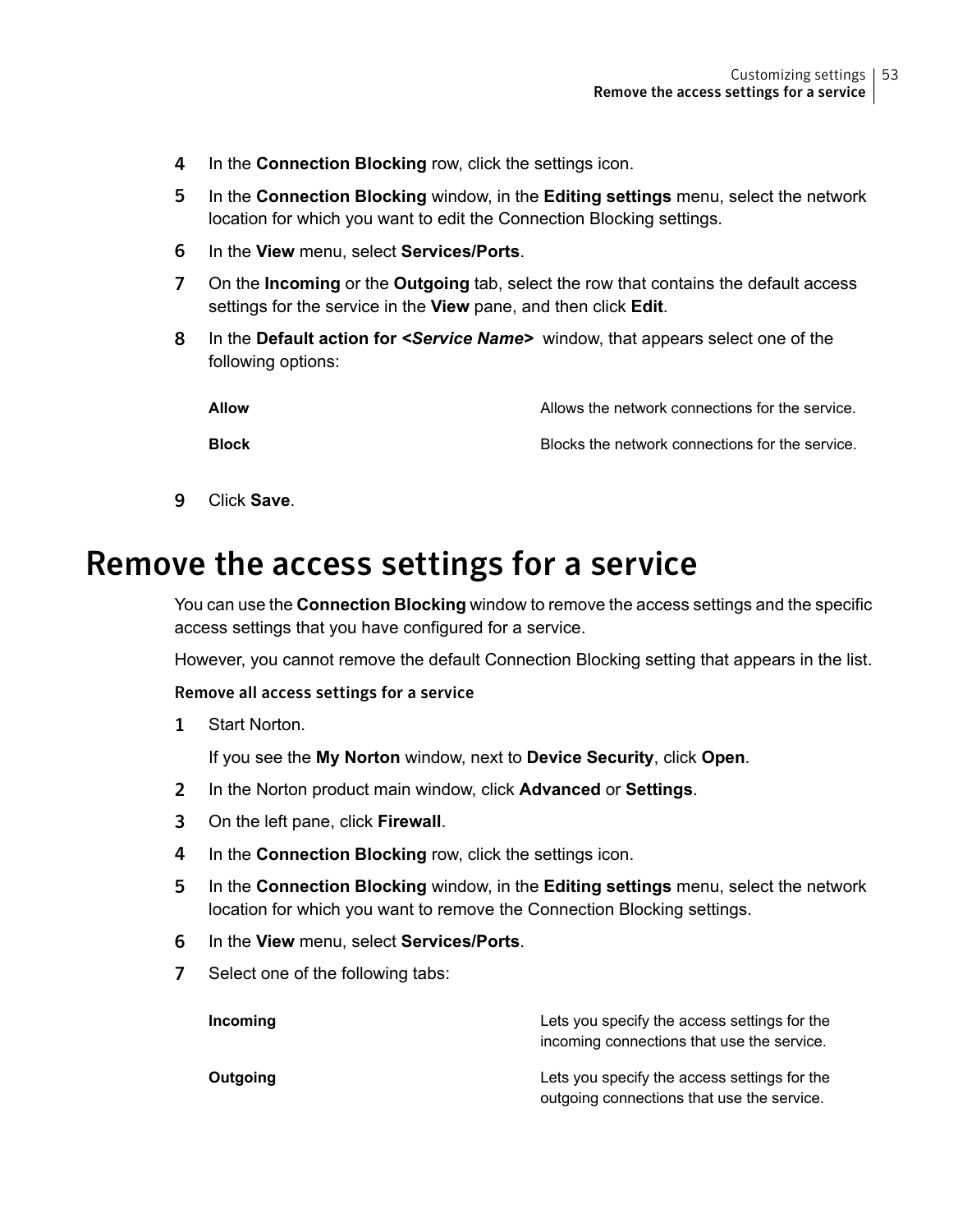4. In the **Connection Blocking** row, click the settings icon.
5. In the **Connection Blocking** window, in the **Editing settings** menu, select the network location for which you want to edit the Connection Blocking settings.
6. In the **View** menu, select **Services/Ports**.
7. On the **Incoming** or the **Outgoing** tab, select the row that contains the default access settings for the service in the **View** pane, and then click **Edit**.
8. In the **Default action for <*Service Name*>** window, that appears select one of the following options:

| | |
|---|---|
| **Allow** | Allows the network connections for the service. |
| **Block** | Blocks the network connections for the service. |

9. Click **Save**.

# Remove the access settings for a service

You can use the **Connection Blocking** window to remove the access settings and the specific access settings that you have configured for a service.

However, you cannot remove the default Connection Blocking setting that appears in the list.

### Remove all access settings for a service

1. Start Norton.

   If you see the **My Norton** window, next to **Device Security**, click **Open**.
2. In the Norton product main window, click **Advanced** or **Settings**.
3. On the left pane, click **Firewall**.
4. In the **Connection Blocking** row, click the settings icon.
5. In the **Connection Blocking** window, in the **Editing settings** menu, select the network location for which you want to remove the Connection Blocking settings.
6. In the **View** menu, select **Services/Ports**.
7. Select one of the following tabs:

| | |
|---|---|
| **Incoming** | Lets you specify the access settings for the incoming connections that use the service. |
| **Outgoing** | Lets you specify the access settings for the outgoing connections that use the service. |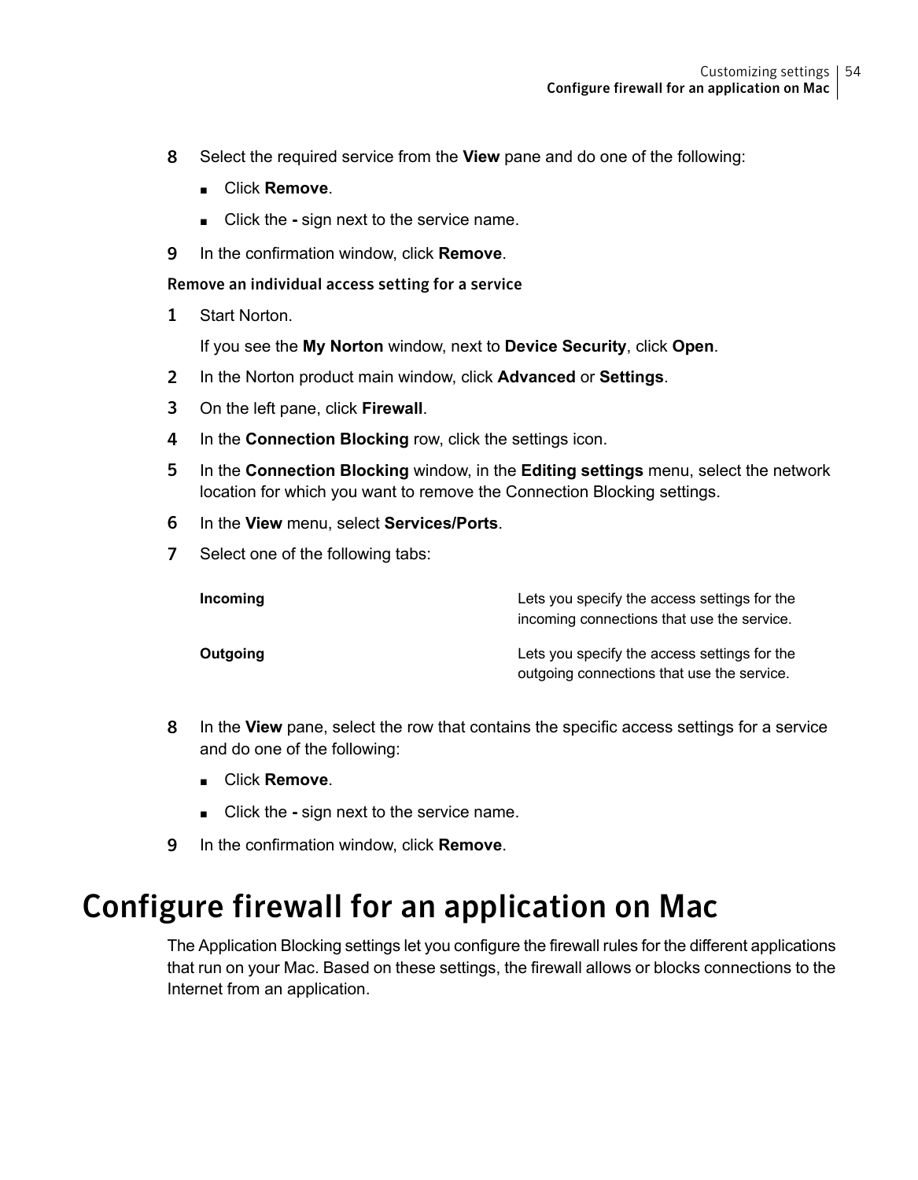8. Select the required service from the **View** pane and do one of the following:
   - Click **Remove**.
   - Click the **-** sign next to the service name.
9. In the confirmation window, click **Remove**.

### Remove an individual access setting for a service

1. Start Norton.

   If you see the **My Norton** window, next to **Device Security**, click **Open**.
2. In the Norton product main window, click **Advanced** or **Settings**.
3. On the left pane, click **Firewall**.
4. In the **Connection Blocking** row, click the settings icon.
5. In the **Connection Blocking** window, in the **Editing settings** menu, select the network location for which you want to remove the Connection Blocking settings.
6. In the **View** menu, select **Services/Ports**.
7. Select one of the following tabs:

| | |
|---|---|
| **Incoming** | Lets you specify the access settings for the incoming connections that use the service. |
| **Outgoing** | Lets you specify the access settings for the outgoing connections that use the service. |

8. In the **View** pane, select the row that contains the specific access settings for a service and do one of the following:
   - Click **Remove**.
   - Click the **-** sign next to the service name.
9. In the confirmation window, click **Remove**.

# Configure firewall for an application on Mac

The Application Blocking settings let you configure the firewall rules for the different applications that run on your Mac. Based on these settings, the firewall allows or blocks connections to the Internet from an application.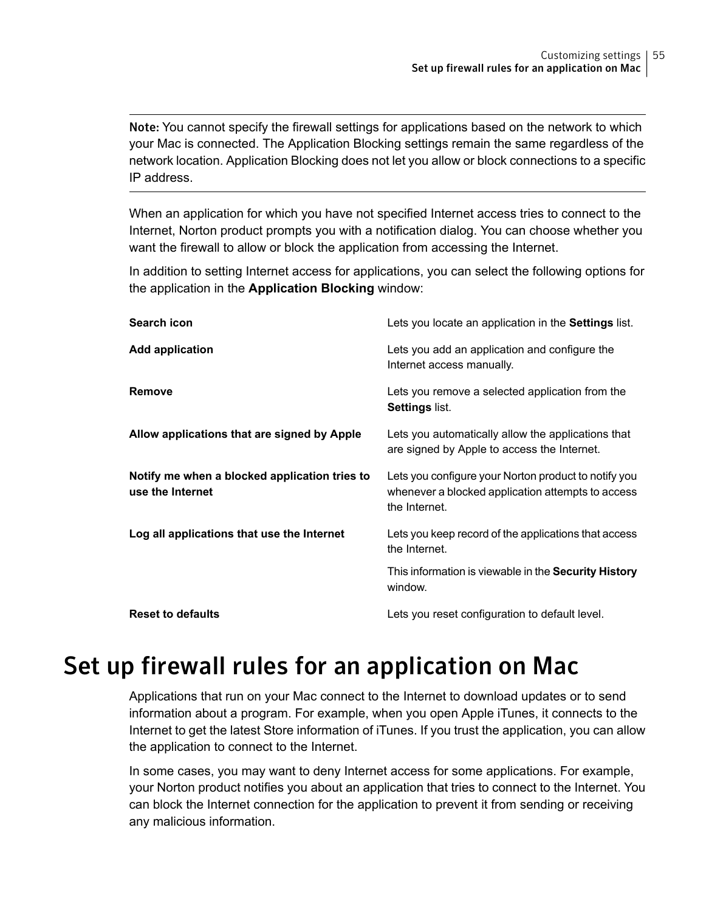**Note:** You cannot specify the firewall settings for applications based on the network to which your Mac is connected. The Application Blocking settings remain the same regardless of the network location. Application Blocking does not let you allow or block connections to a specific IP address.

When an application for which you have not specified Internet access tries to connect to the Internet, Norton product prompts you with a notification dialog. You can choose whether you want the firewall to allow or block the application from accessing the Internet.

In addition to setting Internet access for applications, you can select the following options for the application in the **Application Blocking** window:

| | |
|---|---|
| **Search icon** | Lets you locate an application in the **Settings** list. |
| **Add application** | Lets you add an application and configure the Internet access manually. |
| **Remove** | Lets you remove a selected application from the **Settings** list. |
| **Allow applications that are signed by Apple** | Lets you automatically allow the applications that are signed by Apple to access the Internet. |
| **Notify me when a blocked application tries to use the Internet** | Lets you configure your Norton product to notify you whenever a blocked application attempts to access the Internet. |
| **Log all applications that use the Internet** | Lets you keep record of the applications that access the Internet.<br><br>This information is viewable in the **Security History** window. |
| **Reset to defaults** | Lets you reset configuration to default level. |

# Set up firewall rules for an application on Mac

Applications that run on your Mac connect to the Internet to download updates or to send information about a program. For example, when you open Apple iTunes, it connects to the Internet to get the latest Store information of iTunes. If you trust the application, you can allow the application to connect to the Internet.

In some cases, you may want to deny Internet access for some applications. For example, your Norton product notifies you about an application that tries to connect to the Internet. You can block the Internet connection for the application to prevent it from sending or receiving any malicious information.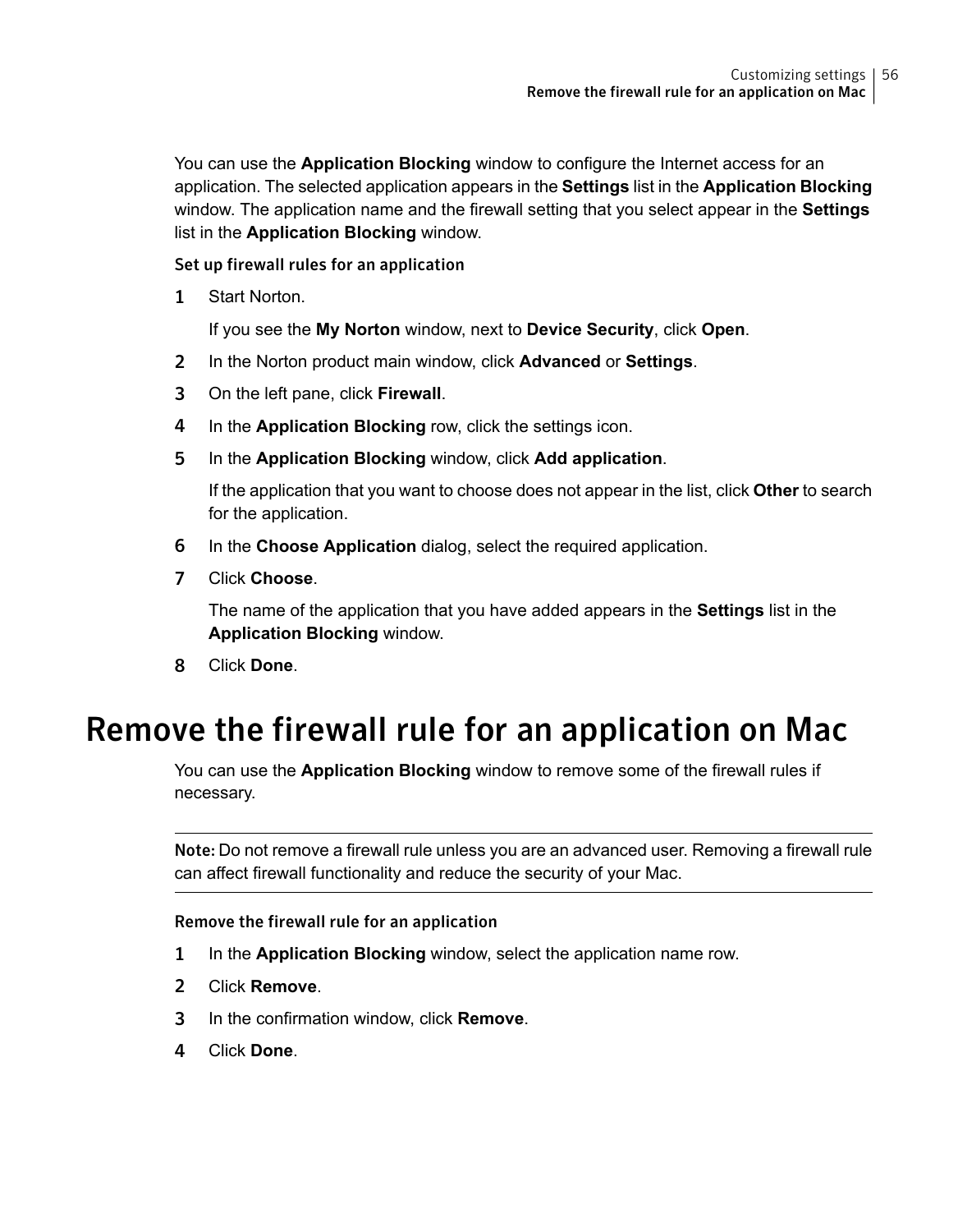You can use the **Application Blocking** window to configure the Internet access for an application. The selected application appears in the **Settings** list in the **Application Blocking** window. The application name and the firewall setting that you select appear in the **Settings** list in the **Application Blocking** window.

#### Set up firewall rules for an application

1. Start Norton.

   If you see the **My Norton** window, next to **Device Security**, click **Open**.
2. In the Norton product main window, click **Advanced** or **Settings**.
3. On the left pane, click **Firewall**.
4. In the **Application Blocking** row, click the settings icon.
5. In the **Application Blocking** window, click **Add application**.

   If the application that you want to choose does not appear in the list, click **Other** to search for the application.
6. In the **Choose Application** dialog, select the required application.
7. Click **Choose**.

   The name of the application that you have added appears in the **Settings** list in the **Application Blocking** window.
8. Click **Done**.

## Remove the firewall rule for an application on Mac

You can use the **Application Blocking** window to remove some of the firewall rules if necessary.

---

**Note:** Do not remove a firewall rule unless you are an advanced user. Removing a firewall rule can affect firewall functionality and reduce the security of your Mac.

---

#### Remove the firewall rule for an application

1. In the **Application Blocking** window, select the application name row.
2. Click **Remove**.
3. In the confirmation window, click **Remove**.
4. Click **Done**.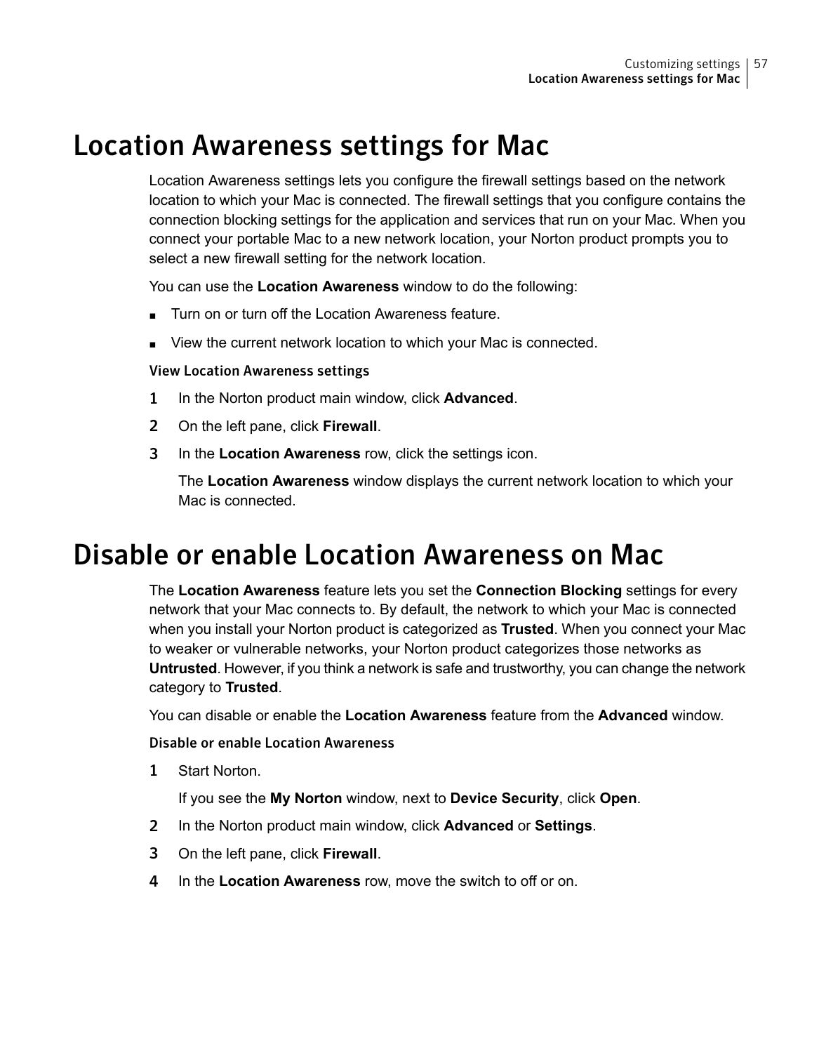# Location Awareness settings for Mac

Location Awareness settings lets you configure the firewall settings based on the network location to which your Mac is connected. The firewall settings that you configure contains the connection blocking settings for the application and services that run on your Mac. When you connect your portable Mac to a new network location, your Norton product prompts you to select a new firewall setting for the network location.

You can use the **Location Awareness** window to do the following:

- Turn on or turn off the Location Awareness feature.
- View the current network location to which your Mac is connected.

### View Location Awareness settings

1. In the Norton product main window, click **Advanced**.
2. On the left pane, click **Firewall**.
3. In the **Location Awareness** row, click the settings icon.

   The **Location Awareness** window displays the current network location to which your Mac is connected.

# Disable or enable Location Awareness on Mac

The **Location Awareness** feature lets you set the **Connection Blocking** settings for every network that your Mac connects to. By default, the network to which your Mac is connected when you install your Norton product is categorized as **Trusted**. When you connect your Mac to weaker or vulnerable networks, your Norton product categorizes those networks as **Untrusted**. However, if you think a network is safe and trustworthy, you can change the network category to **Trusted**.

You can disable or enable the **Location Awareness** feature from the **Advanced** window.

### Disable or enable Location Awareness

1. Start Norton.

   If you see the **My Norton** window, next to **Device Security**, click **Open**.
2. In the Norton product main window, click **Advanced** or **Settings**.
3. On the left pane, click **Firewall**.
4. In the **Location Awareness** row, move the switch to off or on.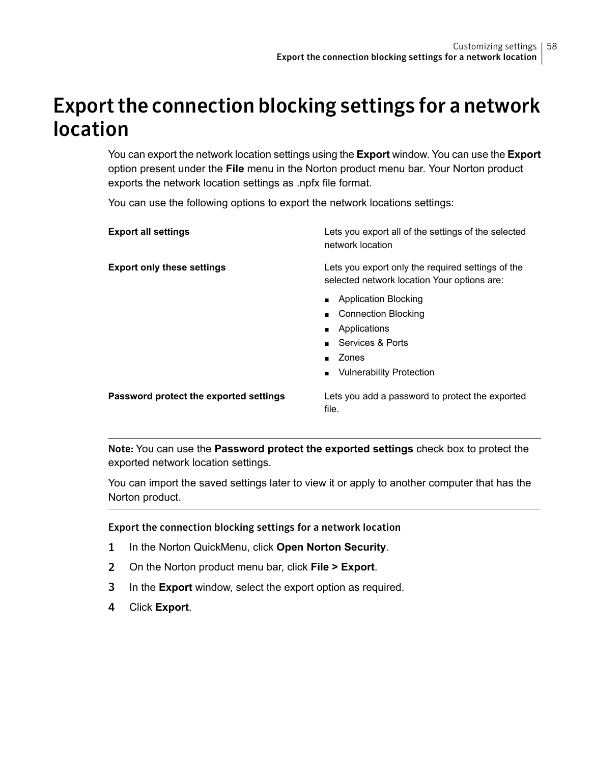# Export the connection blocking settings for a network location

You can export the network location settings using the **Export** window. You can use the **Export** option present under the **File** menu in the Norton product menu bar. Your Norton product exports the network location settings as .npfx file format.

You can use the following options to export the network locations settings:

| | |
|---|---|
| **Export all settings** | Lets you export all of the settings of the selected network location |
| **Export only these settings** | Lets you export only the required settings of the selected network location Your options are:<br>■ Application Blocking<br>■ Connection Blocking<br>■ Applications<br>■ Services & Ports<br>■ Zones<br>■ Vulnerability Protection |
| **Password protect the exported settings** | Lets you add a password to protect the exported file. |

---

**Note:** You can use the **Password protect the exported settings** check box to protect the exported network location settings.

You can import the saved settings later to view it or apply to another computer that has the Norton product.

---

### Export the connection blocking settings for a network location

1. In the Norton QuickMenu, click **Open Norton Security**.
2. On the Norton product menu bar, click **File > Export**.
3. In the **Export** window, select the export option as required.
4. Click **Export**.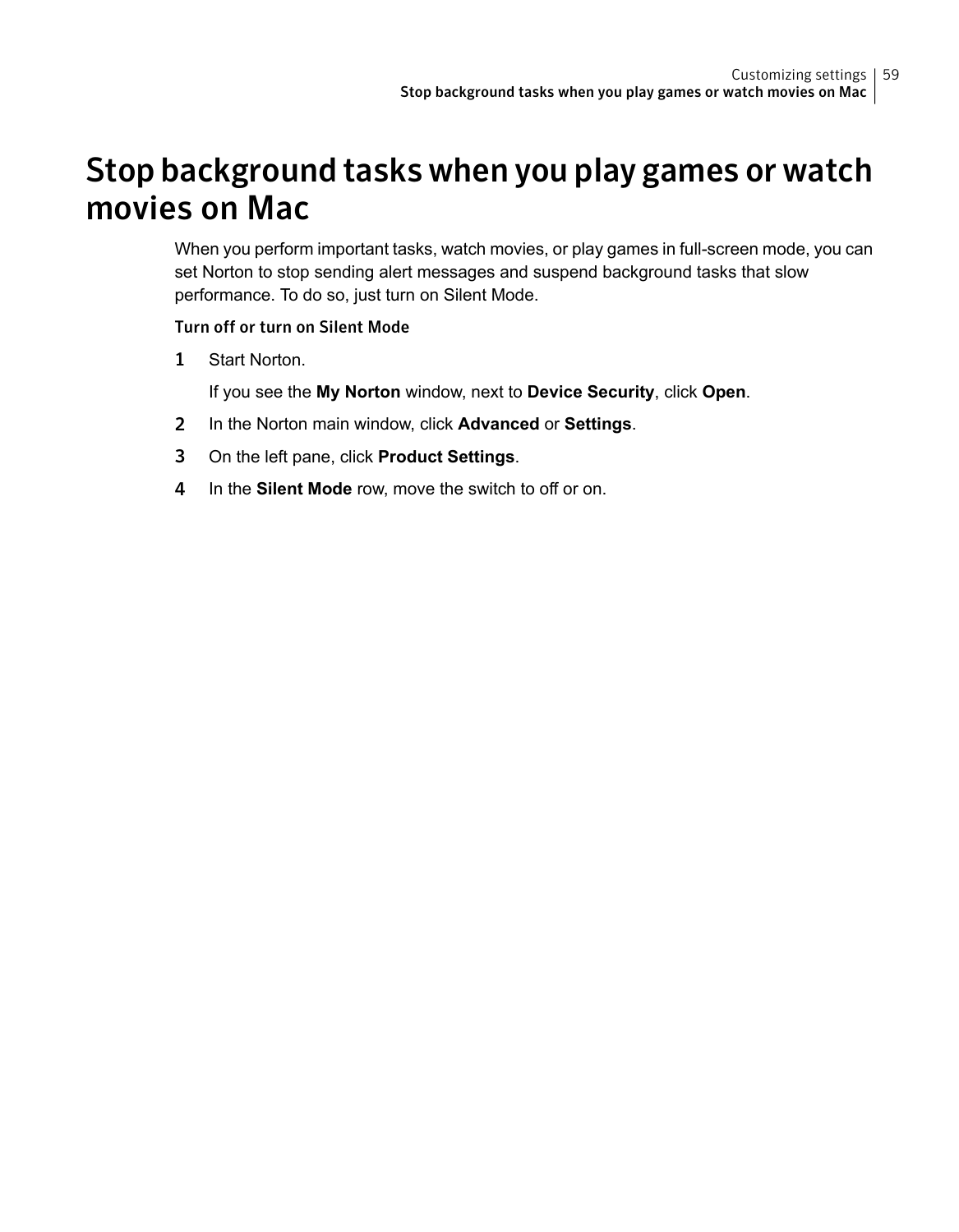# Stop background tasks when you play games or watch movies on Mac

When you perform important tasks, watch movies, or play games in full-screen mode, you can set Norton to stop sending alert messages and suspend background tasks that slow performance. To do so, just turn on Silent Mode.

### Turn off or turn on Silent Mode

1. Start Norton.

   If you see the **My Norton** window, next to **Device Security**, click **Open**.

2. In the Norton main window, click **Advanced** or **Settings**.
3. On the left pane, click **Product Settings**.
4. In the **Silent Mode** row, move the switch to off or on.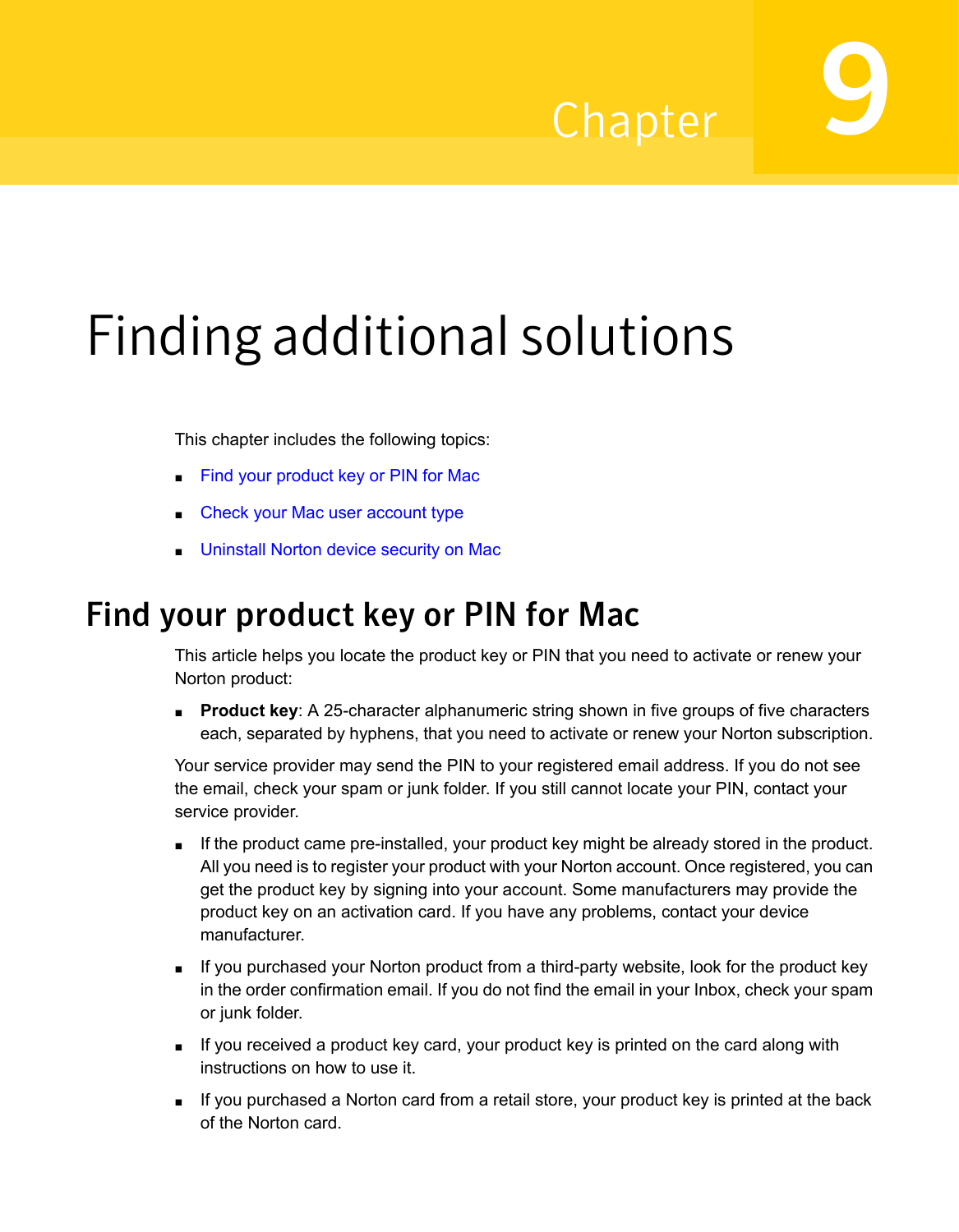Chapter 9

# Finding additional solutions

This chapter includes the following topics:

- Find your product key or PIN for Mac
- Check your Mac user account type
- Uninstall Norton device security on Mac

## Find your product key or PIN for Mac

This article helps you locate the product key or PIN that you need to activate or renew your Norton product:

- **Product key**: A 25-character alphanumeric string shown in five groups of five characters each, separated by hyphens, that you need to activate or renew your Norton subscription.

Your service provider may send the PIN to your registered email address. If you do not see the email, check your spam or junk folder. If you still cannot locate your PIN, contact your service provider.

- If the product came pre-installed, your product key might be already stored in the product. All you need is to register your product with your Norton account. Once registered, you can get the product key by signing into your account. Some manufacturers may provide the product key on an activation card. If you have any problems, contact your device manufacturer.
- If you purchased your Norton product from a third-party website, look for the product key in the order confirmation email. If you do not find the email in your Inbox, check your spam or junk folder.
- If you received a product key card, your product key is printed on the card along with instructions on how to use it.
- If you purchased a Norton card from a retail store, your product key is printed at the back of the Norton card.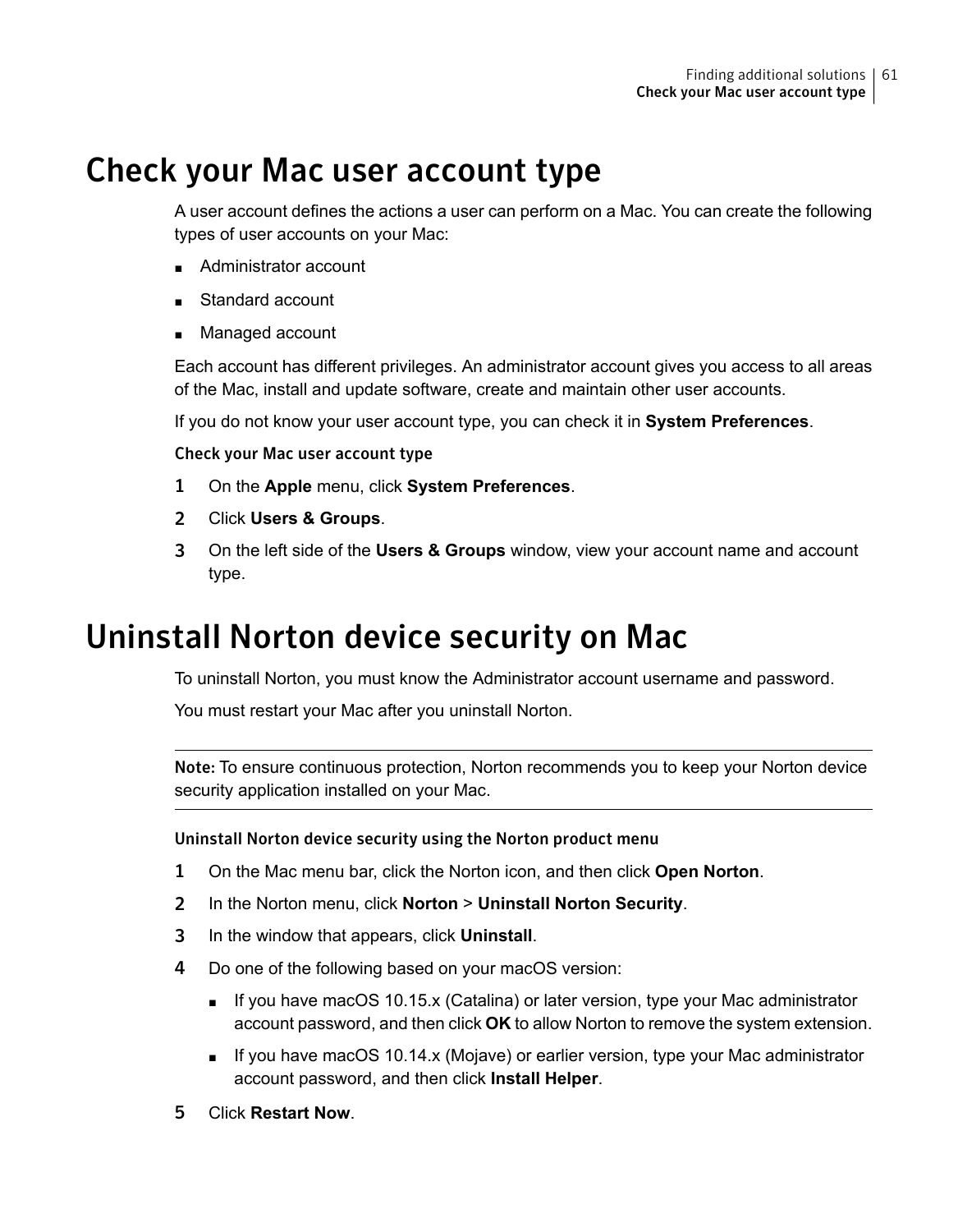# Check your Mac user account type

A user account defines the actions a user can perform on a Mac. You can create the following types of user accounts on your Mac:

- Administrator account
- Standard account
- Managed account

Each account has different privileges. An administrator account gives you access to all areas of the Mac, install and update software, create and maintain other user accounts.

If you do not know your user account type, you can check it in **System Preferences**.

### Check your Mac user account type

1. On the **Apple** menu, click **System Preferences**.
2. Click **Users & Groups**.
3. On the left side of the **Users & Groups** window, view your account name and account type.

# Uninstall Norton device security on Mac

To uninstall Norton, you must know the Administrator account username and password.

You must restart your Mac after you uninstall Norton.

---

**Note:** To ensure continuous protection, Norton recommends you to keep your Norton device security application installed on your Mac.

---

### Uninstall Norton device security using the Norton product menu

1. On the Mac menu bar, click the Norton icon, and then click **Open Norton**.
2. In the Norton menu, click **Norton** > **Uninstall Norton Security**.
3. In the window that appears, click **Uninstall**.
4. Do one of the following based on your macOS version:
   - If you have macOS 10.15.x (Catalina) or later version, type your Mac administrator account password, and then click **OK** to allow Norton to remove the system extension.
   - If you have macOS 10.14.x (Mojave) or earlier version, type your Mac administrator account password, and then click **Install Helper**.
5. Click **Restart Now**.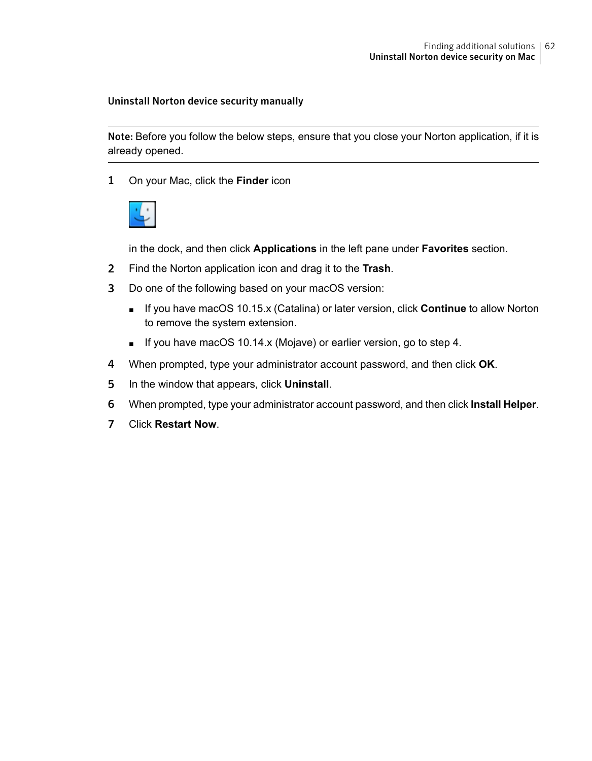### Uninstall Norton device security manually

---

**Note:** Before you follow the below steps, ensure that you close your Norton application, if it is already opened.

---

1. On your Mac, click the **Finder** icon

   in the dock, and then click **Applications** in the left pane under **Favorites** section.
2. Find the Norton application icon and drag it to the **Trash**.
3. Do one of the following based on your macOS version:
   - If you have macOS 10.15.x (Catalina) or later version, click **Continue** to allow Norton to remove the system extension.
   - If you have macOS 10.14.x (Mojave) or earlier version, go to step 4.
4. When prompted, type your administrator account password, and then click **OK**.
5. In the window that appears, click **Uninstall**.
6. When prompted, type your administrator account password, and then click **Install Helper**.
7. Click **Restart Now**.